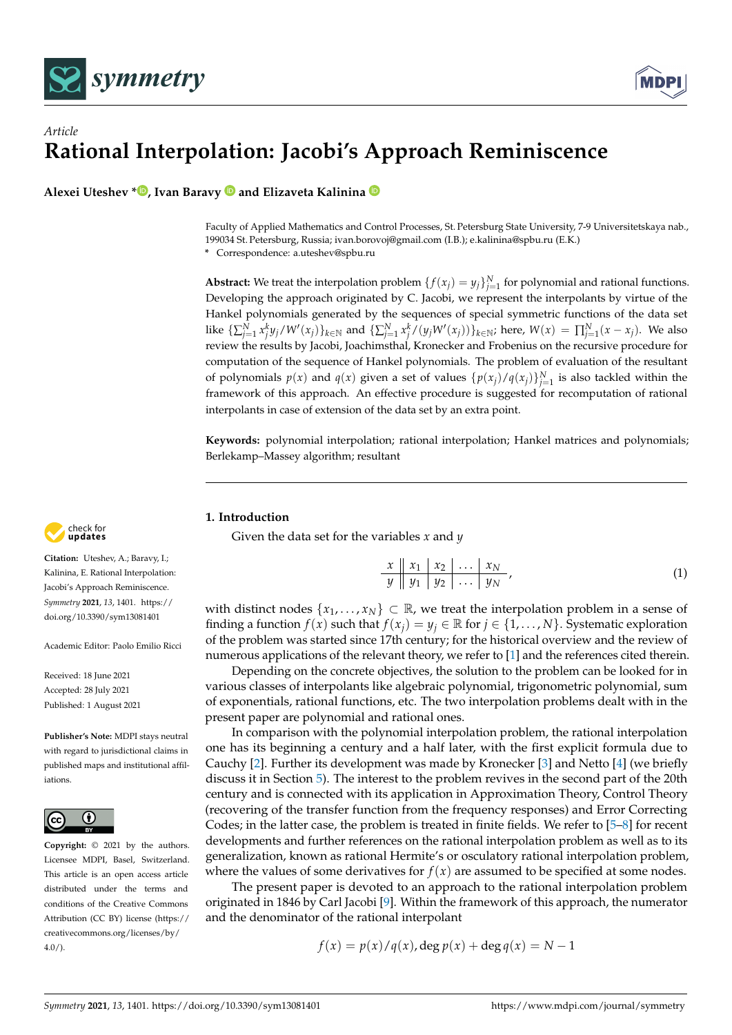*Article*

# Rational Interpolation: Jacobi's Approach Reminiscence

**Alexei Uteshev \*, Ivan Baravy and Elizaveta Kalinina**

Faculty of Applied Mathematics and Control Processes, St. Petersburg State University, 7-9 Universitetskaya nab., 199034 St. Petersburg, Russia; ivan.borovoj@gmail.com (I.B.); e.kalinina@spbu.ru (E.K.)
\* Correspondence: a.uteshev@spbu.ru

**Abstract:** We treat the interpolation problem $\{f(x_j) = y_j\}_{j=1}^N$ for polynomial and rational functions. Developing the approach originated by C. Jacobi, we represent the interpolants by virtue of the Hankel polynomials generated by the sequences of special symmetric functions of the data set like $\{\sum_{j=1}^N x_j^k y_j / W'(x_j)\}_{k\in\mathbb{N}}$ and $\{\sum_{j=1}^N x_j^k / (y_j W'(x_j))\}_{k\in\mathbb{N}}$; here, $W(x) = \prod_{j=1}^N (x - x_j)$. We also review the results by Jacobi, Joachimsthal, Kronecker and Frobenius on the recursive procedure for computation of the sequence of Hankel polynomials. The problem of evaluation of the resultant of polynomials $p(x)$ and $q(x)$ given a set of values $\{p(x_j)/q(x_j)\}_{j=1}^N$ is also tackled within the framework of this approach. An effective procedure is suggested for recomputation of rational interpolants in case of extension of the data set by an extra point.

**Keywords:** polynomial interpolation; rational interpolation; Hankel matrices and polynomials; Berlekamp–Massey algorithm; resultant

**Citation:** Uteshev, A.; Baravy, I.; Kalinina, E. Rational Interpolation: Jacobi's Approach Reminiscence. *Symmetry* **2021**, *13*, 1401. https://doi.org/10.3390/sym13081401

Academic Editor: Paolo Emilio Ricci

Received: 18 June 2021
Accepted: 28 July 2021
Published: 1 August 2021

**Publisher's Note:** MDPI stays neutral with regard to jurisdictional claims in published maps and institutional affiliations.

**Copyright:** © 2021 by the authors. Licensee MDPI, Basel, Switzerland. This article is an open access article distributed under the terms and conditions of the Creative Commons Attribution (CC BY) license (https://creativecommons.org/licenses/by/4.0/).

## 1. Introduction

Given the data set for the variables $x$ and $y$

$$\begin{array}{c||c|c|c|c} x & x_1 & x_2 & \dots & x_N \\ \hline y & y_1 & y_2 & \dots & y_N \end{array}, \tag{1}$$

with distinct nodes $\{x_1, \dots, x_N\} \subset \mathbb{R}$, we treat the interpolation problem in a sense of finding a function $f(x)$ such that $f(x_j) = y_j \in \mathbb{R}$ for $j \in \{1, \dots, N\}$. Systematic exploration of the problem was started since 17th century; for the historical overview and the review of numerous applications of the relevant theory, we refer to [1] and the references cited therein.

Depending on the concrete objectives, the solution to the problem can be looked for in various classes of interpolants like algebraic polynomial, trigonometric polynomial, sum of exponentials, rational functions, etc. The two interpolation problems dealt with in the present paper are polynomial and rational ones.

In comparison with the polynomial interpolation problem, the rational interpolation one has its beginning a century and a half later, with the first explicit formula due to Cauchy [2]. Further its development was made by Kronecker [3] and Netto [4] (we briefly discuss it in Section 5). The interest to the problem revives in the second part of the 20th century and is connected with its application in Approximation Theory, Control Theory (recovering of the transfer function from the frequency responses) and Error Correcting Codes; in the latter case, the problem is treated in finite fields. We refer to [5–8] for recent developments and further references on the rational interpolation problem as well as to its generalization, known as rational Hermite's or osculatory rational interpolation problem, where the values of some derivatives for $f(x)$ are assumed to be specified at some nodes.

The present paper is devoted to an approach to the rational interpolation problem originated in 1846 by Carl Jacobi [9]. Within the framework of this approach, the numerator and the denominator of the rational interpolant

$$f(x) = p(x)/q(x), \deg p(x) + \deg q(x) = N - 1$$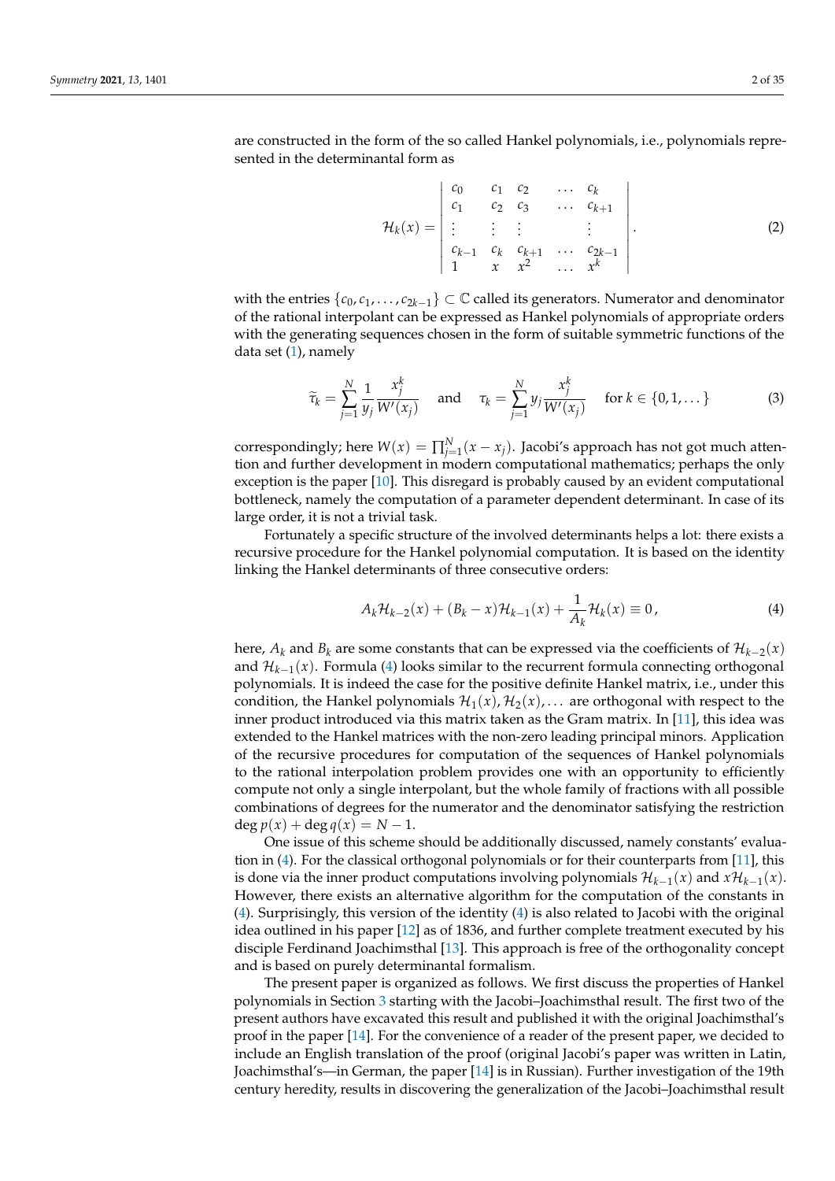are constructed in the form of the so called Hankel polynomials, i.e., polynomials represented in the determinantal form as

$$
\mathcal{H}_k(x) = \begin{vmatrix} c_0 & c_1 & c_2 & \dots & c_k \\ c_1 & c_2 & c_3 & \dots & c_{k+1} \\ \vdots & \vdots & \vdots & & \vdots \\ c_{k-1} & c_k & c_{k+1} & \dots & c_{2k-1} \\ 1 & x & x^2 & \dots & x^k \end{vmatrix}. \tag{2}
$$

with the entries $\{c_0, c_1, \dots, c_{2k-1}\} \subset \mathbb{C}$ called its generators. Numerator and denominator of the rational interpolant can be expressed as Hankel polynomials of appropriate orders with the generating sequences chosen in the form of suitable symmetric functions of the data set (1), namely

$$
\widetilde{\tau}_k = \sum_{j=1}^{N} \frac{1}{y_j} \frac{x_j^k}{W'(x_j)} \quad \text{and} \quad \tau_k = \sum_{j=1}^{N} y_j \frac{x_j^k}{W'(x_j)} \quad \text{for } k \in \{0, 1, \dots\} \tag{3}
$$

correspondingly; here $W(x) = \prod_{j=1}^{N}(x - x_j)$. Jacobi's approach has not got much attention and further development in modern computational mathematics; perhaps the only exception is the paper [10]. This disregard is probably caused by an evident computational bottleneck, namely the computation of a parameter dependent determinant. In case of its large order, it is not a trivial task.

Fortunately a specific structure of the involved determinants helps a lot: there exists a recursive procedure for the Hankel polynomial computation. It is based on the identity linking the Hankel determinants of three consecutive orders:

$$
A_k \mathcal{H}_{k-2}(x) + (B_k - x)\mathcal{H}_{k-1}(x) + \frac{1}{A_k}\mathcal{H}_k(x) \equiv 0\,, \tag{4}
$$

here, $A_k$ and $B_k$ are some constants that can be expressed via the coefficients of $\mathcal{H}_{k-2}(x)$ and $\mathcal{H}_{k-1}(x)$. Formula (4) looks similar to the recurrent formula connecting orthogonal polynomials. It is indeed the case for the positive definite Hankel matrix, i.e., under this condition, the Hankel polynomials $\mathcal{H}_1(x), \mathcal{H}_2(x), \dots$ are orthogonal with respect to the inner product introduced via this matrix taken as the Gram matrix. In [11], this idea was extended to the Hankel matrices with the non-zero leading principal minors. Application of the recursive procedures for computation of the sequences of Hankel polynomials to the rational interpolation problem provides one with an opportunity to efficiently compute not only a single interpolant, but the whole family of fractions with all possible combinations of degrees for the numerator and the denominator satisfying the restriction $\deg p(x) + \deg q(x) = N - 1$.

One issue of this scheme should be additionally discussed, namely constants' evaluation in (4). For the classical orthogonal polynomials or for their counterparts from [11], this is done via the inner product computations involving polynomials $\mathcal{H}_{k-1}(x)$ and $x\mathcal{H}_{k-1}(x)$. However, there exists an alternative algorithm for the computation of the constants in (4). Surprisingly, this version of the identity (4) is also related to Jacobi with the original idea outlined in his paper [12] as of 1836, and further complete treatment executed by his disciple Ferdinand Joachimsthal [13]. This approach is free of the orthogonality concept and is based on purely determinantal formalism.

The present paper is organized as follows. We first discuss the properties of Hankel polynomials in Section 3 starting with the Jacobi–Joachimsthal result. The first two of the present authors have excavated this result and published it with the original Joachimsthal's proof in the paper [14]. For the convenience of a reader of the present paper, we decided to include an English translation of the proof (original Jacobi's paper was written in Latin, Joachimsthal's—in German, the paper [14] is in Russian). Further investigation of the 19th century heredity, results in discovering the generalization of the Jacobi–Joachimsthal result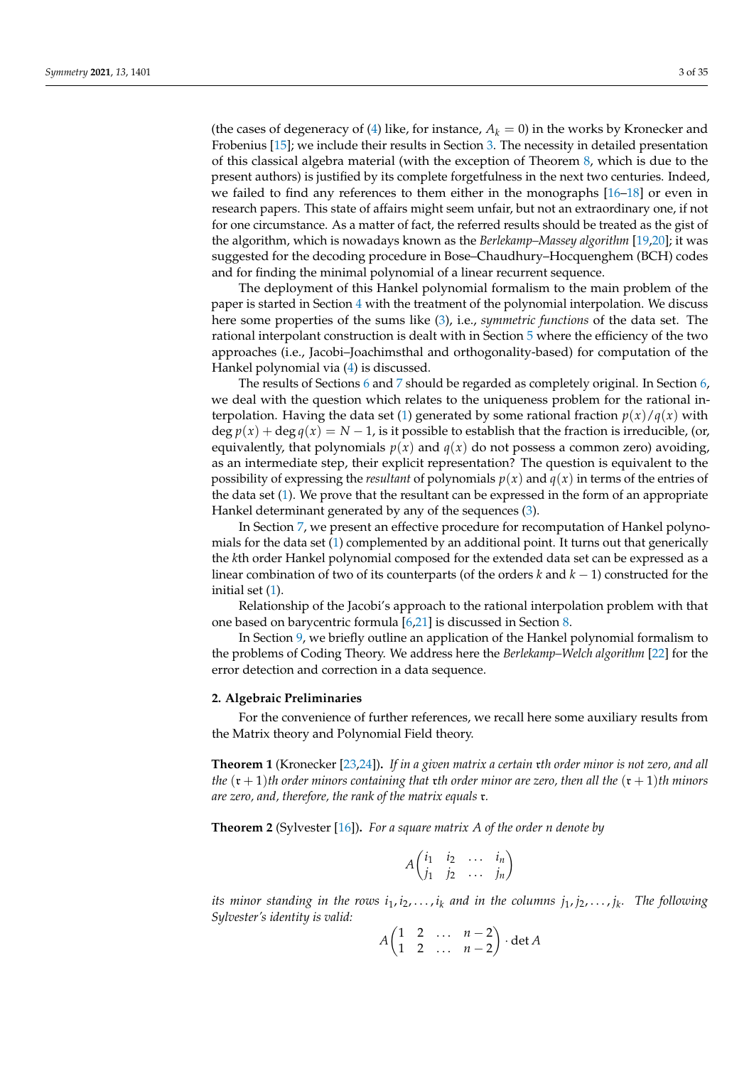(the cases of degeneracy of (4) like, for instance, $A_k = 0$) in the works by Kronecker and Frobenius [15]; we include their results in Section 3. The necessity in detailed presentation of this classical algebra material (with the exception of Theorem 8, which is due to the present authors) is justified by its complete forgetfulness in the next two centuries. Indeed, we failed to find any references to them either in the monographs [16–18] or even in research papers. This state of affairs might seem unfair, but not an extraordinary one, if not for one circumstance. As a matter of fact, the referred results should be treated as the gist of the algorithm, which is nowadays known as the *Berlekamp–Massey algorithm* [19,20]; it was suggested for the decoding procedure in Bose–Chaudhury–Hocquenghem (BCH) codes and for finding the minimal polynomial of a linear recurrent sequence.

The deployment of this Hankel polynomial formalism to the main problem of the paper is started in Section 4 with the treatment of the polynomial interpolation. We discuss here some properties of the sums like (3), i.e., *symmetric functions* of the data set. The rational interpolant construction is dealt with in Section 5 where the efficiency of the two approaches (i.e., Jacobi–Joachimsthal and orthogonality-based) for computation of the Hankel polynomial via (4) is discussed.

The results of Sections 6 and 7 should be regarded as completely original. In Section 6, we deal with the question which relates to the uniqueness problem for the rational interpolation. Having the data set (1) generated by some rational fraction $p(x)/q(x)$ with $\deg p(x) + \deg q(x) = N - 1$, is it possible to establish that the fraction is irreducible, (or, equivalently, that polynomials $p(x)$ and $q(x)$ do not possess a common zero) avoiding, as an intermediate step, their explicit representation? The question is equivalent to the possibility of expressing the *resultant* of polynomials $p(x)$ and $q(x)$ in terms of the entries of the data set (1). We prove that the resultant can be expressed in the form of an appropriate Hankel determinant generated by any of the sequences (3).

In Section 7, we present an effective procedure for recomputation of Hankel polynomials for the data set (1) complemented by an additional point. It turns out that generically the $k$th order Hankel polynomial composed for the extended data set can be expressed as a linear combination of two of its counterparts (of the orders $k$ and $k-1$) constructed for the initial set (1).

Relationship of the Jacobi's approach to the rational interpolation problem with that one based on barycentric formula [6,21] is discussed in Section 8.

In Section 9, we briefly outline an application of the Hankel polynomial formalism to the problems of Coding Theory. We address here the *Berlekamp–Welch algorithm* [22] for the error detection and correction in a data sequence.

## 2. Algebraic Preliminaries

For the convenience of further references, we recall here some auxiliary results from the Matrix theory and Polynomial Field theory.

**Theorem 1** (Kronecker [23,24])**.** *If in a given matrix a certain $\mathfrak{r}$th order minor is not zero, and all the $(\mathfrak{r}+1)$th order minors containing that $\mathfrak{r}$th order minor are zero, then all the $(\mathfrak{r}+1)$th minors are zero, and, therefore, the rank of the matrix equals $\mathfrak{r}$.*

**Theorem 2** (Sylvester [16])**.** *For a square matrix $A$ of the order $n$ denote by*

$$A\begin{pmatrix} i_1 & i_2 & \dots & i_n \\ j_1 & j_2 & \dots & j_n \end{pmatrix}$$

*its minor standing in the rows $i_1, i_2, \dots, i_k$ and in the columns $j_1, j_2, \dots, j_k$. The following Sylvester's identity is valid:*

$$A\begin{pmatrix} 1 & 2 & \dots & n-2 \\ 1 & 2 & \dots & n-2 \end{pmatrix} \cdot \det A$$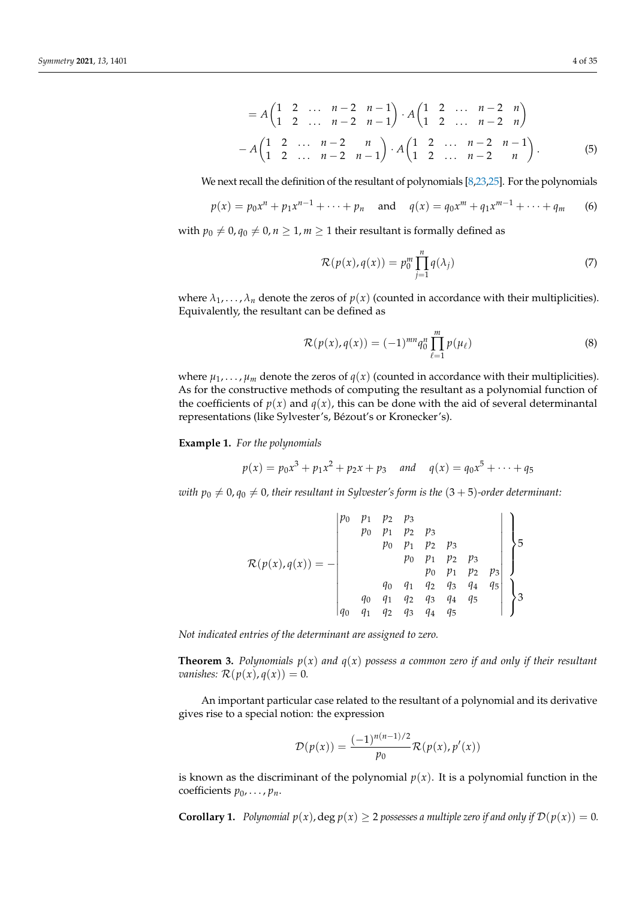$$= A\begin{pmatrix} 1 & 2 & \dots & n-2 & n-1 \\ 1 & 2 & \dots & n-2 & n-1 \end{pmatrix} \cdot A\begin{pmatrix} 1 & 2 & \dots & n-2 & n \\ 1 & 2 & \dots & n-2 & n \end{pmatrix}$$

$$- A\begin{pmatrix} 1 & 2 & \dots & n-2 & n \\ 1 & 2 & \dots & n-2 & n-1 \end{pmatrix} \cdot A\begin{pmatrix} 1 & 2 & \dots & n-2 & n-1 \\ 1 & 2 & \dots & n-2 & n \end{pmatrix}. \tag{5}$$

We next recall the definition of the resultant of polynomials [8,23,25]. For the polynomials

$$p(x) = p_0x^n + p_1x^{n-1} + \dots + p_n \quad \text{and} \quad q(x) = q_0x^m + q_1x^{m-1} + \dots + q_m \tag{6}$$

with $p_0 \neq 0, q_0 \neq 0, n \geq 1, m \geq 1$ their resultant is formally defined as

$$\mathcal{R}(p(x), q(x)) = p_0^m \prod_{j=1}^{n} q(\lambda_j) \tag{7}$$

where $\lambda_1, \dots, \lambda_n$ denote the zeros of $p(x)$ (counted in accordance with their multiplicities). Equivalently, the resultant can be defined as

$$\mathcal{R}(p(x), q(x)) = (-1)^{mn} q_0^n \prod_{\ell=1}^{m} p(\mu_\ell) \tag{8}$$

where $\mu_1, \dots, \mu_m$ denote the zeros of $q(x)$ (counted in accordance with their multiplicities). As for the constructive methods of computing the resultant as a polynomial function of the coefficients of $p(x)$ and $q(x)$, this can be done with the aid of several determinantal representations (like Sylvester's, Bézout's or Kronecker's).

**Example 1.** *For the polynomials*

$$p(x) = p_0x^3 + p_1x^2 + p_2x + p_3 \quad \text{and} \quad q(x) = q_0x^5 + \dots + q_5$$

*with $p_0 \neq 0, q_0 \neq 0$, their resultant in Sylvester's form is the $(3+5)$-order determinant:*

$$\mathcal{R}(p(x), q(x)) = -\begin{vmatrix} p_0 & p_1 & p_2 & p_3 & & & & \\ & p_0 & p_1 & p_2 & p_3 & & & \\ & & p_0 & p_1 & p_2 & p_3 & & \\ & & & p_0 & p_1 & p_2 & p_3 & \\ & & & & p_0 & p_1 & p_2 & p_3 \\ & & q_0 & q_1 & q_2 & q_3 & q_4 & q_5 \\ & q_0 & q_1 & q_2 & q_3 & q_4 & q_5 & \\ q_0 & q_1 & q_2 & q_3 & q_4 & q_5 & & \end{vmatrix} \begin{matrix} \left.\vphantom{\begin{matrix} a \\ a \\ a \\ a \\ a \end{matrix}}\right\} 5 \\ \left.\vphantom{\begin{matrix} a \\ a \\ a \end{matrix}}\right\} 3 \end{matrix}$$

*Not indicated entries of the determinant are assigned to zero.*

**Theorem 3.** *Polynomials $p(x)$ and $q(x)$ possess a common zero if and only if their resultant vanishes: $\mathcal{R}(p(x), q(x)) = 0$.*

An important particular case related to the resultant of a polynomial and its derivative gives rise to a special notion: the expression

$$\mathcal{D}(p(x)) = \frac{(-1)^{n(n-1)/2}}{p_0} \mathcal{R}(p(x), p'(x))$$

is known as the discriminant of the polynomial $p(x)$. It is a polynomial function in the coefficients $p_0, \dots, p_n$.

**Corollary 1.** *Polynomial $p(x), \deg p(x) \geq 2$ possesses a multiple zero if and only if $\mathcal{D}(p(x)) = 0$.*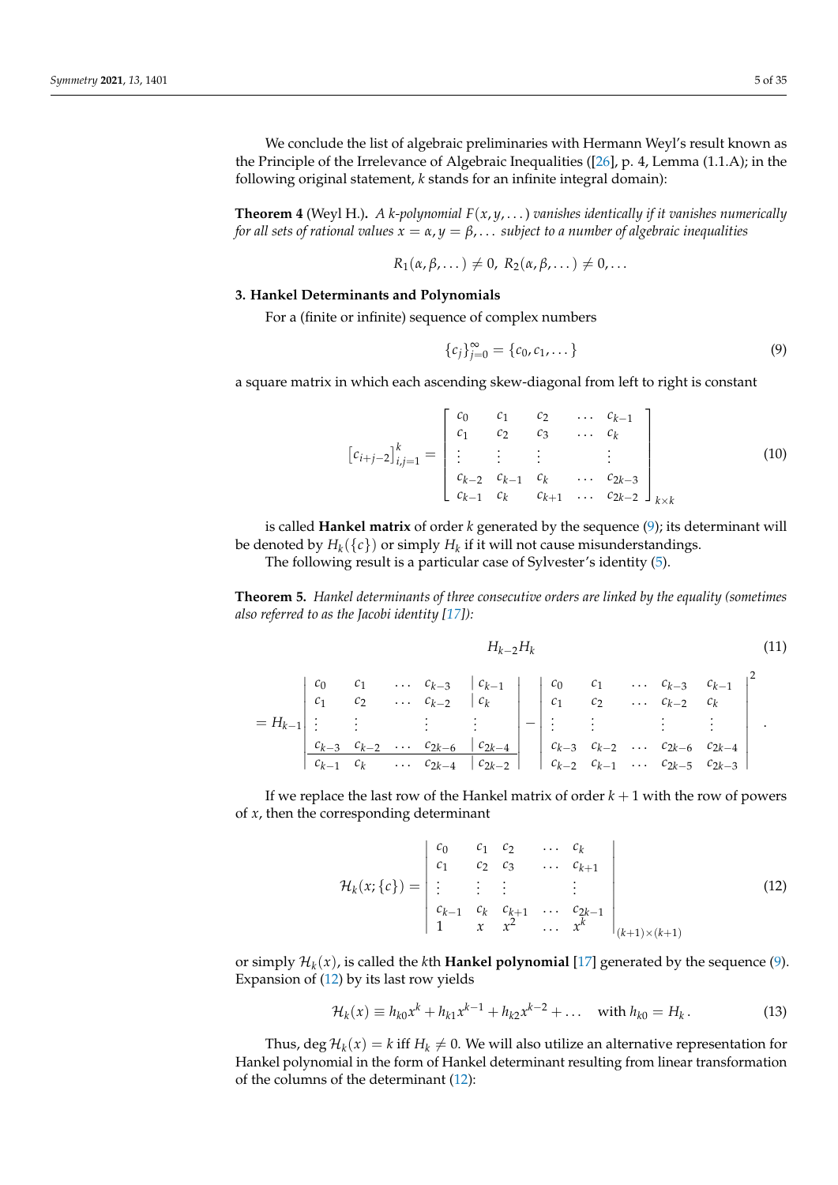We conclude the list of algebraic preliminaries with Hermann Weyl's result known as the Principle of the Irrelevance of Algebraic Inequalities ([26], p. 4, Lemma (1.1.A); in the following original statement, $k$ stands for an infinite integral domain):

**Theorem 4** (Weyl H.)**.** *A $k$-polynomial $F(x, y, \dots)$ vanishes identically if it vanishes numerically for all sets of rational values $x = \alpha, y = \beta, \dots$ subject to a number of algebraic inequalities*

$$R_1(\alpha, \beta, \dots) \neq 0,\ R_2(\alpha, \beta, \dots) \neq 0, \dots$$

### 3. Hankel Determinants and Polynomials

For a (finite or infinite) sequence of complex numbers

$$\{c_j\}_{j=0}^{\infty} = \{c_0, c_1, \dots\} \tag{9}$$

a square matrix in which each ascending skew-diagonal from left to right is constant

$$\left[c_{i+j-2}\right]_{i,j=1}^{k} = \left[\begin{array}{ccccc} c_0 & c_1 & c_2 & \dots & c_{k-1} \\ c_1 & c_2 & c_3 & \dots & c_k \\ \vdots & \vdots & \vdots & & \vdots \\ c_{k-2} & c_{k-1} & c_k & \dots & c_{2k-3} \\ c_{k-1} & c_k & c_{k+1} & \dots & c_{2k-2} \end{array}\right]_{k\times k} \tag{10}$$

is called **Hankel matrix** of order $k$ generated by the sequence (9); its determinant will be denoted by $H_k(\{c\})$ or simply $H_k$ if it will not cause misunderstandings.

The following result is a particular case of Sylvester's identity (5).

**Theorem 5.** *Hankel determinants of three consecutive orders are linked by the equality (sometimes also referred to as the Jacobi identity [17]):*

$$H_{k-2}H_k \tag{11}$$

$$= H_{k-1}\left|\begin{array}{cccc|c} c_0 & c_1 & \dots & c_{k-3} & c_{k-1} \\ c_1 & c_2 & \dots & c_{k-2} & c_k \\ \vdots & \vdots & & \vdots & \vdots \\ c_{k-3} & c_{k-2} & \dots & c_{2k-6} & c_{2k-4} \\ \hline c_{k-1} & c_k & \dots & c_{2k-4} & c_{2k-2} \end{array}\right| - \left|\begin{array}{ccccc} c_0 & c_1 & \dots & c_{k-3} & c_{k-1} \\ c_1 & c_2 & \dots & c_{k-2} & c_k \\ \vdots & \vdots & & \vdots & \vdots \\ c_{k-3} & c_{k-2} & \dots & c_{2k-6} & c_{2k-4} \\ c_{k-2} & c_{k-1} & \dots & c_{2k-5} & c_{2k-3} \end{array}\right|^2 .$$

If we replace the last row of the Hankel matrix of order $k+1$ with the row of powers of $x$, then the corresponding determinant

$$\mathcal{H}_k(x; \{c\}) = \left|\begin{array}{ccccc} c_0 & c_1 & c_2 & \dots & c_k \\ c_1 & c_2 & c_3 & \dots & c_{k+1} \\ \vdots & \vdots & \vdots & & \vdots \\ c_{k-1} & c_k & c_{k+1} & \dots & c_{2k-1} \\ 1 & x & x^2 & \dots & x^k \end{array}\right|_{(k+1)\times(k+1)} \tag{12}$$

or simply $\mathcal{H}_k(x)$, is called the $k$th **Hankel polynomial** [17] generated by the sequence (9). Expansion of (12) by its last row yields

$$\mathcal{H}_k(x) \equiv h_{k0}x^k + h_{k1}x^{k-1} + h_{k2}x^{k-2} + \dots \quad \text{with } h_{k0} = H_k . \tag{13}$$

Thus, $\deg \mathcal{H}_k(x) = k$ iff $H_k \neq 0$. We will also utilize an alternative representation for Hankel polynomial in the form of Hankel determinant resulting from linear transformation of the columns of the determinant (12):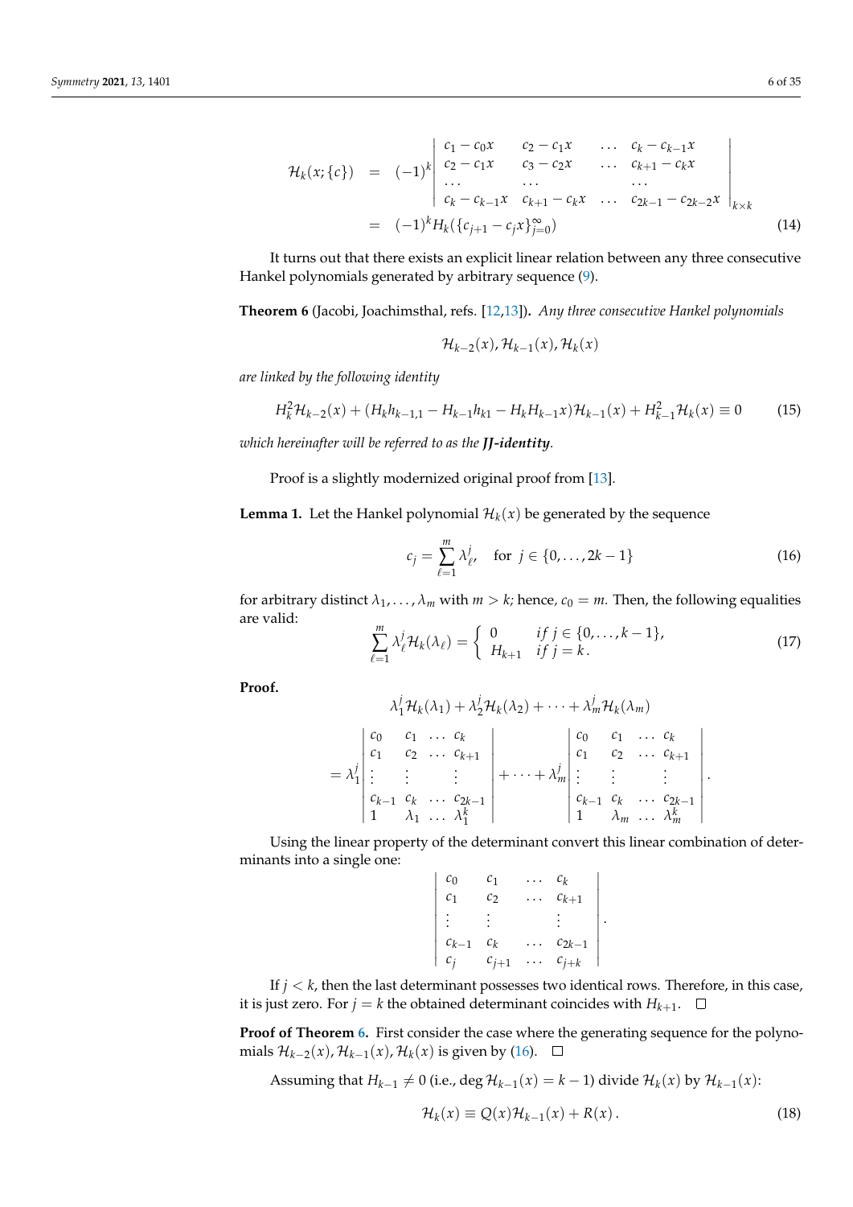$$
\begin{aligned}
\mathcal{H}_k(x;\{c\}) &= (-1)^k \left| \begin{array}{llll} c_1 - c_0 x & c_2 - c_1 x & \dots & c_k - c_{k-1} x \\ c_2 - c_1 x & c_3 - c_2 x & \dots & c_{k+1} - c_k x \\ \dots & \dots & & \dots \\ c_k - c_{k-1} x & c_{k+1} - c_k x & \dots & c_{2k-1} - c_{2k-2} x \end{array} \right|_{k \times k} \\
&= (-1)^k H_k(\{c_{j+1} - c_j x\}_{j=0}^{\infty})
\end{aligned} \tag{14}
$$

It turns out that there exists an explicit linear relation between any three consecutive Hankel polynomials generated by arbitrary sequence (9).

**Theorem 6** (Jacobi, Joachimsthal, refs. [12,13])**.** *Any three consecutive Hankel polynomials*

$$
\mathcal{H}_{k-2}(x), \mathcal{H}_{k-1}(x), \mathcal{H}_k(x)
$$

*are linked by the following identity*

$$
H_k^2 \mathcal{H}_{k-2}(x) + (H_k h_{k-1,1} - H_{k-1} h_{k1} - H_k H_{k-1} x) \mathcal{H}_{k-1}(x) + H_{k-1}^2 \mathcal{H}_k(x) \equiv 0 \tag{15}
$$

*which hereinafter will be referred to as the* ***JJ-identity****.*

Proof is a slightly modernized original proof from [13].

**Lemma 1.** Let the Hankel polynomial $\mathcal{H}_k(x)$ be generated by the sequence

$$
c_j = \sum_{\ell=1}^{m} \lambda_\ell^j, \quad \text{for } j \in \{0, \dots, 2k-1\} \tag{16}
$$

for arbitrary distinct $\lambda_1, \dots, \lambda_m$ with $m > k$; hence, $c_0 = m$. Then, the following equalities are valid:

$$
\sum_{\ell=1}^{m} \lambda_\ell^j \mathcal{H}_k(\lambda_\ell) = \left\{ \begin{array}{ll} 0 & \text{if } j \in \{0, \dots, k-1\}, \\ H_{k+1} & \text{if } j = k. \end{array} \right. \tag{17}
$$

**Proof.**

$$
\lambda_1^j \mathcal{H}_k(\lambda_1) + \lambda_2^j \mathcal{H}_k(\lambda_2) + \dots + \lambda_m^j \mathcal{H}_k(\lambda_m)
$$

$$
= \lambda_1^j \left| \begin{array}{llll} c_0 & c_1 & \dots & c_k \\ c_1 & c_2 & \dots & c_{k+1} \\ \vdots & \vdots & & \vdots \\ c_{k-1} & c_k & \dots & c_{2k-1} \\ 1 & \lambda_1 & \dots & \lambda_1^k \end{array} \right| + \dots + \lambda_m^j \left| \begin{array}{llll} c_0 & c_1 & \dots & c_k \\ c_1 & c_2 & \dots & c_{k+1} \\ \vdots & \vdots & & \vdots \\ c_{k-1} & c_k & \dots & c_{2k-1} \\ 1 & \lambda_m & \dots & \lambda_m^k \end{array} \right|.
$$

Using the linear property of the determinant convert this linear combination of determinants into a single one:

$$
\left| \begin{array}{llll} c_0 & c_1 & \dots & c_k \\ c_1 & c_2 & \dots & c_{k+1} \\ \vdots & \vdots & & \vdots \\ c_{k-1} & c_k & \dots & c_{2k-1} \\ c_j & c_{j+1} & \dots & c_{j+k} \end{array} \right|.
$$

If $j < k$, then the last determinant possesses two identical rows. Therefore, in this case, it is just zero. For $j = k$ the obtained determinant coincides with $H_{k+1}$. □

**Proof of Theorem 6.** First consider the case where the generating sequence for the polynomials $\mathcal{H}_{k-2}(x), \mathcal{H}_{k-1}(x), \mathcal{H}_k(x)$ is given by (16). □

Assuming that $H_{k-1} \neq 0$ (i.e., $\deg \mathcal{H}_{k-1}(x) = k-1$) divide $\mathcal{H}_k(x)$ by $\mathcal{H}_{k-1}(x)$:

$$
\mathcal{H}_k(x) \equiv Q(x) \mathcal{H}_{k-1}(x) + R(x). \tag{18}
$$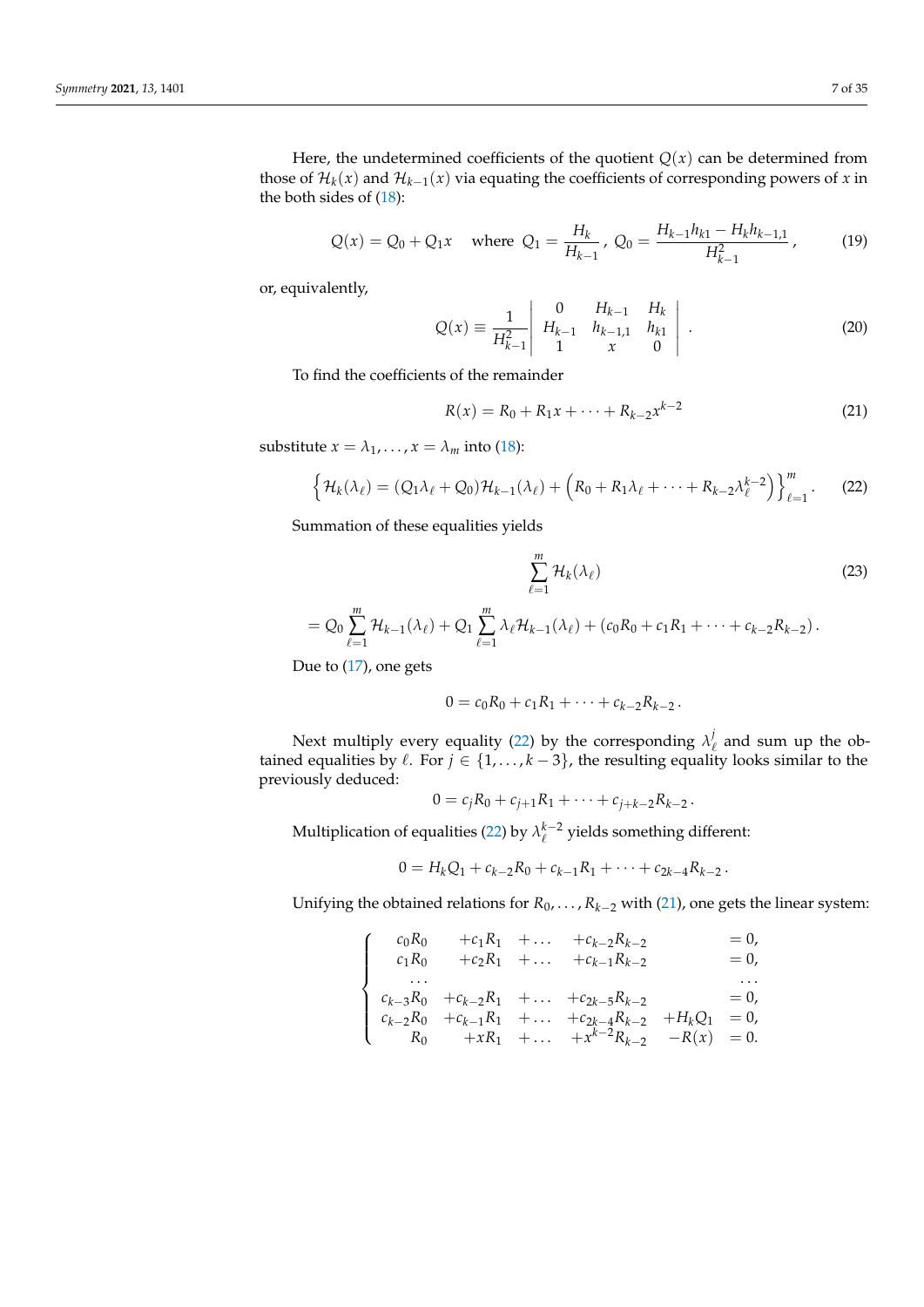Here, the undetermined coefficients of the quotient $Q(x)$ can be determined from those of $\mathcal{H}_k(x)$ and $\mathcal{H}_{k-1}(x)$ via equating the coefficients of corresponding powers of $x$ in the both sides of (18):

$$Q(x) = Q_0 + Q_1 x \quad \text{where } Q_1 = \frac{H_k}{H_{k-1}}, \; Q_0 = \frac{H_{k-1}h_{k1} - H_k h_{k-1,1}}{H_{k-1}^2}, \tag{19}$$

or, equivalently,

$$Q(x) \equiv \frac{1}{H_{k-1}^2} \begin{vmatrix} 0 & H_{k-1} & H_k \\ H_{k-1} & h_{k-1,1} & h_{k1} \\ 1 & x & 0 \end{vmatrix} . \tag{20}$$

To find the coefficients of the remainder

$$R(x) = R_0 + R_1 x + \cdots + R_{k-2} x^{k-2} \tag{21}$$

substitute $x = \lambda_1, \ldots, x = \lambda_m$ into (18):

$$\left\{ \mathcal{H}_k(\lambda_\ell) = (Q_1 \lambda_\ell + Q_0) \mathcal{H}_{k-1}(\lambda_\ell) + \left( R_0 + R_1 \lambda_\ell + \cdots + R_{k-2} \lambda_\ell^{k-2} \right) \right\}_{\ell=1}^m . \tag{22}$$

Summation of these equalities yields

$$\sum_{\ell=1}^m \mathcal{H}_k(\lambda_\ell) \tag{23}$$

$$= Q_0 \sum_{\ell=1}^m \mathcal{H}_{k-1}(\lambda_\ell) + Q_1 \sum_{\ell=1}^m \lambda_\ell \mathcal{H}_{k-1}(\lambda_\ell) + (c_0 R_0 + c_1 R_1 + \cdots + c_{k-2} R_{k-2}) .$$

Due to (17), one gets

$$0 = c_0 R_0 + c_1 R_1 + \cdots + c_{k-2} R_{k-2} .$$

Next multiply every equality (22) by the corresponding $\lambda_\ell^j$ and sum up the obtained equalities by $\ell$. For $j \in \{1, \ldots, k-3\}$, the resulting equality looks similar to the previously deduced:

$$0 = c_j R_0 + c_{j+1} R_1 + \cdots + c_{j+k-2} R_{k-2} .$$

Multiplication of equalities (22) by $\lambda_\ell^{k-2}$ yields something different:

$$0 = H_k Q_1 + c_{k-2} R_0 + c_{k-1} R_1 + \cdots + c_{2k-4} R_{k-2} .$$

Unifying the obtained relations for $R_0, \ldots, R_{k-2}$ with (21), one gets the linear system:

$$\left\{ \begin{array}{rrlrrl} c_0 R_0 & +c_1 R_1 & + \ldots & +c_{k-2} R_{k-2} & & = 0, \\ c_1 R_0 & +c_2 R_1 & + \ldots & +c_{k-1} R_{k-2} & & = 0, \\ \ldots & & & & & \ldots \\ c_{k-3} R_0 & +c_{k-2} R_1 & + \ldots & +c_{2k-5} R_{k-2} & & = 0, \\ c_{k-2} R_0 & +c_{k-1} R_1 & + \ldots & +c_{2k-4} R_{k-2} & +H_k Q_1 & = 0, \\ R_0 & +x R_1 & + \ldots & +x^{k-2} R_{k-2} & -R(x) & = 0. \end{array} \right.$$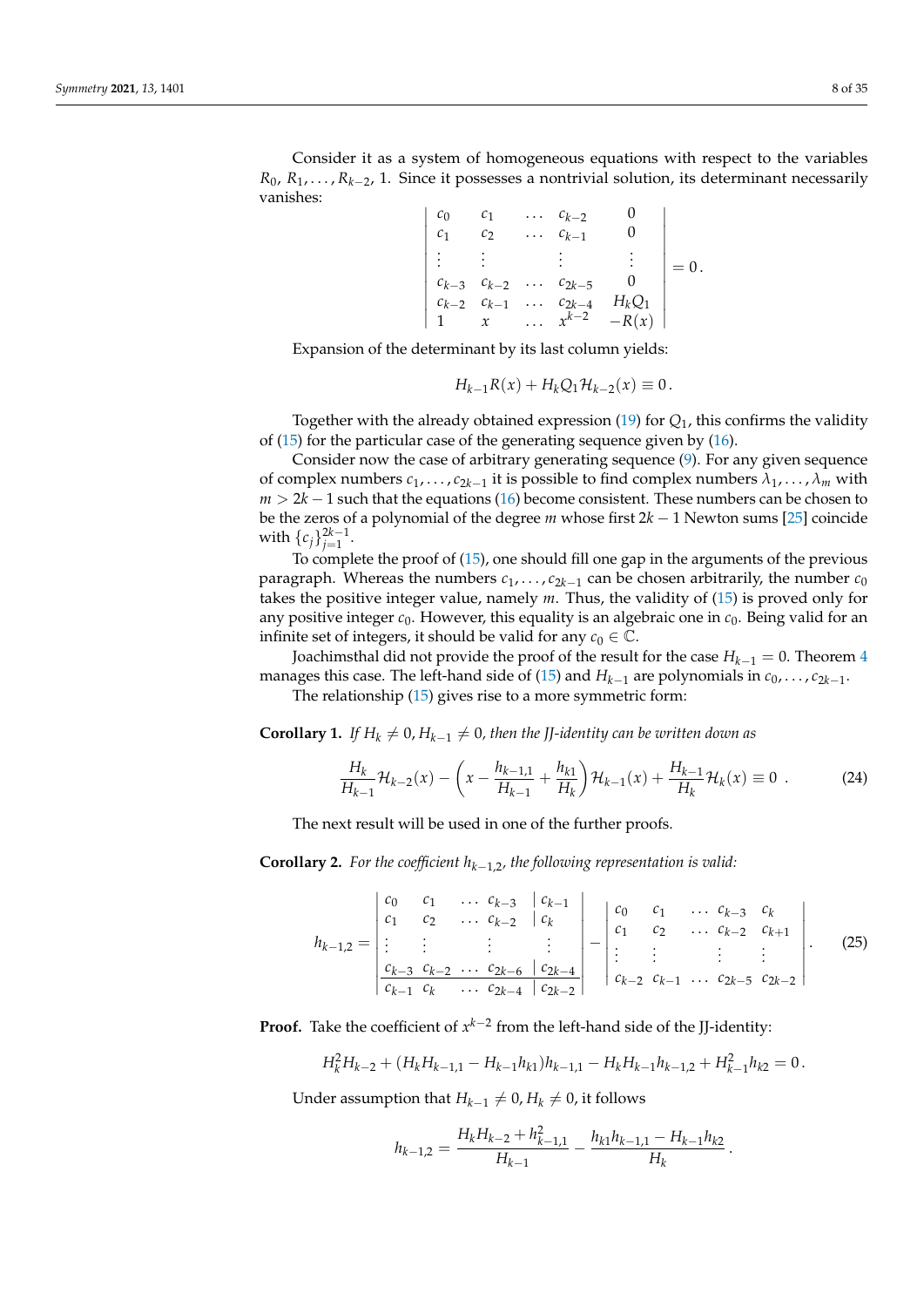Consider it as a system of homogeneous equations with respect to the variables $R_0, R_1, \ldots, R_{k-2}, 1$. Since it possesses a nontrivial solution, its determinant necessarily vanishes:

$$\left| \begin{array}{ccccc} c_0 & c_1 & \ldots & c_{k-2} & 0 \\ c_1 & c_2 & \ldots & c_{k-1} & 0 \\ \vdots & \vdots & & \vdots & \vdots \\ c_{k-3} & c_{k-2} & \ldots & c_{2k-5} & 0 \\ c_{k-2} & c_{k-1} & \ldots & c_{2k-4} & H_k Q_1 \\ 1 & x & \ldots & x^{k-2} & -R(x) \end{array} \right| = 0 \, .$$

Expansion of the determinant by its last column yields:

$$H_{k-1} R(x) + H_k Q_1 \mathcal{H}_{k-2}(x) \equiv 0 \, .$$

Together with the already obtained expression (19) for $Q_1$, this confirms the validity of (15) for the particular case of the generating sequence given by (16).

Consider now the case of arbitrary generating sequence (9). For any given sequence of complex numbers $c_1, \ldots, c_{2k-1}$ it is possible to find complex numbers $\lambda_1, \ldots, \lambda_m$ with $m > 2k-1$ such that the equations (16) become consistent. These numbers can be chosen to be the zeros of a polynomial of the degree $m$ whose first $2k-1$ Newton sums [25] coincide with $\{c_j\}_{j=1}^{2k-1}$.

To complete the proof of (15), one should fill one gap in the arguments of the previous paragraph. Whereas the numbers $c_1, \ldots, c_{2k-1}$ can be chosen arbitrarily, the number $c_0$ takes the positive integer value, namely $m$. Thus, the validity of (15) is proved only for any positive integer $c_0$. However, this equality is an algebraic one in $c_0$. Being valid for an infinite set of integers, it should be valid for any $c_0 \in \mathbb{C}$.

Joachimsthal did not provide the proof of the result for the case $H_{k-1} = 0$. Theorem 4 manages this case. The left-hand side of (15) and $H_{k-1}$ are polynomials in $c_0, \ldots, c_{2k-1}$.

The relationship (15) gives rise to a more symmetric form:

**Corollary 1.** *If $H_k \neq 0, H_{k-1} \neq 0$, then the JJ-identity can be written down as*

$$\frac{H_k}{H_{k-1}} \mathcal{H}_{k-2}(x) - \left( x - \frac{h_{k-1,1}}{H_{k-1}} + \frac{h_{k1}}{H_k} \right) \mathcal{H}_{k-1}(x) + \frac{H_{k-1}}{H_k} \mathcal{H}_k(x) \equiv 0 \ . \tag{24}$$

The next result will be used in one of the further proofs.

**Corollary 2.** *For the coefficient $h_{k-1,2}$, the following representation is valid:*

$$h_{k-1,2} = \left| \begin{array}{cccc|c} c_0 & c_1 & \ldots & c_{k-3} & c_{k-1} \\ c_1 & c_2 & \ldots & c_{k-2} & c_k \\ \vdots & \vdots & & \vdots & \vdots \\ c_{k-3} & c_{k-2} & \ldots & c_{2k-6} & c_{2k-4} \\ \hline c_{k-1} & c_k & \ldots & c_{2k-4} & c_{2k-2} \end{array} \right| - \left| \begin{array}{ccccc} c_0 & c_1 & \ldots & c_{k-3} & c_k \\ c_1 & c_2 & \ldots & c_{k-2} & c_{k+1} \\ \vdots & \vdots & & \vdots & \vdots \\ c_{k-2} & c_{k-1} & \ldots & c_{2k-5} & c_{2k-2} \end{array} \right| . \tag{25}$$

**Proof.** Take the coefficient of $x^{k-2}$ from the left-hand side of the JJ-identity:

$$H_k^2 H_{k-2} + (H_k H_{k-1,1} - H_{k-1} h_{k1}) h_{k-1,1} - H_k H_{k-1} h_{k-1,2} + H_{k-1}^2 h_{k2} = 0 \, .$$

Under assumption that $H_{k-1} \neq 0, H_k \neq 0$, it follows

$$h_{k-1,2} = \frac{H_k H_{k-2} + h_{k-1,1}^2}{H_{k-1}} - \frac{h_{k1} h_{k-1,1} - H_{k-1} h_{k2}}{H_k} \, .$$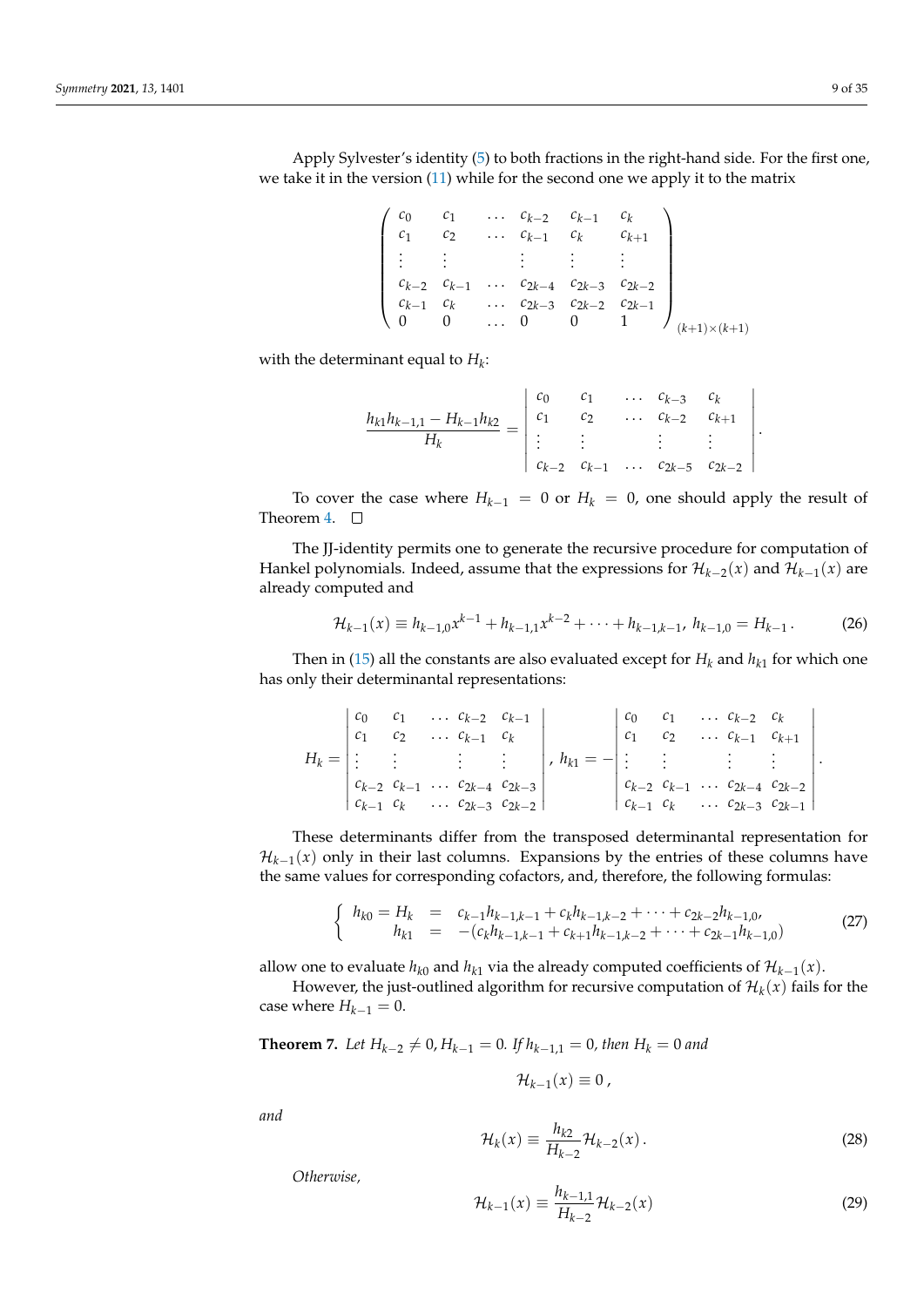Apply Sylvester's identity (5) to both fractions in the right-hand side. For the first one, we take it in the version (11) while for the second one we apply it to the matrix

$$
\left(\begin{array}{cccccc}
c_0 & c_1 & \dots & c_{k-2} & c_{k-1} & c_k \\
c_1 & c_2 & \dots & c_{k-1} & c_k & c_{k+1} \\
\vdots & \vdots & & \vdots & \vdots & \vdots \\
c_{k-2} & c_{k-1} & \dots & c_{2k-4} & c_{2k-3} & c_{2k-2} \\
c_{k-1} & c_k & \dots & c_{2k-3} & c_{2k-2} & c_{2k-1} \\
0 & 0 & \dots & 0 & 0 & 1
\end{array}\right)_{(k+1)\times(k+1)}
$$

with the determinant equal to $H_k$:

$$
\frac{h_{k1}h_{k-1,1} - H_{k-1}h_{k2}}{H_k} = \left|\begin{array}{ccccc}
c_0 & c_1 & \dots & c_{k-3} & c_k \\
c_1 & c_2 & \dots & c_{k-2} & c_{k+1} \\
\vdots & \vdots & & \vdots & \vdots \\
c_{k-2} & c_{k-1} & \dots & c_{2k-5} & c_{2k-2}
\end{array}\right| .
$$

To cover the case where $H_{k-1} = 0$ or $H_k = 0$, one should apply the result of Theorem 4. $\square$

The JJ-identity permits one to generate the recursive procedure for computation of Hankel polynomials. Indeed, assume that the expressions for $\mathcal{H}_{k-2}(x)$ and $\mathcal{H}_{k-1}(x)$ are already computed and

$$
\mathcal{H}_{k-1}(x) \equiv h_{k-1,0}x^{k-1} + h_{k-1,1}x^{k-2} + \dots + h_{k-1,k-1},\ h_{k-1,0} = H_{k-1} . \tag{26}
$$

Then in (15) all the constants are also evaluated except for $H_k$ and $h_{k1}$ for which one has only their determinantal representations:

$$
H_k = \left|\begin{array}{ccccc}
c_0 & c_1 & \dots & c_{k-2} & c_{k-1} \\
c_1 & c_2 & \dots & c_{k-1} & c_k \\
\vdots & \vdots & & \vdots & \vdots \\
c_{k-2} & c_{k-1} & \dots & c_{2k-4} & c_{2k-3} \\
c_{k-1} & c_k & \dots & c_{2k-3} & c_{2k-2}
\end{array}\right| ,\ h_{k1} = -\left|\begin{array}{ccccc}
c_0 & c_1 & \dots & c_{k-2} & c_k \\
c_1 & c_2 & \dots & c_{k-1} & c_{k+1} \\
\vdots & \vdots & & \vdots & \vdots \\
c_{k-2} & c_{k-1} & \dots & c_{2k-4} & c_{2k-2} \\
c_{k-1} & c_k & \dots & c_{2k-3} & c_{2k-1}
\end{array}\right| .
$$

These determinants differ from the transposed determinantal representation for $\mathcal{H}_{k-1}(x)$ only in their last columns. Expansions by the entries of these columns have the same values for corresponding cofactors, and, therefore, the following formulas:

$$
\left\{\begin{array}{rcl}
h_{k0} = H_k & = & c_{k-1}h_{k-1,k-1} + c_k h_{k-1,k-2} + \dots + c_{2k-2}h_{k-1,0}, \\
h_{k1} & = & -(c_k h_{k-1,k-1} + c_{k+1}h_{k-1,k-2} + \dots + c_{2k-1}h_{k-1,0})
\end{array}\right. \tag{27}
$$

allow one to evaluate $h_{k0}$ and $h_{k1}$ via the already computed coefficients of $\mathcal{H}_{k-1}(x)$.

However, the just-outlined algorithm for recursive computation of $\mathcal{H}_k(x)$ fails for the case where $H_{k-1} = 0$.

**Theorem 7.** *Let $H_{k-2} \neq 0$, $H_{k-1} = 0$. If $h_{k-1,1} = 0$, then $H_k = 0$ and*

$$
\mathcal{H}_{k-1}(x) \equiv 0 ,
$$

*and*

$$
\mathcal{H}_k(x) \equiv \frac{h_{k2}}{H_{k-2}}\mathcal{H}_{k-2}(x) . \tag{28}
$$

*Otherwise,*

$$
\mathcal{H}_{k-1}(x) \equiv \frac{h_{k-1,1}}{H_{k-2}}\mathcal{H}_{k-2}(x) \tag{29}
$$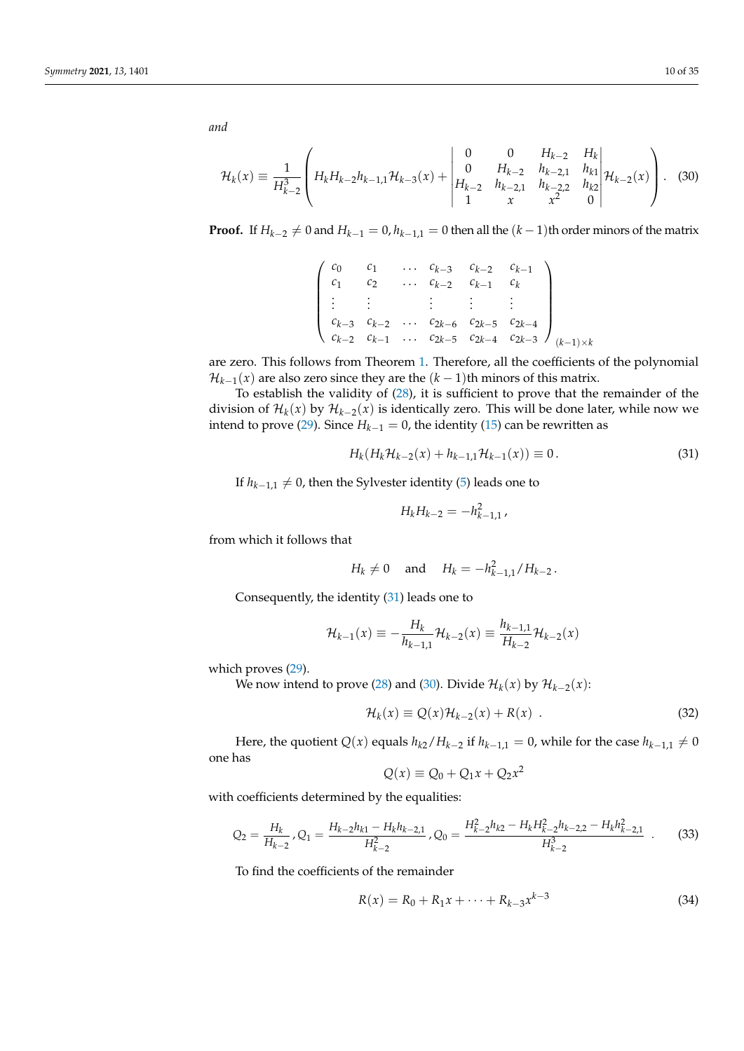*and*

$$
\mathcal{H}_k(x) \equiv \frac{1}{H_{k-2}^3}\left( H_k H_{k-2} h_{k-1,1}\mathcal{H}_{k-3}(x) + \begin{vmatrix} 0 & 0 & H_{k-2} & H_k \\ 0 & H_{k-2} & h_{k-2,1} & h_{k1} \\ H_{k-2} & h_{k-2,1} & h_{k-2,2} & h_{k2} \\ 1 & x & x^2 & 0 \end{vmatrix} \mathcal{H}_{k-2}(x) \right). \quad (30)
$$

**Proof.** If $H_{k-2} \neq 0$ and $H_{k-1} = 0, h_{k-1,1} = 0$ then all the $(k-1)$th order minors of the matrix

$$
\begin{pmatrix} c_0 & c_1 & \dots & c_{k-3} & c_{k-2} & c_{k-1} \\ c_1 & c_2 & \dots & c_{k-2} & c_{k-1} & c_k \\ \vdots & \vdots & & \vdots & \vdots & \vdots \\ c_{k-3} & c_{k-2} & \dots & c_{2k-6} & c_{2k-5} & c_{2k-4} \\ c_{k-2} & c_{k-1} & \dots & c_{2k-5} & c_{2k-4} & c_{2k-3} \end{pmatrix}_{(k-1)\times k}
$$

are zero. This follows from Theorem 1. Therefore, all the coefficients of the polynomial $\mathcal{H}_{k-1}(x)$ are also zero since they are the $(k-1)$th minors of this matrix.

To establish the validity of (28), it is sufficient to prove that the remainder of the division of $\mathcal{H}_k(x)$ by $\mathcal{H}_{k-2}(x)$ is identically zero. This will be done later, while now we intend to prove (29). Since $H_{k-1} = 0$, the identity (15) can be rewritten as

$$
H_k(H_k\mathcal{H}_{k-2}(x) + h_{k-1,1}\mathcal{H}_{k-1}(x)) \equiv 0\,. \quad (31)
$$

If $h_{k-1,1} \neq 0$, then the Sylvester identity (5) leads one to

$$
H_k H_{k-2} = -h_{k-1,1}^2\,,
$$

from which it follows that

$$
H_k \neq 0 \quad \text{and} \quad H_k = -h_{k-1,1}^2/H_{k-2}\,.
$$

Consequently, the identity (31) leads one to

$$
\mathcal{H}_{k-1}(x) \equiv -\frac{H_k}{h_{k-1,1}}\mathcal{H}_{k-2}(x) \equiv \frac{h_{k-1,1}}{H_{k-2}}\mathcal{H}_{k-2}(x)
$$

which proves (29).

We now intend to prove (28) and (30). Divide $\mathcal{H}_k(x)$ by $\mathcal{H}_{k-2}(x)$:

$$
\mathcal{H}_k(x) \equiv Q(x)\mathcal{H}_{k-2}(x) + R(x)\ . \quad (32)
$$

Here, the quotient $Q(x)$ equals $h_{k2}/H_{k-2}$ if $h_{k-1,1} = 0$, while for the case $h_{k-1,1} \neq 0$ one has

$$
Q(x) \equiv Q_0 + Q_1 x + Q_2 x^2
$$

with coefficients determined by the equalities:

$$
Q_2 = \frac{H_k}{H_{k-2}}\,, Q_1 = \frac{H_{k-2}h_{k1} - H_k h_{k-2,1}}{H_{k-2}^2}\,, Q_0 = \frac{H_{k-2}^2 h_{k2} - H_k H_{k-2}^2 h_{k-2,2} - H_k h_{k-2,1}^2}{H_{k-2}^3}\ . \quad (33)
$$

To find the coefficients of the remainder

$$
R(x) = R_0 + R_1 x + \dots + R_{k-3}x^{k-3} \quad (34)
$$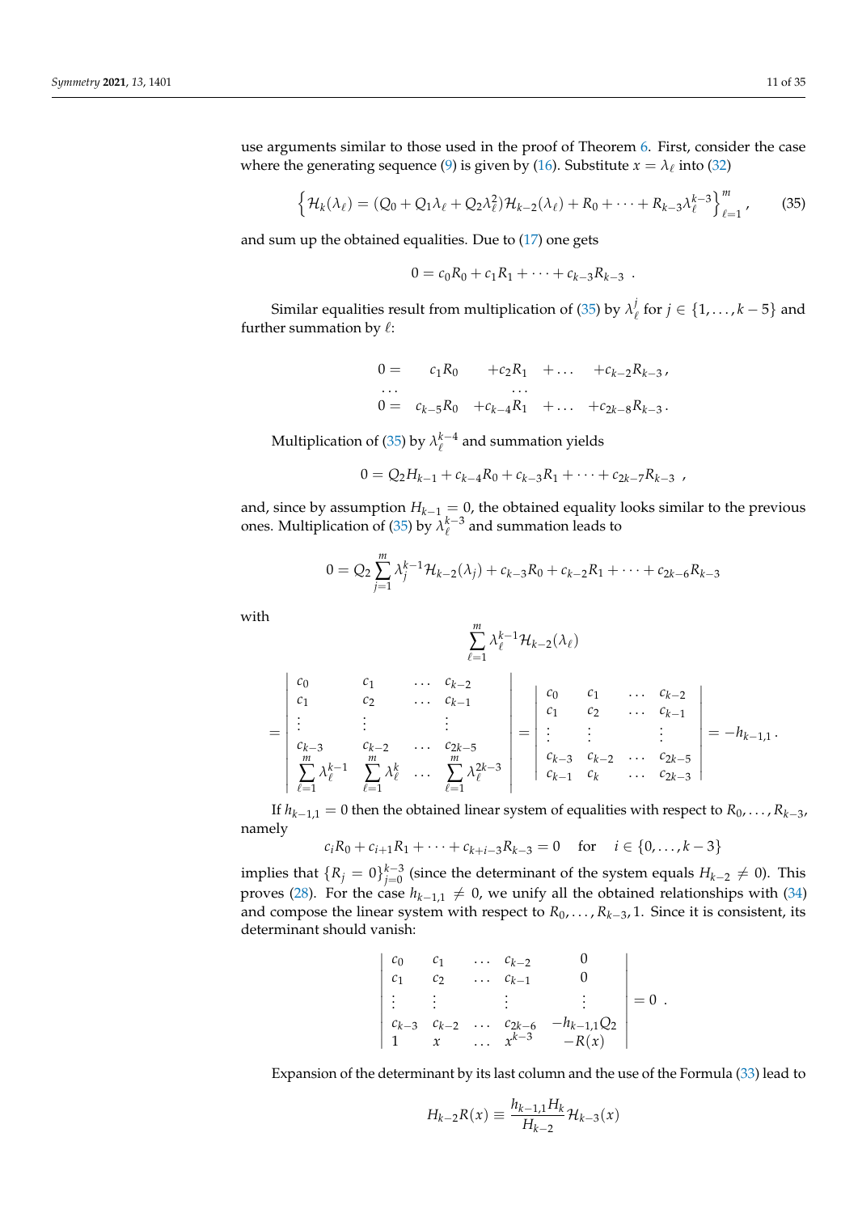use arguments similar to those used in the proof of Theorem 6. First, consider the case where the generating sequence (9) is given by (16). Substitute $x = \lambda_\ell$ into (32)

$$\left\{ \mathcal{H}_k(\lambda_\ell) = (Q_0 + Q_1\lambda_\ell + Q_2\lambda_\ell^2)\mathcal{H}_{k-2}(\lambda_\ell) + R_0 + \cdots + R_{k-3}\lambda_\ell^{k-3} \right\}_{\ell=1}^{m}, \tag{35}$$

and sum up the obtained equalities. Due to (17) one gets

$$0 = c_0R_0 + c_1R_1 + \cdots + c_{k-3}R_{k-3} \ .$$

Similar equalities result from multiplication of (35) by $\lambda_\ell^j$ for $j \in \{1, \ldots, k-5\}$ and further summation by $\ell$:

$$\begin{array}{lllll} 0 = & c_1R_0 & +c_2R_1 & +\ldots & +c_{k-2}R_{k-3}\,, \\ \ldots & & \ldots & & \\ 0 = & c_{k-5}R_0 & +c_{k-4}R_1 & +\ldots & +c_{2k-8}R_{k-3}\,. \end{array}$$

Multiplication of (35) by $\lambda_\ell^{k-4}$ and summation yields

$$0 = Q_2H_{k-1} + c_{k-4}R_0 + c_{k-3}R_1 + \cdots + c_{2k-7}R_{k-3} \ ,$$

and, since by assumption $H_{k-1} = 0$, the obtained equality looks similar to the previous ones. Multiplication of (35) by $\lambda_\ell^{k-3}$ and summation leads to

$$0 = Q_2\sum_{j=1}^{m}\lambda_j^{k-1}\mathcal{H}_{k-2}(\lambda_j) + c_{k-3}R_0 + c_{k-2}R_1 + \cdots + c_{2k-6}R_{k-3}$$

with

$$\sum_{\ell=1}^{m}\lambda_\ell^{k-1}\mathcal{H}_{k-2}(\lambda_\ell)$$

$$= \begin{vmatrix} c_0 & c_1 & \ldots & c_{k-2} \\ c_1 & c_2 & \ldots & c_{k-1} \\ \vdots & \vdots & & \vdots \\ c_{k-3} & c_{k-2} & \ldots & c_{2k-5} \\ \sum\limits_{\ell=1}^{m}\lambda_\ell^{k-1} & \sum\limits_{\ell=1}^{m}\lambda_\ell^{k} & \ldots & \sum\limits_{\ell=1}^{m}\lambda_\ell^{2k-3} \end{vmatrix} = \begin{vmatrix} c_0 & c_1 & \ldots & c_{k-2} \\ c_1 & c_2 & \ldots & c_{k-1} \\ \vdots & \vdots & & \vdots \\ c_{k-3} & c_{k-2} & \ldots & c_{2k-5} \\ c_{k-1} & c_k & \ldots & c_{2k-3} \end{vmatrix} = -h_{k-1,1}\,.$$

If $h_{k-1,1} = 0$ then the obtained linear system of equalities with respect to $R_0, \ldots, R_{k-3}$, namely

$$c_iR_0 + c_{i+1}R_1 + \cdots + c_{k+i-3}R_{k-3} = 0 \quad \text{for} \quad i \in \{0, \ldots, k-3\}$$

implies that $\{R_j = 0\}_{j=0}^{k-3}$ (since the determinant of the system equals $H_{k-2} \neq 0$). This proves (28). For the case $h_{k-1,1} \neq 0$, we unify all the obtained relationships with (34) and compose the linear system with respect to $R_0, \ldots, R_{k-3}, 1$. Since it is consistent, its determinant should vanish:

$$\begin{vmatrix} c_0 & c_1 & \ldots & c_{k-2} & 0 \\ c_1 & c_2 & \ldots & c_{k-1} & 0 \\ \vdots & \vdots & & \vdots & \vdots \\ c_{k-3} & c_{k-2} & \ldots & c_{2k-6} & -h_{k-1,1}Q_2 \\ 1 & x & \ldots & x^{k-3} & -R(x) \end{vmatrix} = 0 \ .$$

Expansion of the determinant by its last column and the use of the Formula (33) lead to

$$H_{k-2}R(x) \equiv \frac{h_{k-1,1}H_k}{H_{k-2}}\mathcal{H}_{k-3}(x)$$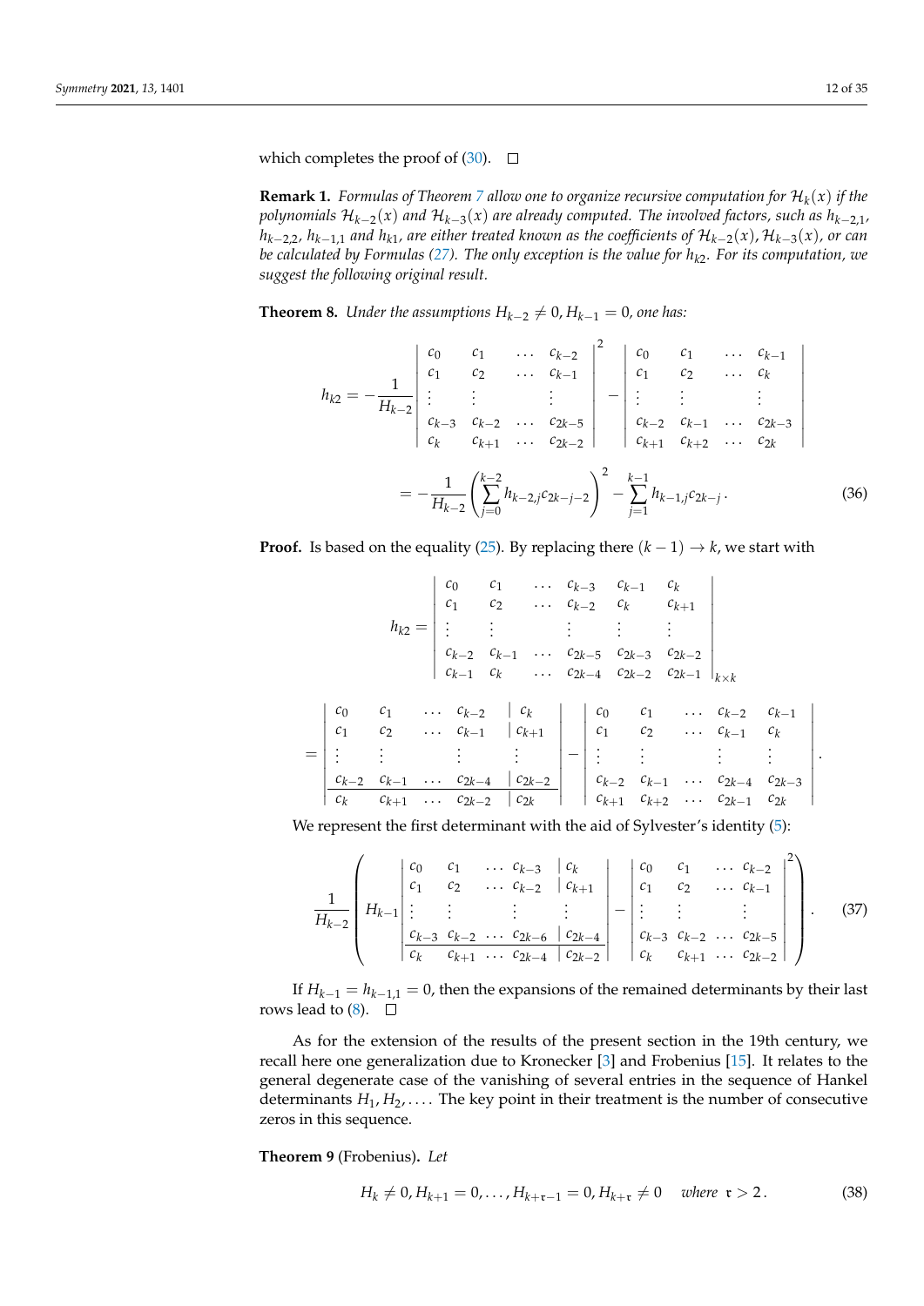which completes the proof of (30). $\square$

**Remark 1.** *Formulas of Theorem 7 allow one to organize recursive computation for $\mathcal{H}_k(x)$ if the polynomials $\mathcal{H}_{k-2}(x)$ and $\mathcal{H}_{k-3}(x)$ are already computed. The involved factors, such as $h_{k-2,1}$, $h_{k-2,2}$, $h_{k-1,1}$ and $h_{k1}$, are either treated known as the coefficients of $\mathcal{H}_{k-2}(x), \mathcal{H}_{k-3}(x)$, or can be calculated by Formulas (27). The only exception is the value for $h_{k2}$. For its computation, we suggest the following original result.*

**Theorem 8.** *Under the assumptions $H_{k-2} \neq 0, H_{k-1} = 0$, one has:*

$$
h_{k2} = -\frac{1}{H_{k-2}} \left| \begin{array}{cccc} c_0 & c_1 & \dots & c_{k-2} \\ c_1 & c_2 & \dots & c_{k-1} \\ \vdots & \vdots & & \vdots \\ c_{k-3} & c_{k-2} & \dots & c_{2k-5} \\ c_k & c_{k+1} & \dots & c_{2k-2} \end{array} \right|^2 - \left| \begin{array}{cccc} c_0 & c_1 & \dots & c_{k-1} \\ c_1 & c_2 & \dots & c_k \\ \vdots & \vdots & & \vdots \\ c_{k-2} & c_{k-1} & \dots & c_{2k-3} \\ c_{k+1} & c_{k+2} & \dots & c_{2k} \end{array} \right|
$$

$$
= -\frac{1}{H_{k-2}} \left( \sum_{j=0}^{k-2} h_{k-2,j} c_{2k-j-2} \right)^2 - \sum_{j=1}^{k-1} h_{k-1,j} c_{2k-j}\,. \tag{36}
$$

**Proof.** Is based on the equality (25). By replacing there $(k-1) \to k$, we start with

$$
h_{k2} = \left| \begin{array}{cccccc} c_0 & c_1 & \dots & c_{k-3} & c_{k-1} & c_k \\ c_1 & c_2 & \dots & c_{k-2} & c_k & c_{k+1} \\ \vdots & \vdots & & \vdots & \vdots & \vdots \\ c_{k-2} & c_{k-1} & \dots & c_{2k-5} & c_{2k-3} & c_{2k-2} \\ c_{k-1} & c_k & \dots & c_{2k-4} & c_{2k-2} & c_{2k-1} \end{array} \right|_{k \times k}
$$

$$
= \left| \begin{array}{cccc|c} c_0 & c_1 & \dots & c_{k-2} & c_k \\ c_1 & c_2 & \dots & c_{k-1} & c_{k+1} \\ \vdots & \vdots & & \vdots & \vdots \\ c_{k-2} & c_{k-1} & \dots & c_{2k-4} & c_{2k-2} \\ \hline c_k & c_{k+1} & \dots & c_{2k-2} & c_{2k} \end{array} \right| - \left| \begin{array}{ccccc} c_0 & c_1 & \dots & c_{k-2} & c_{k-1} \\ c_1 & c_2 & \dots & c_{k-1} & c_k \\ \vdots & \vdots & & \vdots & \vdots \\ c_{k-2} & c_{k-1} & \dots & c_{2k-4} & c_{2k-3} \\ c_{k+1} & c_{k+2} & \dots & c_{2k-1} & c_{2k} \end{array} \right| .
$$

We represent the first determinant with the aid of Sylvester's identity (5):

$$
\frac{1}{H_{k-2}} \left( H_{k-1} \left| \begin{array}{cccc|c} c_0 & c_1 & \dots & c_{k-3} & c_k \\ c_1 & c_2 & \dots & c_{k-2} & c_{k+1} \\ \vdots & \vdots & & \vdots & \vdots \\ c_{k-3} & c_{k-2} & \dots & c_{2k-6} & c_{2k-4} \\ \hline c_k & c_{k+1} & \dots & c_{2k-4} & c_{2k-2} \end{array} \right| - \left| \begin{array}{cccc} c_0 & c_1 & \dots & c_{k-2} \\ c_1 & c_2 & \dots & c_{k-1} \\ \vdots & \vdots & & \vdots \\ c_{k-3} & c_{k-2} & \dots & c_{2k-5} \\ c_k & c_{k+1} & \dots & c_{2k-2} \end{array} \right|^2 \right) . \tag{37}
$$

If $H_{k-1} = h_{k-1,1} = 0$, then the expansions of the remained determinants by their last rows lead to (8). $\square$

As for the extension of the results of the present section in the 19th century, we recall here one generalization due to Kronecker [3] and Frobenius [15]. It relates to the general degenerate case of the vanishing of several entries in the sequence of Hankel determinants $H_1, H_2, \dots$. The key point in their treatment is the number of consecutive zeros in this sequence.

**Theorem 9** (Frobenius)**.** *Let*

$$
H_k \neq 0, H_{k+1} = 0, \dots, H_{k+\mathfrak{r}-1} = 0, H_{k+\mathfrak{r}} \neq 0 \quad \textit{where } \mathfrak{r} > 2\,. \tag{38}
$$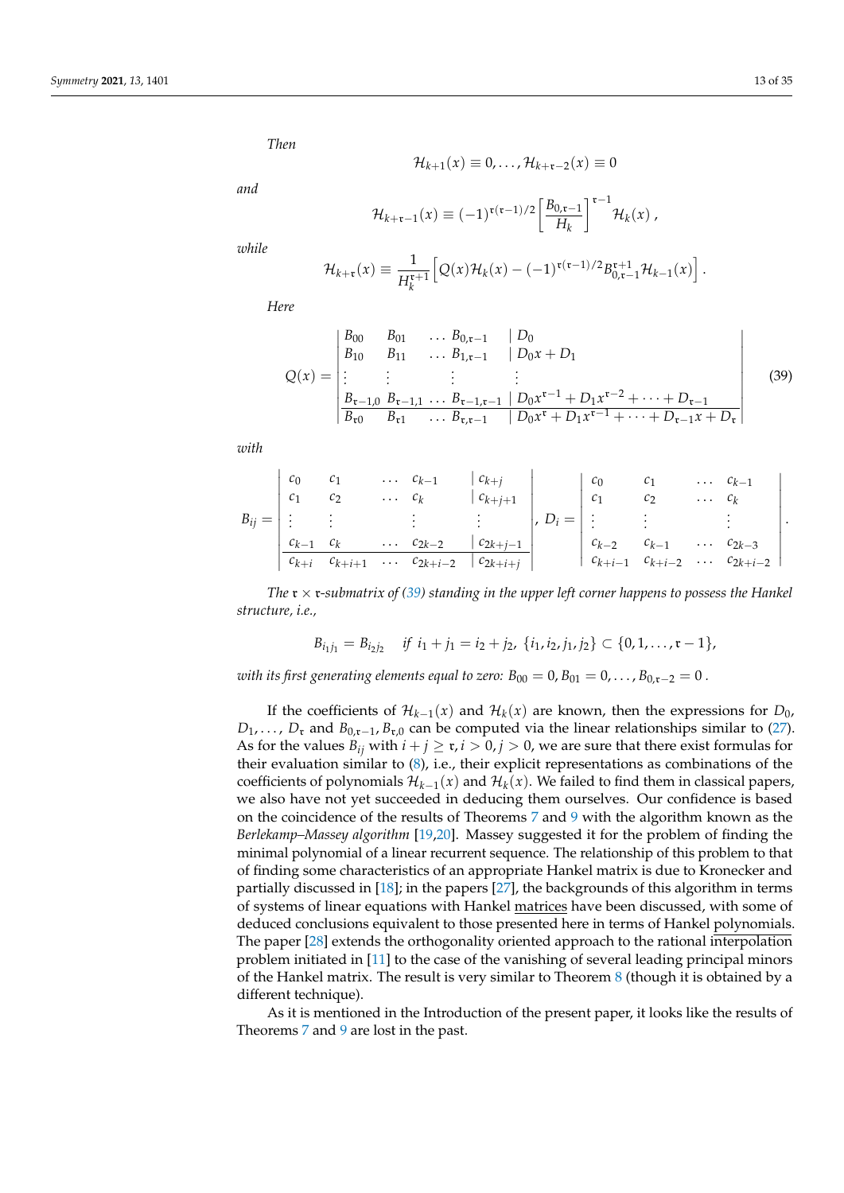*Then*

$$\mathcal{H}_{k+1}(x) \equiv 0, \ldots, \mathcal{H}_{k+\mathfrak{r}-2}(x) \equiv 0$$

*and*

$$\mathcal{H}_{k+\mathfrak{r}-1}(x) \equiv (-1)^{\mathfrak{r}(\mathfrak{r}-1)/2} \left[ \frac{B_{0,\mathfrak{r}-1}}{H_k} \right]^{\mathfrak{r}-1} \mathcal{H}_k(x) \, ,$$

*while*

$$\mathcal{H}_{k+\mathfrak{r}}(x) \equiv \frac{1}{H_k^{\mathfrak{r}+1}} \left[ Q(x)\mathcal{H}_k(x) - (-1)^{\mathfrak{r}(\mathfrak{r}-1)/2} B_{0,\mathfrak{r}-1}^{\mathfrak{r}+1} \mathcal{H}_{k-1}(x) \right] .$$

*Here*

$$Q(x) = \left| \begin{array}{cccc|c} B_{00} & B_{01} & \ldots & B_{0,\mathfrak{r}-1} & D_0 \\ B_{10} & B_{11} & \ldots & B_{1,\mathfrak{r}-1} & D_0 x + D_1 \\ \vdots & \vdots & & \vdots & \vdots \\ B_{\mathfrak{r}-1,0} & B_{\mathfrak{r}-1,1} & \ldots & B_{\mathfrak{r}-1,\mathfrak{r}-1} & D_0 x^{\mathfrak{r}-1} + D_1 x^{\mathfrak{r}-2} + \cdots + D_{\mathfrak{r}-1} \\ \hline B_{\mathfrak{r}0} & B_{\mathfrak{r}1} & \ldots & B_{\mathfrak{r},\mathfrak{r}-1} & D_0 x^{\mathfrak{r}} + D_1 x^{\mathfrak{r}-1} + \cdots + D_{\mathfrak{r}-1} x + D_{\mathfrak{r}} \end{array} \right| \tag{39}$$

*with*

$$B_{ij} = \left| \begin{array}{cccc|c} c_0 & c_1 & \ldots & c_{k-1} & c_{k+j} \\ c_1 & c_2 & \ldots & c_k & c_{k+j+1} \\ \vdots & \vdots & & \vdots & \vdots \\ c_{k-1} & c_k & \ldots & c_{2k-2} & c_{2k+j-1} \\ \hline c_{k+i} & c_{k+i+1} & \ldots & c_{2k+i-2} & c_{2k+i+j} \end{array} \right| , \ D_i = \left| \begin{array}{cccc} c_0 & c_1 & \ldots & c_{k-1} \\ c_1 & c_2 & \ldots & c_k \\ \vdots & \vdots & & \vdots \\ c_{k-2} & c_{k-1} & \ldots & c_{2k-3} \\ c_{k+i-1} & c_{k+i-2} & \ldots & c_{2k+i-2} \end{array} \right| .$$

*The $\mathfrak{r} \times \mathfrak{r}$-submatrix of (39) standing in the upper left corner happens to possess the Hankel structure, i.e.,*

$$B_{i_1 j_1} = B_{i_2 j_2} \quad \textit{if } i_1 + j_1 = i_2 + j_2, \ \{i_1, i_2, j_1, j_2\} \subset \{0, 1, \ldots, \mathfrak{r}-1\},$$

*with its first generating elements equal to zero: $B_{00} = 0, B_{01} = 0, \ldots, B_{0,\mathfrak{r}-2} = 0$.*

If the coefficients of $\mathcal{H}_{k-1}(x)$ and $\mathcal{H}_k(x)$ are known, then the expressions for $D_0$, $D_1, \ldots, D_{\mathfrak{r}}$ and $B_{0,\mathfrak{r}-1}, B_{\mathfrak{r},0}$ can be computed via the linear relationships similar to (27). As for the values $B_{ij}$ with $i + j \geq \mathfrak{r}, i > 0, j > 0$, we are sure that there exist formulas for their evaluation similar to (8), i.e., their explicit representations as combinations of the coefficients of polynomials $\mathcal{H}_{k-1}(x)$ and $\mathcal{H}_k(x)$. We failed to find them in classical papers, we also have not yet succeeded in deducing them ourselves. Our confidence is based on the coincidence of the results of Theorems 7 and 9 with the algorithm known as the *Berlekamp–Massey algorithm* [19,20]. Massey suggested it for the problem of finding the minimal polynomial of a linear recurrent sequence. The relationship of this problem to that of finding some characteristics of an appropriate Hankel matrix is due to Kronecker and partially discussed in [18]; in the papers [27], the backgrounds of this algorithm in terms of systems of linear equations with Hankel matrices have been discussed, with some of deduced conclusions equivalent to those presented here in terms of Hankel polynomials. The paper [28] extends the orthogonality oriented approach to the rational interpolation problem initiated in [11] to the case of the vanishing of several leading principal minors of the Hankel matrix. The result is very similar to Theorem 8 (though it is obtained by a different technique).

As it is mentioned in the Introduction of the present paper, it looks like the results of Theorems 7 and 9 are lost in the past.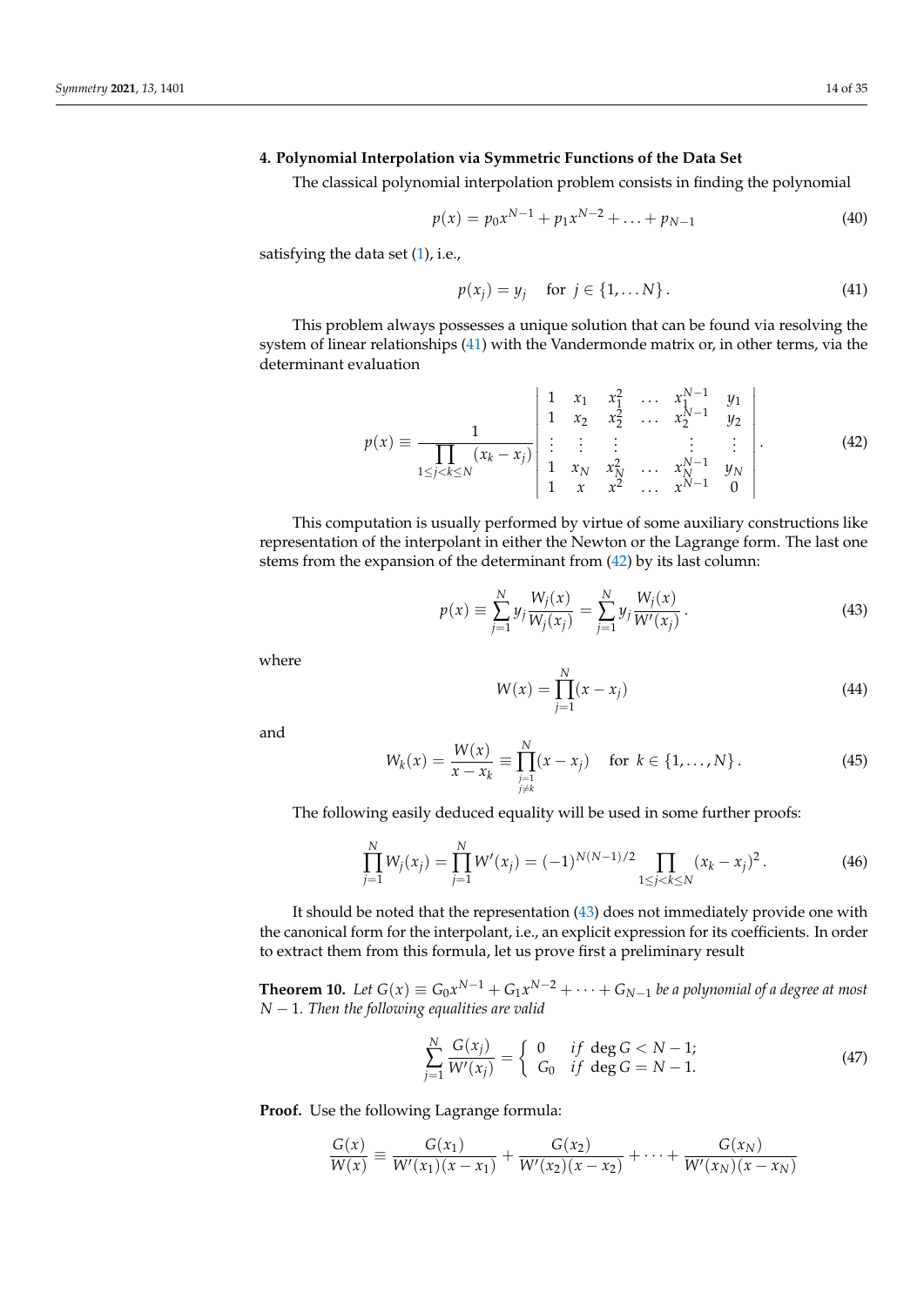## 4. Polynomial Interpolation via Symmetric Functions of the Data Set

The classical polynomial interpolation problem consists in finding the polynomial

$$p(x) = p_0 x^{N-1} + p_1 x^{N-2} + \ldots + p_{N-1} \tag{40}$$

satisfying the data set (1), i.e.,

$$p(x_j) = y_j \quad \text{for } j \in \{1, \ldots N\}. \tag{41}$$

This problem always possesses a unique solution that can be found via resolving the system of linear relationships (41) with the Vandermonde matrix or, in other terms, via the determinant evaluation

$$p(x) \equiv \frac{1}{\prod\limits_{1 \le j < k \le N} (x_k - x_j)} \left| \begin{array}{cccccc} 1 & x_1 & x_1^2 & \ldots & x_1^{N-1} & y_1 \\ 1 & x_2 & x_2^2 & \ldots & x_2^{N-1} & y_2 \\ \vdots & \vdots & \vdots & & \vdots & \vdots \\ 1 & x_N & x_N^2 & \ldots & x_N^{N-1} & y_N \\ 1 & x & x^2 & \ldots & x^{N-1} & 0 \end{array} \right|. \tag{42}$$

This computation is usually performed by virtue of some auxiliary constructions like representation of the interpolant in either the Newton or the Lagrange form. The last one stems from the expansion of the determinant from (42) by its last column:

$$p(x) \equiv \sum_{j=1}^{N} y_j \frac{W_j(x)}{W_j(x_j)} = \sum_{j=1}^{N} y_j \frac{W_j(x)}{W'(x_j)}. \tag{43}$$

where

$$W(x) = \prod_{j=1}^{N} (x - x_j) \tag{44}$$

and

$$W_k(x) = \frac{W(x)}{x - x_k} \equiv \prod_{\substack{j=1 \\ j \ne k}}^{N} (x - x_j) \quad \text{for } k \in \{1, \ldots, N\}. \tag{45}$$

The following easily deduced equality will be used in some further proofs:

$$\prod_{j=1}^{N} W_j(x_j) = \prod_{j=1}^{N} W'(x_j) = (-1)^{N(N-1)/2} \prod_{1 \le j < k \le N} (x_k - x_j)^2. \tag{46}$$

It should be noted that the representation (43) does not immediately provide one with the canonical form for the interpolant, i.e., an explicit expression for its coefficients. In order to extract them from this formula, let us prove first a preliminary result

**Theorem 10.** *Let $G(x) \equiv G_0 x^{N-1} + G_1 x^{N-2} + \cdots + G_{N-1}$ be a polynomial of a degree at most $N-1$. Then the following equalities are valid*

$$\sum_{j=1}^{N} \frac{G(x_j)}{W'(x_j)} = \left\{ \begin{array}{ll} 0 & if \ \deg G < N-1; \\ G_0 & if \ \deg G = N-1. \end{array} \right. \tag{47}$$

**Proof.** Use the following Lagrange formula:

$$\frac{G(x)}{W(x)} \equiv \frac{G(x_1)}{W'(x_1)(x - x_1)} + \frac{G(x_2)}{W'(x_2)(x - x_2)} + \cdots + \frac{G(x_N)}{W'(x_N)(x - x_N)}$$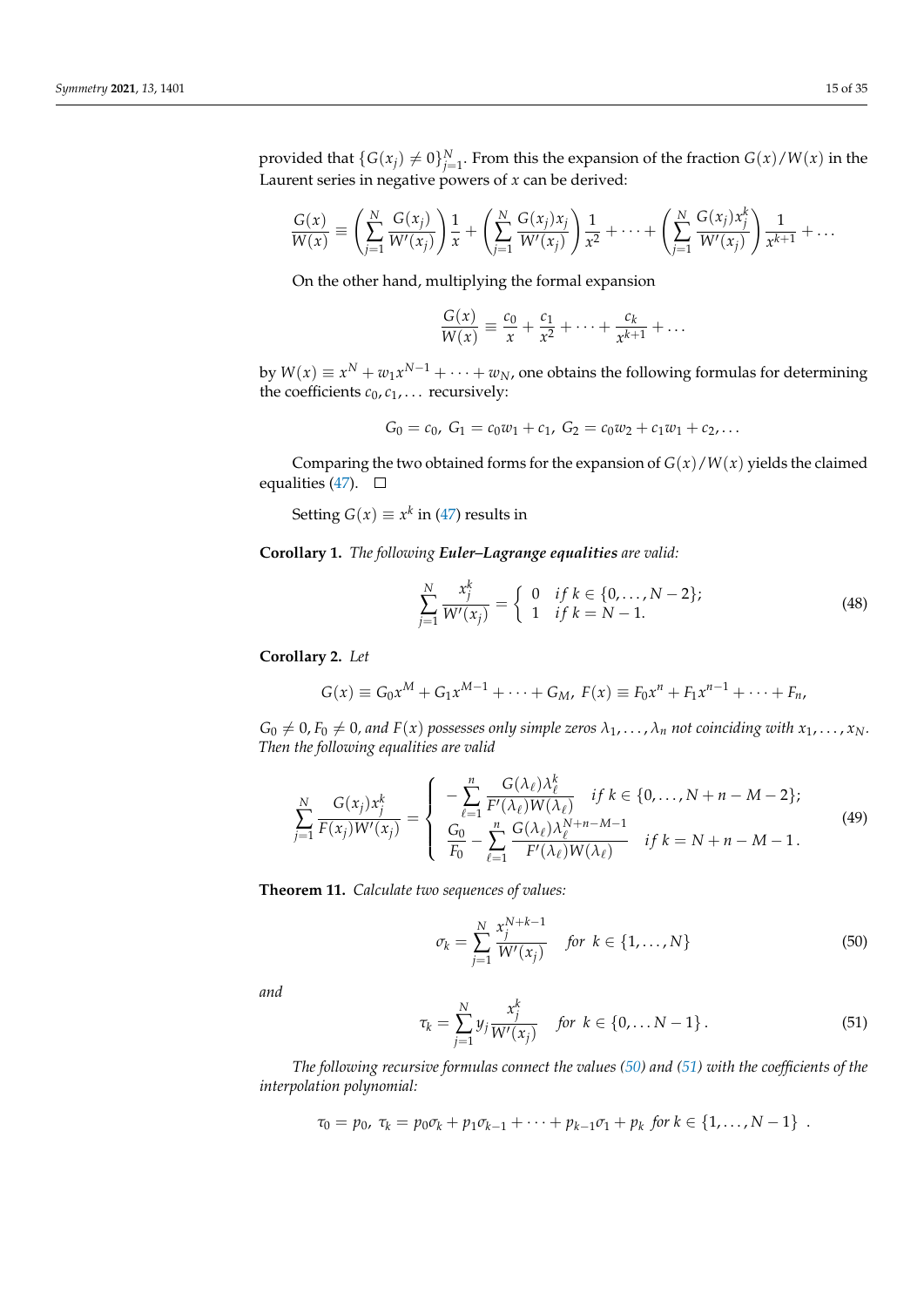provided that $\{G(x_j) \neq 0\}_{j=1}^N$. From this the expansion of the fraction $G(x)/W(x)$ in the Laurent series in negative powers of $x$ can be derived:

$$\frac{G(x)}{W(x)} \equiv \left( \sum_{j=1}^N \frac{G(x_j)}{W'(x_j)} \right) \frac{1}{x} + \left( \sum_{j=1}^N \frac{G(x_j)x_j}{W'(x_j)} \right) \frac{1}{x^2} + \dots + \left( \sum_{j=1}^N \frac{G(x_j)x_j^k}{W'(x_j)} \right) \frac{1}{x^{k+1}} + \dots$$

On the other hand, multiplying the formal expansion

$$\frac{G(x)}{W(x)} \equiv \frac{c_0}{x} + \frac{c_1}{x^2} + \dots + \frac{c_k}{x^{k+1}} + \dots$$

by $W(x) \equiv x^N + w_1 x^{N-1} + \dots + w_N$, one obtains the following formulas for determining the coefficients $c_0, c_1, \dots$ recursively:

$$G_0 = c_0,\ G_1 = c_0 w_1 + c_1,\ G_2 = c_0 w_2 + c_1 w_1 + c_2, \dots$$

Comparing the two obtained forms for the expansion of $G(x)/W(x)$ yields the claimed equalities (47). □

Setting $G(x) \equiv x^k$ in (47) results in

**Corollary 1.** *The following* ***Euler–Lagrange equalities*** *are valid:*

$$\sum_{j=1}^N \frac{x_j^k}{W'(x_j)} = \begin{cases} 0 & if\ k \in \{0, \dots, N-2\}; \\ 1 & if\ k = N-1. \end{cases} \tag{48}$$

**Corollary 2.** *Let*

$$G(x) \equiv G_0 x^M + G_1 x^{M-1} + \dots + G_M,\ F(x) \equiv F_0 x^n + F_1 x^{n-1} + \dots + F_n,$$

*$G_0 \neq 0, F_0 \neq 0$, and $F(x)$ possesses only simple zeros $\lambda_1, \dots, \lambda_n$ not coinciding with $x_1, \dots, x_N$. Then the following equalities are valid*

$$\sum_{j=1}^N \frac{G(x_j)x_j^k}{F(x_j)W'(x_j)} = \begin{cases} -\displaystyle\sum_{\ell=1}^n \frac{G(\lambda_\ell)\lambda_\ell^k}{F'(\lambda_\ell)W(\lambda_\ell)} & if\ k \in \{0, \dots, N+n-M-2\}; \\ \displaystyle\frac{G_0}{F_0} - \sum_{\ell=1}^n \frac{G(\lambda_\ell)\lambda_\ell^{N+n-M-1}}{F'(\lambda_\ell)W(\lambda_\ell)} & if\ k = N+n-M-1\,. \end{cases} \tag{49}$$

**Theorem 11.** *Calculate two sequences of values:*

$$\sigma_k = \sum_{j=1}^N \frac{x_j^{N+k-1}}{W'(x_j)} \quad for\ \ k \in \{1, \dots, N\} \tag{50}$$

*and*

$$\tau_k = \sum_{j=1}^N y_j \frac{x_j^k}{W'(x_j)} \quad for\ \ k \in \{0, \dots N-1\}\,. \tag{51}$$

*The following recursive formulas connect the values (50) and (51) with the coefficients of the interpolation polynomial:*

$$\tau_0 = p_0,\ \tau_k = p_0\sigma_k + p_1\sigma_{k-1} + \dots + p_{k-1}\sigma_1 + p_k\ for\ k \in \{1, \dots, N-1\}\ .$$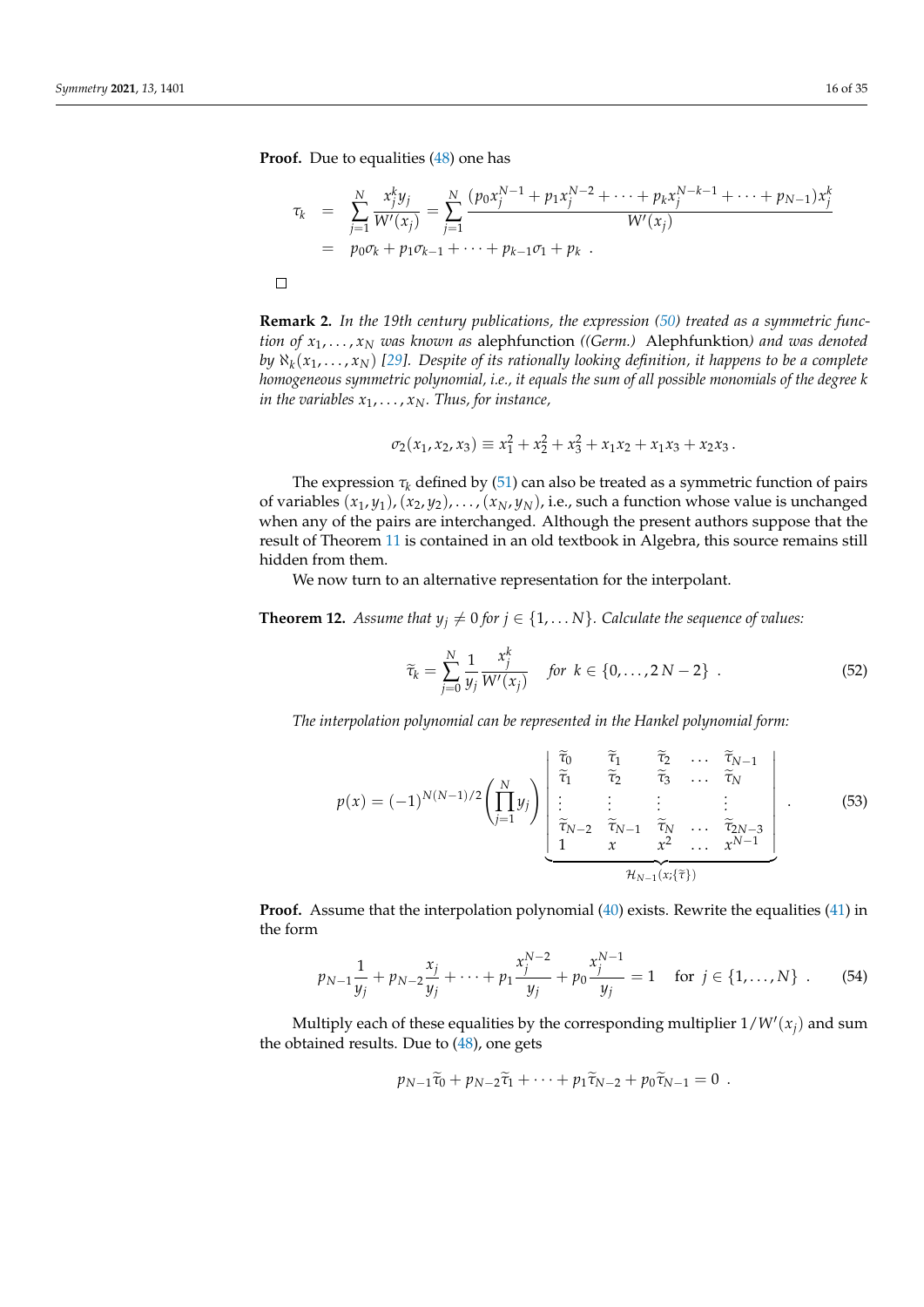**Proof.** Due to equalities (48) one has

$$
\begin{aligned}
\tau_k &= \sum_{j=1}^{N} \frac{x_j^k y_j}{W'(x_j)} = \sum_{j=1}^{N} \frac{(p_0 x_j^{N-1} + p_1 x_j^{N-2} + \cdots + p_k x_j^{N-k-1} + \cdots + p_{N-1}) x_j^k}{W'(x_j)} \\
&= p_0 \sigma_k + p_1 \sigma_{k-1} + \cdots + p_{k-1}\sigma_1 + p_k \ .
\end{aligned}
$$

□

**Remark 2.** *In the 19th century publications, the expression (50) treated as a symmetric function of $x_1, \ldots, x_N$ was known as* alephfunction *((Germ.)* Alephfunktion*) and was denoted by $\aleph_k(x_1, \ldots, x_N)$ [29]. Despite of its rationally looking definition, it happens to be a complete homogeneous symmetric polynomial, i.e., it equals the sum of all possible monomials of the degree $k$ in the variables $x_1, \ldots, x_N$. Thus, for instance,*

$$
\sigma_2(x_1, x_2, x_3) \equiv x_1^2 + x_2^2 + x_3^2 + x_1 x_2 + x_1 x_3 + x_2 x_3 \, .
$$

The expression $\tau_k$ defined by (51) can also be treated as a symmetric function of pairs of variables $(x_1, y_1), (x_2, y_2), \ldots, (x_N, y_N)$, i.e., such a function whose value is unchanged when any of the pairs are interchanged. Although the present authors suppose that the result of Theorem 11 is contained in an old textbook in Algebra, this source remains still hidden from them.

We now turn to an alternative representation for the interpolant.

**Theorem 12.** *Assume that $y_j \neq 0$ for $j \in \{1, \ldots N\}$. Calculate the sequence of values:*

$$
\widetilde{\tau}_k = \sum_{j=0}^{N} \frac{1}{y_j} \frac{x_j^k}{W'(x_j)} \quad \text{for } \ k \in \{0, \ldots, 2N-2\} \ . \tag{52}
$$

*The interpolation polynomial can be represented in the Hankel polynomial form:*

$$
p(x) = (-1)^{N(N-1)/2} \left( \prod_{j=1}^{N} y_j \right) \underbrace{\left| \begin{array}{ccccc}
\widetilde{\tau}_0 & \widetilde{\tau}_1 & \widetilde{\tau}_2 & \ldots & \widetilde{\tau}_{N-1} \\
\widetilde{\tau}_1 & \widetilde{\tau}_2 & \widetilde{\tau}_3 & \ldots & \widetilde{\tau}_N \\
\vdots & \vdots & \vdots & & \vdots \\
\widetilde{\tau}_{N-2} & \widetilde{\tau}_{N-1} & \widetilde{\tau}_N & \ldots & \widetilde{\tau}_{2N-3} \\
1 & x & x^2 & \ldots & x^{N-1}
\end{array} \right|}_{\mathcal{H}_{N-1}(x; \{\widetilde{\tau}\})} . \tag{53}
$$

**Proof.** Assume that the interpolation polynomial (40) exists. Rewrite the equalities (41) in the form

$$
p_{N-1} \frac{1}{y_j} + p_{N-2} \frac{x_j}{y_j} + \cdots + p_1 \frac{x_j^{N-2}}{y_j} + p_0 \frac{x_j^{N-1}}{y_j} = 1 \quad \text{for } \ j \in \{1, \ldots, N\} \ . \tag{54}
$$

Multiply each of these equalities by the corresponding multiplier $1/W'(x_j)$ and sum the obtained results. Due to (48), one gets

$$
p_{N-1} \widetilde{\tau}_0 + p_{N-2} \widetilde{\tau}_1 + \cdots + p_1 \widetilde{\tau}_{N-2} + p_0 \widetilde{\tau}_{N-1} = 0 \ .
$$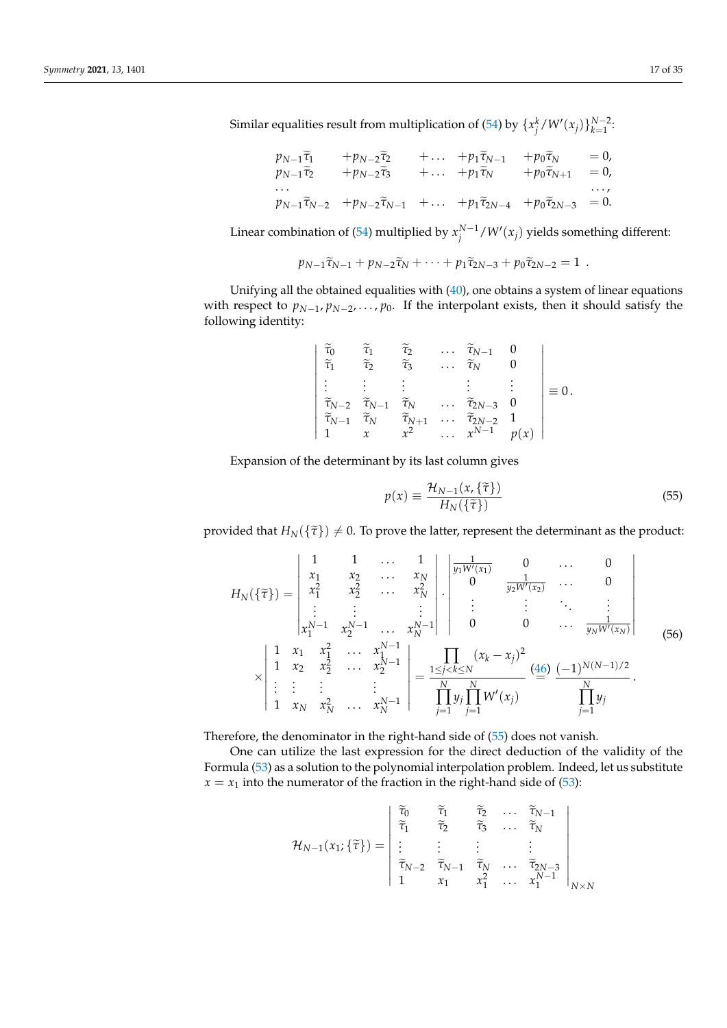Similar equalities result from multiplication of (54) by $\{x_j^k / W'(x_j)\}_{k=1}^{N-2}$:

$$
\begin{array}{llllll}
p_{N-1}\widetilde{\tau}_1 & +p_{N-2}\widetilde{\tau}_2 & +\ldots & +p_1\widetilde{\tau}_{N-1} & +p_0\widetilde{\tau}_N & =0, \\
p_{N-1}\widetilde{\tau}_2 & +p_{N-2}\widetilde{\tau}_3 & +\ldots & +p_1\widetilde{\tau}_{N} & +p_0\widetilde{\tau}_{N+1} & =0, \\
\ldots & & & & & \ldots, \\
p_{N-1}\widetilde{\tau}_{N-2} & +p_{N-2}\widetilde{\tau}_{N-1} & +\ldots & +p_1\widetilde{\tau}_{2N-4} & +p_0\widetilde{\tau}_{2N-3} & =0.
\end{array}
$$

Linear combination of (54) multiplied by $x_j^{N-1}/W'(x_j)$ yields something different:

$$
p_{N-1}\widetilde{\tau}_{N-1} + p_{N-2}\widetilde{\tau}_N + \cdots + p_1\widetilde{\tau}_{2N-3} + p_0\widetilde{\tau}_{2N-2} = 1 \ .
$$

Unifying all the obtained equalities with (40), one obtains a system of linear equations with respect to $p_{N-1}, p_{N-2}, \ldots, p_0$. If the interpolant exists, then it should satisfy the following identity:

$$
\left|
\begin{array}{cccccc}
\widetilde{\tau}_0 & \widetilde{\tau}_1 & \widetilde{\tau}_2 & \ldots & \widetilde{\tau}_{N-1} & 0 \\
\widetilde{\tau}_1 & \widetilde{\tau}_2 & \widetilde{\tau}_3 & \ldots & \widetilde{\tau}_{N} & 0 \\
\vdots & \vdots & \vdots & & \vdots & \vdots \\
\widetilde{\tau}_{N-2} & \widetilde{\tau}_{N-1} & \widetilde{\tau}_N & \ldots & \widetilde{\tau}_{2N-3} & 0 \\
\widetilde{\tau}_{N-1} & \widetilde{\tau}_{N} & \widetilde{\tau}_{N+1} & \ldots & \widetilde{\tau}_{2N-2} & 1 \\
1 & x & x^2 & \ldots & x^{N-1} & p(x)
\end{array}
\right| \equiv 0 \, .
$$

Expansion of the determinant by its last column gives

$$
p(x) \equiv \frac{\mathcal{H}_{N-1}(x, \{\widetilde{\tau}\})}{H_N(\{\widetilde{\tau}\})} \tag{55}
$$

provided that $H_N(\{\widetilde{\tau}\}) \neq 0$. To prove the latter, represent the determinant as the product:

$$
\begin{aligned}
H_N(\{\widetilde{\tau}\}) = &\left|
\begin{array}{cccc}
1 & 1 & \ldots & 1 \\
x_1 & x_2 & \ldots & x_N \\
x_1^2 & x_2^2 & \ldots & x_N^2 \\
\vdots & \vdots & & \vdots \\
x_1^{N-1} & x_2^{N-1} & \ldots & x_N^{N-1}
\end{array}
\right| \cdot
\left|
\begin{array}{cccc}
\frac{1}{y_1 W'(x_1)} & 0 & \ldots & 0 \\
0 & \frac{1}{y_2 W'(x_2)} & \ldots & 0 \\
\vdots & \vdots & \ddots & \vdots \\
0 & 0 & \ldots & \frac{1}{y_N W'(x_N)}
\end{array}
\right| \\
\times &\left|
\begin{array}{ccccc}
1 & x_1 & x_1^2 & \ldots & x_1^{N-1} \\
1 & x_2 & x_2^2 & \ldots & x_2^{N-1} \\
\vdots & \vdots & \vdots & & \vdots \\
1 & x_N & x_N^2 & \ldots & x_N^{N-1}
\end{array}
\right|
= \frac{\displaystyle\prod_{1 \le j < k \le N} (x_k - x_j)^2}{\displaystyle\prod_{j=1}^N y_j \prod_{j=1}^N W'(x_j)} \overset{(46)}{=} \frac{(-1)^{N(N-1)/2}}{\displaystyle\prod_{j=1}^N y_j} \, .
\end{aligned} \tag{56}
$$

Therefore, the denominator in the right-hand side of (55) does not vanish.

One can utilize the last expression for the direct deduction of the validity of the Formula (53) as a solution to the polynomial interpolation problem. Indeed, let us substitute $x = x_1$ into the numerator of the fraction in the right-hand side of (53):

$$
\mathcal{H}_{N-1}(x_1; \{\widetilde{\tau}\}) =
\left|
\begin{array}{ccccc}
\widetilde{\tau}_0 & \widetilde{\tau}_1 & \widetilde{\tau}_2 & \ldots & \widetilde{\tau}_{N-1} \\
\widetilde{\tau}_1 & \widetilde{\tau}_2 & \widetilde{\tau}_3 & \ldots & \widetilde{\tau}_{N} \\
\vdots & \vdots & \vdots & & \vdots \\
\widetilde{\tau}_{N-2} & \widetilde{\tau}_{N-1} & \widetilde{\tau}_N & \ldots & \widetilde{\tau}_{2N-3} \\
1 & x_1 & x_1^2 & \ldots & x_1^{N-1}
\end{array}
\right|_{N \times N}
$$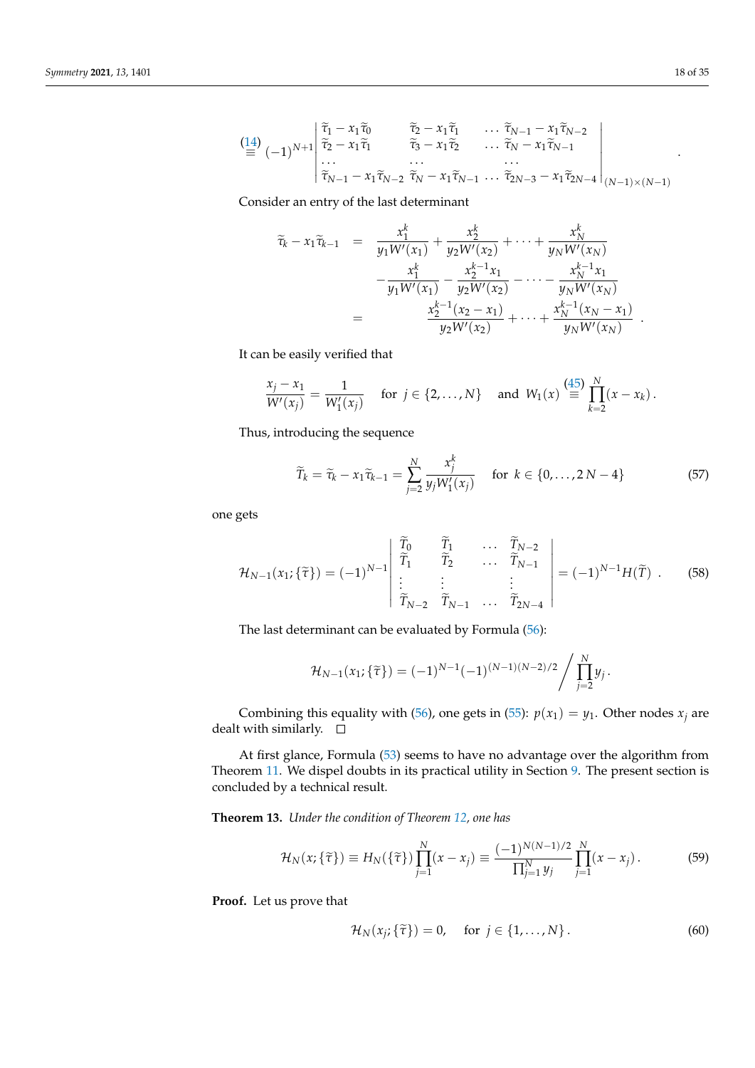$$\stackrel{(14)}{\equiv} (-1)^{N+1} \begin{vmatrix} \widetilde{\tau}_1 - x_1\widetilde{\tau}_0 & \widetilde{\tau}_2 - x_1\widetilde{\tau}_1 & \dots & \widetilde{\tau}_{N-1} - x_1\widetilde{\tau}_{N-2} \\ \widetilde{\tau}_2 - x_1\widetilde{\tau}_1 & \widetilde{\tau}_3 - x_1\widetilde{\tau}_2 & \dots & \widetilde{\tau}_N - x_1\widetilde{\tau}_{N-1} \\ \dots & \dots & & \dots \\ \widetilde{\tau}_{N-1} - x_1\widetilde{\tau}_{N-2} & \widetilde{\tau}_N - x_1\widetilde{\tau}_{N-1} & \dots & \widetilde{\tau}_{2N-3} - x_1\widetilde{\tau}_{2N-4} \end{vmatrix}_{(N-1)\times(N-1)} .$$

Consider an entry of the last determinant

$$\begin{aligned} \widetilde{\tau}_k - x_1\widetilde{\tau}_{k-1} &= \frac{x_1^k}{y_1 W'(x_1)} + \frac{x_2^k}{y_2 W'(x_2)} + \dots + \frac{x_N^k}{y_N W'(x_N)} \\ &\quad - \frac{x_1^k}{y_1 W'(x_1)} - \frac{x_2^{k-1}x_1}{y_2 W'(x_2)} - \dots - \frac{x_N^{k-1}x_1}{y_N W'(x_N)} \\ &= \frac{x_2^{k-1}(x_2 - x_1)}{y_2 W'(x_2)} + \dots + \frac{x_N^{k-1}(x_N - x_1)}{y_N W'(x_N)} . \end{aligned}$$

It can be easily verified that

$$\frac{x_j - x_1}{W'(x_j)} = \frac{1}{W_1'(x_j)} \quad \text{for } j \in \{2, \dots, N\} \quad \text{and } W_1(x) \stackrel{(45)}{\equiv} \prod_{k=2}^{N}(x - x_k) .$$

Thus, introducing the sequence

$$\widetilde{T}_k = \widetilde{\tau}_k - x_1\widetilde{\tau}_{k-1} = \sum_{j=2}^{N} \frac{x_j^k}{y_j W_1'(x_j)} \quad \text{for } k \in \{0, \dots, 2N-4\} \tag{57}$$

one gets

$$\mathcal{H}_{N-1}(x_1; \{\widetilde{\tau}\}) = (-1)^{N-1} \begin{vmatrix} \widetilde{T}_0 & \widetilde{T}_1 & \dots & \widetilde{T}_{N-2} \\ \widetilde{T}_1 & \widetilde{T}_2 & \dots & \widetilde{T}_{N-1} \\ \vdots & \vdots & & \vdots \\ \widetilde{T}_{N-2} & \widetilde{T}_{N-1} & \dots & \widetilde{T}_{2N-4} \end{vmatrix} = (-1)^{N-1} H(\widetilde{T}) . \tag{58}$$

The last determinant can be evaluated by Formula (56):

$$\mathcal{H}_{N-1}(x_1; \{\widetilde{\tau}\}) = (-1)^{N-1}(-1)^{(N-1)(N-2)/2} \Bigg/ \prod_{j=2}^{N} y_j .$$

Combining this equality with (56), one gets in (55): $p(x_1) = y_1$. Other nodes $x_j$ are dealt with similarly. □

At first glance, Formula (53) seems to have no advantage over the algorithm from Theorem 11. We dispel doubts in its practical utility in Section 9. The present section is concluded by a technical result.

**Theorem 13.** *Under the condition of Theorem 12, one has*

$$\mathcal{H}_N(x; \{\widetilde{\tau}\}) \equiv H_N(\{\widetilde{\tau}\}) \prod_{j=1}^{N}(x - x_j) \equiv \frac{(-1)^{N(N-1)/2}}{\prod_{j=1}^{N} y_j} \prod_{j=1}^{N}(x - x_j) . \tag{59}$$

**Proof.** Let us prove that

$$\mathcal{H}_N(x_j; \{\widetilde{\tau}\}) = 0, \quad \text{for } j \in \{1, \dots, N\} . \tag{60}$$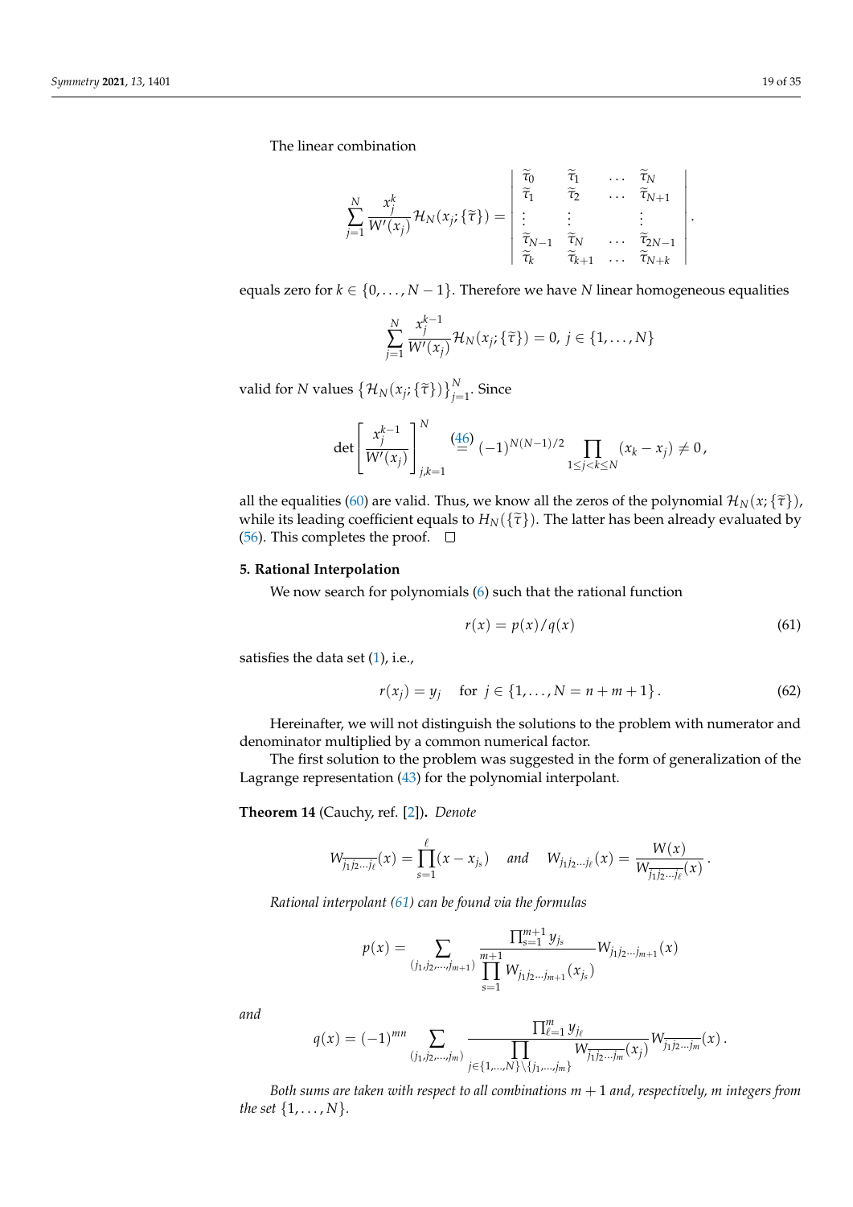The linear combination

$$\sum_{j=1}^{N} \frac{x_j^k}{W'(x_j)} \mathcal{H}_N(x_j; \{\widetilde{\tau}\}) = \left| \begin{array}{cccc} \widetilde{\tau}_0 & \widetilde{\tau}_1 & \dots & \widetilde{\tau}_N \\ \widetilde{\tau}_1 & \widetilde{\tau}_2 & \dots & \widetilde{\tau}_{N+1} \\ \vdots & \vdots & & \vdots \\ \widetilde{\tau}_{N-1} & \widetilde{\tau}_N & \dots & \widetilde{\tau}_{2N-1} \\ \widetilde{\tau}_k & \widetilde{\tau}_{k+1} & \dots & \widetilde{\tau}_{N+k} \end{array} \right| .$$

equals zero for $k \in \{0, \dots, N-1\}$. Therefore we have $N$ linear homogeneous equalities

$$\sum_{j=1}^{N} \frac{x_j^{k-1}}{W'(x_j)} \mathcal{H}_N(x_j; \{\widetilde{\tau}\}) = 0, \ j \in \{1, \dots, N\}$$

valid for $N$ values $\{\mathcal{H}_N(x_j; \{\widetilde{\tau}\})\}_{j=1}^{N}$. Since

$$\det \left[ \frac{x_j^{k-1}}{W'(x_j)} \right]_{j,k=1}^{N} \overset{(46)}{=} (-1)^{N(N-1)/2} \prod_{1 \le j < k \le N} (x_k - x_j) \ne 0 ,$$

all the equalities (60) are valid. Thus, we know all the zeros of the polynomial $\mathcal{H}_N(x; \{\widetilde{\tau}\})$, while its leading coefficient equals to $H_N(\{\widetilde{\tau}\})$. The latter has been already evaluated by (56). This completes the proof. □

## 5. Rational Interpolation

We now search for polynomials (6) such that the rational function

$$r(x) = p(x)/q(x) \tag{61}$$

satisfies the data set (1), i.e.,

$$r(x_j) = y_j \quad \text{for } j \in \{1, \dots, N = n + m + 1\} . \tag{62}$$

Hereinafter, we will not distinguish the solutions to the problem with numerator and denominator multiplied by a common numerical factor.

The first solution to the problem was suggested in the form of generalization of the Lagrange representation (43) for the polynomial interpolant.

**Theorem 14** (Cauchy, ref. [2])**.** *Denote*

$$W_{\overline{j_1 j_2 \dots j_\ell}}(x) = \prod_{s=1}^{\ell} (x - x_{j_s}) \quad \textit{and} \quad W_{j_1 j_2 \dots j_\ell}(x) = \frac{W(x)}{W_{\overline{j_1 j_2 \dots j_\ell}}(x)} .$$

*Rational interpolant (61) can be found via the formulas*

$$p(x) = \sum_{(j_1, j_2, \dots, j_{m+1})} \frac{\prod_{s=1}^{m+1} y_{j_s}}{\prod_{s=1}^{m+1} W_{j_1 j_2 \dots j_{m+1}}(x_{j_s})} W_{j_1 j_2 \dots j_{m+1}}(x)$$

*and*

$$q(x) = (-1)^{mn} \sum_{(j_1, j_2, \dots, j_m)} \frac{\prod_{\ell=1}^{m} y_{j_\ell}}{\prod_{j \in \{1, \dots, N\} \setminus \{j_1, \dots, j_m\}} W_{\overline{j_1 j_2 \dots j_m}}(x_j)} W_{\overline{j_1 j_2 \dots j_m}}(x) .$$

*Both sums are taken with respect to all combinations $m+1$ and, respectively, $m$ integers from the set $\{1, \dots, N\}$.*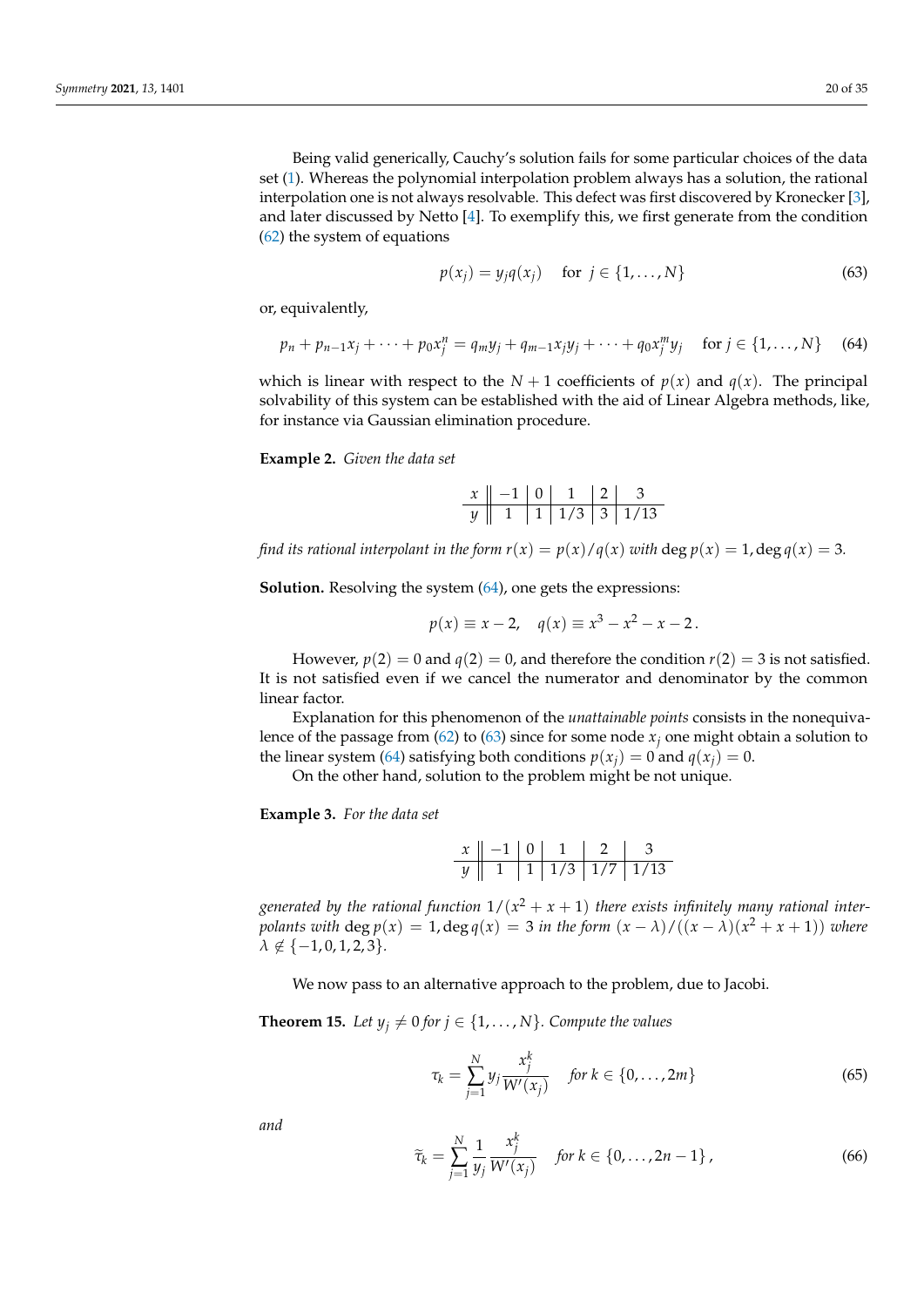Being valid generically, Cauchy's solution fails for some particular choices of the data set (1). Whereas the polynomial interpolation problem always has a solution, the rational interpolation one is not always resolvable. This defect was first discovered by Kronecker [3], and later discussed by Netto [4]. To exemplify this, we first generate from the condition (62) the system of equations

$$p(x_j) = y_j q(x_j) \quad \text{for } j \in \{1, \ldots, N\} \tag{63}$$

or, equivalently,

$$p_n + p_{n-1}x_j + \cdots + p_0 x_j^n = q_m y_j + q_{m-1}x_j y_j + \cdots + q_0 x_j^m y_j \quad \text{for } j \in \{1, \ldots, N\} \tag{64}$$

which is linear with respect to the $N+1$ coefficients of $p(x)$ and $q(x)$. The principal solvability of this system can be established with the aid of Linear Algebra methods, like, for instance via Gaussian elimination procedure.

**Example 2.** *Given the data set*

| $x$ | $-1$ | $0$ | $1$ | $2$ | $3$ |
|---|---|---|---|---|---|
| $y$ | $1$ | $1$ | $1/3$ | $3$ | $1/13$ |

*find its rational interpolant in the form $r(x) = p(x)/q(x)$ with $\deg p(x) = 1, \deg q(x) = 3$.*

**Solution.** Resolving the system (64), one gets the expressions:

$$p(x) \equiv x - 2, \quad q(x) \equiv x^3 - x^2 - x - 2\,.$$

However, $p(2) = 0$ and $q(2) = 0$, and therefore the condition $r(2) = 3$ is not satisfied. It is not satisfied even if we cancel the numerator and denominator by the common linear factor.

Explanation for this phenomenon of the *unattainable points* consists in the nonequivalence of the passage from (62) to (63) since for some node $x_j$ one might obtain a solution to the linear system (64) satisfying both conditions $p(x_j) = 0$ and $q(x_j) = 0$.

On the other hand, solution to the problem might be not unique.

**Example 3.** *For the data set*

| $x$ | $-1$ | $0$ | $1$ | $2$ | $3$ |
|---|---|---|---|---|---|
| $y$ | $1$ | $1$ | $1/3$ | $1/7$ | $1/13$ |

*generated by the rational function $1/(x^2 + x + 1)$ there exists infinitely many rational interpolants with $\deg p(x) = 1, \deg q(x) = 3$ in the form $(x - \lambda)/((x - \lambda)(x^2 + x + 1))$ where $\lambda \notin \{-1, 0, 1, 2, 3\}$.*

We now pass to an alternative approach to the problem, due to Jacobi.

**Theorem 15.** *Let $y_j \neq 0$ for $j \in \{1, \ldots, N\}$. Compute the values*

$$\tau_k = \sum_{j=1}^{N} y_j \frac{x_j^k}{W'(x_j)} \quad \text{for } k \in \{0, \ldots, 2m\} \tag{65}$$

*and*

$$\widetilde{\tau}_k = \sum_{j=1}^{N} \frac{1}{y_j} \frac{x_j^k}{W'(x_j)} \quad \text{for } k \in \{0, \ldots, 2n-1\}\,, \tag{66}$$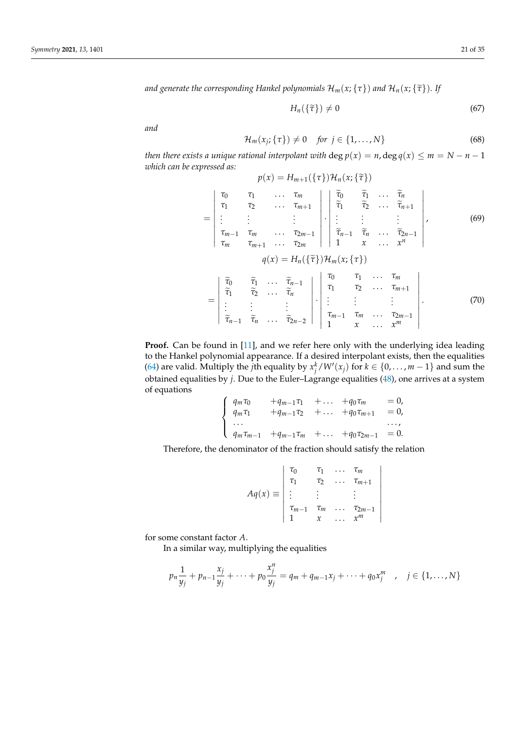*and generate the corresponding Hankel polynomials $\mathcal{H}_m(x;\{\tau\})$ and $\mathcal{H}_n(x;\{\widetilde{\tau}\})$. If*

$$H_n(\{\widetilde{\tau}\}) \neq 0 \tag{67}$$

*and*

$$\mathcal{H}_m(x_j;\{\tau\}) \neq 0 \quad \textit{for } j \in \{1,\dots,N\} \tag{68}$$

*then there exists a unique rational interpolant with* $\deg p(x) = n, \deg q(x) \leq m = N - n - 1$ *which can be expressed as:*

$$p(x) = H_{m+1}(\{\tau\})\mathcal{H}_n(x;\{\widetilde{\tau}\})$$

$$= \left|\begin{array}{llll} \tau_0 & \tau_1 & \dots & \tau_m \\ \tau_1 & \tau_2 & \dots & \tau_{m+1} \\ \vdots & \vdots & & \vdots \\ \tau_{m-1} & \tau_m & \dots & \tau_{2m-1} \\ \tau_m & \tau_{m+1} & \dots & \tau_{2m} \end{array}\right| \cdot \left|\begin{array}{llll} \widetilde{\tau}_0 & \widetilde{\tau}_1 & \dots & \widetilde{\tau}_n \\ \widetilde{\tau}_1 & \widetilde{\tau}_2 & \dots & \widetilde{\tau}_{n+1} \\ \vdots & \vdots & & \vdots \\ \widetilde{\tau}_{n-1} & \widetilde{\tau}_n & \dots & \widetilde{\tau}_{2n-1} \\ 1 & x & \dots & x^n \end{array}\right|, \tag{69}$$

$$q(x) = H_n(\{\widetilde{\tau}\})\mathcal{H}_m(x;\{\tau\})$$

$$= \left|\begin{array}{llll} \widetilde{\tau}_0 & \widetilde{\tau}_1 & \dots & \widetilde{\tau}_{n-1} \\ \widetilde{\tau}_1 & \widetilde{\tau}_2 & \dots & \widetilde{\tau}_n \\ \vdots & \vdots & & \vdots \\ \widetilde{\tau}_{n-1} & \widetilde{\tau}_n & \dots & \widetilde{\tau}_{2n-2} \end{array}\right| \cdot \left|\begin{array}{llll} \tau_0 & \tau_1 & \dots & \tau_m \\ \tau_1 & \tau_2 & \dots & \tau_{m+1} \\ \vdots & \vdots & & \vdots \\ \tau_{m-1} & \tau_m & \dots & \tau_{2m-1} \\ 1 & x & \dots & x^m \end{array}\right|. \tag{70}$$

**Proof.** Can be found in [11], and we refer here only with the underlying idea leading to the Hankel polynomial appearance. If a desired interpolant exists, then the equalities (64) are valid. Multiply the $j$th equality by $x_j^k/W'(x_j)$ for $k \in \{0,\dots,m-1\}$ and sum the obtained equalities by $j$. Due to the Euler–Lagrange equalities (48), one arrives at a system of equations

$$\left\{\begin{array}{lllll} q_m\tau_0 & +q_{m-1}\tau_1 & +\dots & +q_0\tau_m & =0, \\ q_m\tau_1 & +q_{m-1}\tau_2 & +\dots & +q_0\tau_{m+1} & =0, \\ \dots & & & & \dots, \\ q_m\tau_{m-1} & +q_{m-1}\tau_m & +\dots & +q_0\tau_{2m-1} & =0. \end{array}\right.$$

Therefore, the denominator of the fraction should satisfy the relation

$$Aq(x) \equiv \left|\begin{array}{llll} \tau_0 & \tau_1 & \dots & \tau_m \\ \tau_1 & \tau_2 & \dots & \tau_{m+1} \\ \vdots & \vdots & & \vdots \\ \tau_{m-1} & \tau_m & \dots & \tau_{2m-1} \\ 1 & x & \dots & x^m \end{array}\right|$$

for some constant factor $A$.

In a similar way, multiplying the equalities

$$p_n\frac{1}{y_j} + p_{n-1}\frac{x_j}{y_j} + \dots + p_0\frac{x_j^n}{y_j} = q_m + q_{m-1}x_j + \dots + q_0x_j^m \quad , \quad j \in \{1,\dots,N\}$$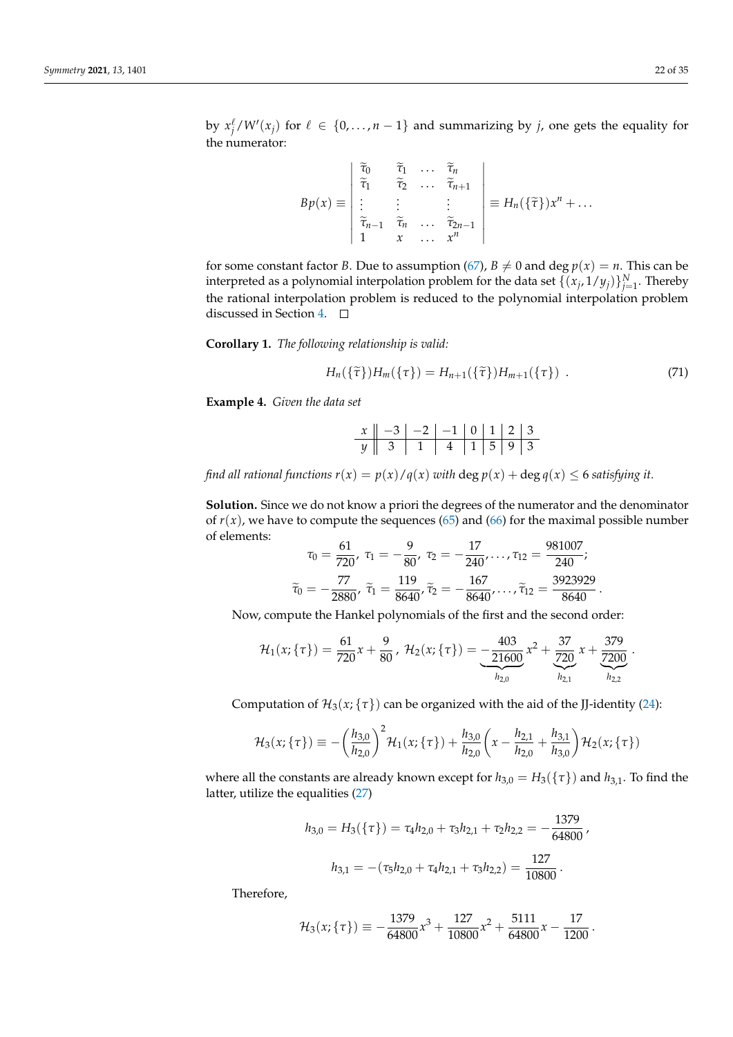by $x_j^\ell / W'(x_j)$ for $\ell \in \{0, \ldots, n-1\}$ and summarizing by $j$, one gets the equality for the numerator:

$$
Bp(x) \equiv \begin{vmatrix} \widetilde{\tau}_0 & \widetilde{\tau}_1 & \ldots & \widetilde{\tau}_n \\ \widetilde{\tau}_1 & \widetilde{\tau}_2 & \ldots & \widetilde{\tau}_{n+1} \\ \vdots & \vdots & & \vdots \\ \widetilde{\tau}_{n-1} & \widetilde{\tau}_n & \ldots & \widetilde{\tau}_{2n-1} \\ 1 & x & \ldots & x^n \end{vmatrix} \equiv H_n(\{\widetilde{\tau}\})x^n + \ldots
$$

for some constant factor $B$. Due to assumption (67), $B \neq 0$ and $\deg p(x) = n$. This can be interpreted as a polynomial interpolation problem for the data set $\{(x_j, 1/y_j)\}_{j=1}^N$. Thereby the rational interpolation problem is reduced to the polynomial interpolation problem discussed in Section 4. □

**Corollary 1.** *The following relationship is valid:*

$$
H_n(\{\widetilde{\tau}\})H_m(\{\tau\}) = H_{n+1}(\{\widetilde{\tau}\})H_{m+1}(\{\tau\}) \ . \tag{71}
$$

**Example 4.** *Given the data set*

| $x$ | $-3$ | $-2$ | $-1$ | $0$ | $1$ | $2$ | $3$ |
|---|---|---|---|---|---|---|---|
| $y$ | $3$ | $1$ | $4$ | $1$ | $5$ | $9$ | $3$ |

*find all rational functions $r(x) = p(x)/q(x)$ with $\deg p(x) + \deg q(x) \leq 6$ satisfying it.*

**Solution.** Since we do not know a priori the degrees of the numerator and the denominator of $r(x)$, we have to compute the sequences (65) and (66) for the maximal possible number of elements:

$$
\tau_0 = \frac{61}{720},\ \tau_1 = -\frac{9}{80},\ \tau_2 = -\frac{17}{240}, \ldots, \tau_{12} = \frac{981007}{240};
$$

$$
\widetilde{\tau}_0 = -\frac{77}{2880},\ \widetilde{\tau}_1 = \frac{119}{8640}, \widetilde{\tau}_2 = -\frac{167}{8640}, \ldots, \widetilde{\tau}_{12} = \frac{3923929}{8640} .
$$

Now, compute the Hankel polynomials of the first and the second order:

$$
\mathcal{H}_1(x;\{\tau\}) = \frac{61}{720}x + \frac{9}{80}\,,\ \mathcal{H}_2(x;\{\tau\}) = \underbrace{-\frac{403}{21600}}_{h_{2,0}}x^2 + \underbrace{\frac{37}{720}}_{h_{2,1}}x + \underbrace{\frac{379}{7200}}_{h_{2,2}} .
$$

Computation of $\mathcal{H}_3(x;\{\tau\})$ can be organized with the aid of the JJ-identity (24):

$$
\mathcal{H}_3(x;\{\tau\}) \equiv -\left(\frac{h_{3,0}}{h_{2,0}}\right)^2 \mathcal{H}_1(x;\{\tau\}) + \frac{h_{3,0}}{h_{2,0}}\left(x - \frac{h_{2,1}}{h_{2,0}} + \frac{h_{3,1}}{h_{3,0}}\right)\mathcal{H}_2(x;\{\tau\})
$$

where all the constants are already known except for $h_{3,0} = H_3(\{\tau\})$ and $h_{3,1}$. To find the latter, utilize the equalities (27)

$$
h_{3,0} = H_3(\{\tau\}) = \tau_4 h_{2,0} + \tau_3 h_{2,1} + \tau_2 h_{2,2} = -\frac{1379}{64800}\,,
$$

$$
h_{3,1} = -(\tau_5 h_{2,0} + \tau_4 h_{2,1} + \tau_3 h_{2,2}) = \frac{127}{10800}\,.
$$

Therefore,

$$
\mathcal{H}_3(x;\{\tau\}) \equiv -\frac{1379}{64800}x^3 + \frac{127}{10800}x^2 + \frac{5111}{64800}x - \frac{17}{1200}\,.
$$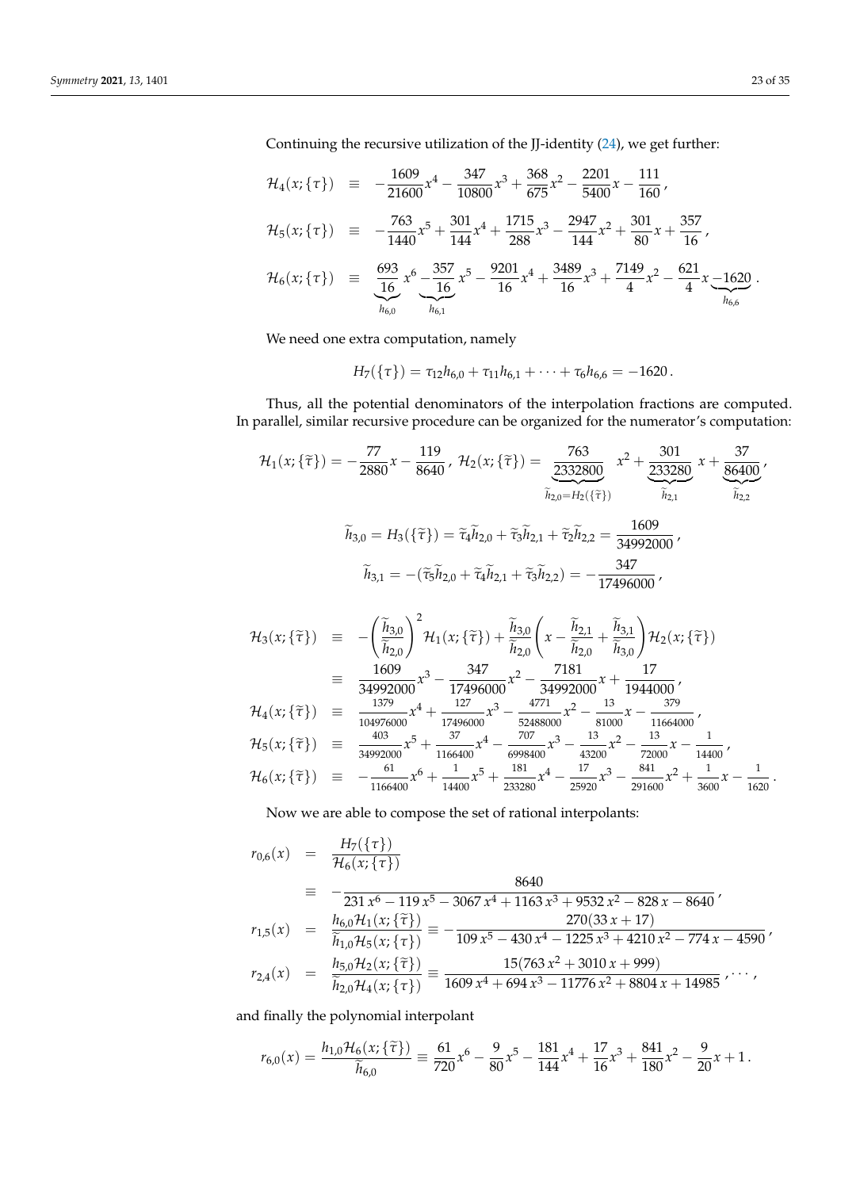Continuing the recursive utilization of the JJ-identity (24), we get further:

$$
\begin{aligned}
\mathcal{H}_4(x;\{\tau\}) &\equiv -\frac{1609}{21600}x^4 - \frac{347}{10800}x^3 + \frac{368}{675}x^2 - \frac{2201}{5400}x - \frac{111}{160}\,, \\
\mathcal{H}_5(x;\{\tau\}) &\equiv -\frac{763}{1440}x^5 + \frac{301}{144}x^4 + \frac{1715}{288}x^3 - \frac{2947}{144}x^2 + \frac{301}{80}x + \frac{357}{16}\,, \\
\mathcal{H}_6(x;\{\tau\}) &\equiv \underbrace{\frac{693}{16}}_{h_{6,0}}x^6 \underbrace{-\frac{357}{16}}_{h_{6,1}}x^5 - \frac{9201}{16}x^4 + \frac{3489}{16}x^3 + \frac{7149}{4}x^2 - \frac{621}{4}x \underbrace{-1620}_{h_{6,6}}\,.
\end{aligned}
$$

We need one extra computation, namely

$$
H_7(\{\tau\}) = \tau_{12}h_{6,0} + \tau_{11}h_{6,1} + \cdots + \tau_6 h_{6,6} = -1620\,.
$$

Thus, all the potential denominators of the interpolation fractions are computed. In parallel, similar recursive procedure can be organized for the numerator's computation:

$$
\mathcal{H}_1(x;\{\widetilde{\tau}\}) = -\frac{77}{2880}x - \frac{119}{8640}\,,\ \mathcal{H}_2(x;\{\widetilde{\tau}\}) = \underbrace{\frac{763}{2332800}}_{\widetilde{h}_{2,0}=H_2(\{\widetilde{\tau}\})}x^2 + \underbrace{\frac{301}{233280}}_{\widetilde{h}_{2,1}}x + \underbrace{\frac{37}{86400}}_{\widetilde{h}_{2,2}}\,,
$$

$$
\widetilde{h}_{3,0} = H_3(\{\widetilde{\tau}\}) = \widetilde{\tau}_4\widetilde{h}_{2,0} + \widetilde{\tau}_3\widetilde{h}_{2,1} + \widetilde{\tau}_2\widetilde{h}_{2,2} = \frac{1609}{34992000}\,,
$$

$$
\widetilde{h}_{3,1} = -(\widetilde{\tau}_5\widetilde{h}_{2,0} + \widetilde{\tau}_4\widetilde{h}_{2,1} + \widetilde{\tau}_3\widetilde{h}_{2,2}) = -\frac{347}{17496000}\,,
$$

$$
\begin{aligned}
\mathcal{H}_3(x;\{\widetilde{\tau}\}) &\equiv -\left(\frac{\widetilde{h}_{3,0}}{\widetilde{h}_{2,0}}\right)^2\mathcal{H}_1(x;\{\widetilde{\tau}\}) + \frac{\widetilde{h}_{3,0}}{\widetilde{h}_{2,0}}\left(x - \frac{\widetilde{h}_{2,1}}{\widetilde{h}_{2,0}} + \frac{\widetilde{h}_{3,1}}{\widetilde{h}_{3,0}}\right)\mathcal{H}_2(x;\{\widetilde{\tau}\}) \\
&\equiv \frac{1609}{34992000}x^3 - \frac{347}{17496000}x^2 - \frac{7181}{34992000}x + \frac{17}{1944000}\,, \\
\mathcal{H}_4(x;\{\widetilde{\tau}\}) &\equiv \frac{1379}{104976000}x^4 + \frac{127}{17496000}x^3 - \frac{4771}{52488000}x^2 - \frac{13}{81000}x - \frac{379}{11664000}\,, \\
\mathcal{H}_5(x;\{\widetilde{\tau}\}) &\equiv \frac{403}{34992000}x^5 + \frac{37}{1166400}x^4 - \frac{707}{6998400}x^3 - \frac{13}{43200}x^2 - \frac{13}{72000}x - \frac{1}{14400}\,, \\
\mathcal{H}_6(x;\{\widetilde{\tau}\}) &\equiv -\frac{61}{1166400}x^6 + \frac{1}{14400}x^5 + \frac{181}{233280}x^4 - \frac{17}{25920}x^3 - \frac{841}{291600}x^2 + \frac{1}{3600}x - \frac{1}{1620}\,.
\end{aligned}
$$

Now we are able to compose the set of rational interpolants:

$$
\begin{aligned}
r_{0,6}(x) &= \frac{H_7(\{\tau\})}{\mathcal{H}_6(x;\{\tau\})} \\
&\equiv -\frac{8640}{231\,x^6 - 119\,x^5 - 3067\,x^4 + 1163\,x^3 + 9532\,x^2 - 828\,x - 8640}\,, \\
r_{1,5}(x) &= \frac{h_{6,0}\mathcal{H}_1(x;\{\widetilde{\tau}\})}{\widetilde{h}_{1,0}\mathcal{H}_5(x;\{\tau\})} \equiv -\frac{270(33\,x + 17)}{109\,x^5 - 430\,x^4 - 1225\,x^3 + 4210\,x^2 - 774\,x - 4590}\,, \\
r_{2,4}(x) &= \frac{h_{5,0}\mathcal{H}_2(x;\{\widetilde{\tau}\})}{\widetilde{h}_{2,0}\mathcal{H}_4(x;\{\tau\})} \equiv \frac{15(763\,x^2 + 3010\,x + 999)}{1609\,x^4 + 694\,x^3 - 11776\,x^2 + 8804\,x + 14985}\,, \cdots,
\end{aligned}
$$

and finally the polynomial interpolant

$$
r_{6,0}(x) = \frac{h_{1,0}\mathcal{H}_6(x;\{\widetilde{\tau}\})}{\widetilde{h}_{6,0}} \equiv \frac{61}{720}x^6 - \frac{9}{80}x^5 - \frac{181}{144}x^4 + \frac{17}{16}x^3 + \frac{841}{180}x^2 - \frac{9}{20}x + 1\,.
$$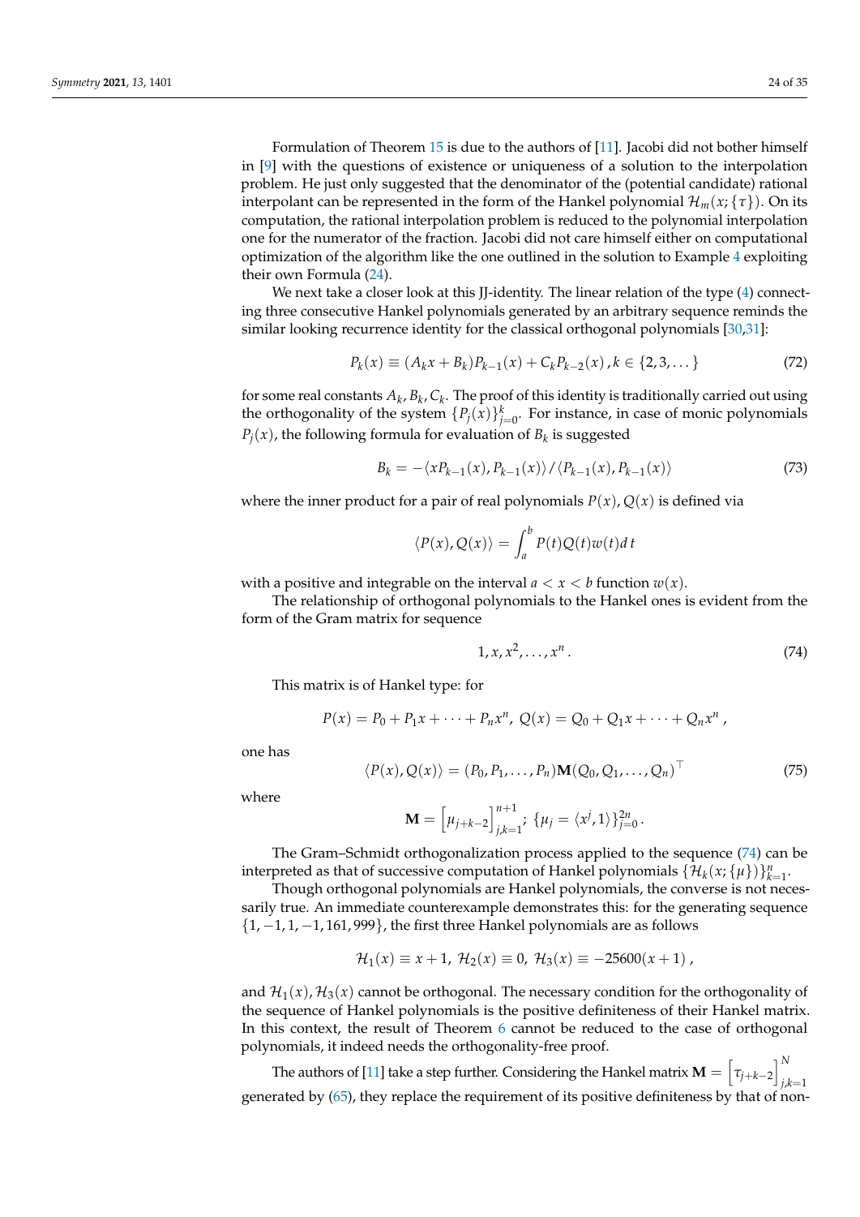Formulation of Theorem 15 is due to the authors of [11]. Jacobi did not bother himself in [9] with the questions of existence or uniqueness of a solution to the interpolation problem. He just only suggested that the denominator of the (potential candidate) rational interpolant can be represented in the form of the Hankel polynomial $\mathcal{H}_m(x;\{\tau\})$. On its computation, the rational interpolation problem is reduced to the polynomial interpolation one for the numerator of the fraction. Jacobi did not care himself either on computational optimization of the algorithm like the one outlined in the solution to Example 4 exploiting their own Formula (24).

We next take a closer look at this JJ-identity. The linear relation of the type (4) connecting three consecutive Hankel polynomials generated by an arbitrary sequence reminds the similar looking recurrence identity for the classical orthogonal polynomials [30,31]:

$$P_k(x) \equiv (A_k x + B_k) P_{k-1}(x) + C_k P_{k-2}(x)\, , k \in \{2,3,\dots\} \tag{72}$$

for some real constants $A_k, B_k, C_k$. The proof of this identity is traditionally carried out using the orthogonality of the system $\{P_j(x)\}_{j=0}^k$. For instance, in case of monic polynomials $P_j(x)$, the following formula for evaluation of $B_k$ is suggested

$$B_k = -\langle x P_{k-1}(x), P_{k-1}(x)\rangle / \langle P_{k-1}(x), P_{k-1}(x)\rangle \tag{73}$$

where the inner product for a pair of real polynomials $P(x), Q(x)$ is defined via

$$\langle P(x), Q(x)\rangle = \int_a^b P(t)Q(t)w(t)\,d\,t$$

with a positive and integrable on the interval $a < x < b$ function $w(x)$.

The relationship of orthogonal polynomials to the Hankel ones is evident from the form of the Gram matrix for sequence

$$1, x, x^2, \dots, x^n\,. \tag{74}$$

This matrix is of Hankel type: for

$$P(x) = P_0 + P_1 x + \dots + P_n x^n,\ Q(x) = Q_0 + Q_1 x + \dots + Q_n x^n\,,$$

one has

$$\langle P(x), Q(x)\rangle = (P_0, P_1, \dots, P_n)\mathbf{M}(Q_0, Q_1, \dots, Q_n)^{\top} \tag{75}$$

where

$$\mathbf{M} = \left[\mu_{j+k-2}\right]_{j,k=1}^{n+1};\ \{\mu_j = \langle x^j, 1\rangle\}_{j=0}^{2n}\,.$$

The Gram–Schmidt orthogonalization process applied to the sequence (74) can be interpreted as that of successive computation of Hankel polynomials $\{\mathcal{H}_k(x;\{\mu\})\}_{k=1}^n$.

Though orthogonal polynomials are Hankel polynomials, the converse is not necessarily true. An immediate counterexample demonstrates this: for the generating sequence $\{1,-1,1,-1,161,999\}$, the first three Hankel polynomials are as follows

$$\mathcal{H}_1(x) \equiv x+1,\ \mathcal{H}_2(x) \equiv 0,\ \mathcal{H}_3(x) \equiv -25600(x+1)\,,$$

and $\mathcal{H}_1(x), \mathcal{H}_3(x)$ cannot be orthogonal. The necessary condition for the orthogonality of the sequence of Hankel polynomials is the positive definiteness of their Hankel matrix. In this context, the result of Theorem 6 cannot be reduced to the case of orthogonal polynomials, it indeed needs the orthogonality-free proof.

The authors of [11] take a step further. Considering the Hankel matrix $\mathbf{M} = \left[\tau_{j+k-2}\right]_{j,k=1}^{N}$ generated by (65), they replace the requirement of its positive definiteness by that of non-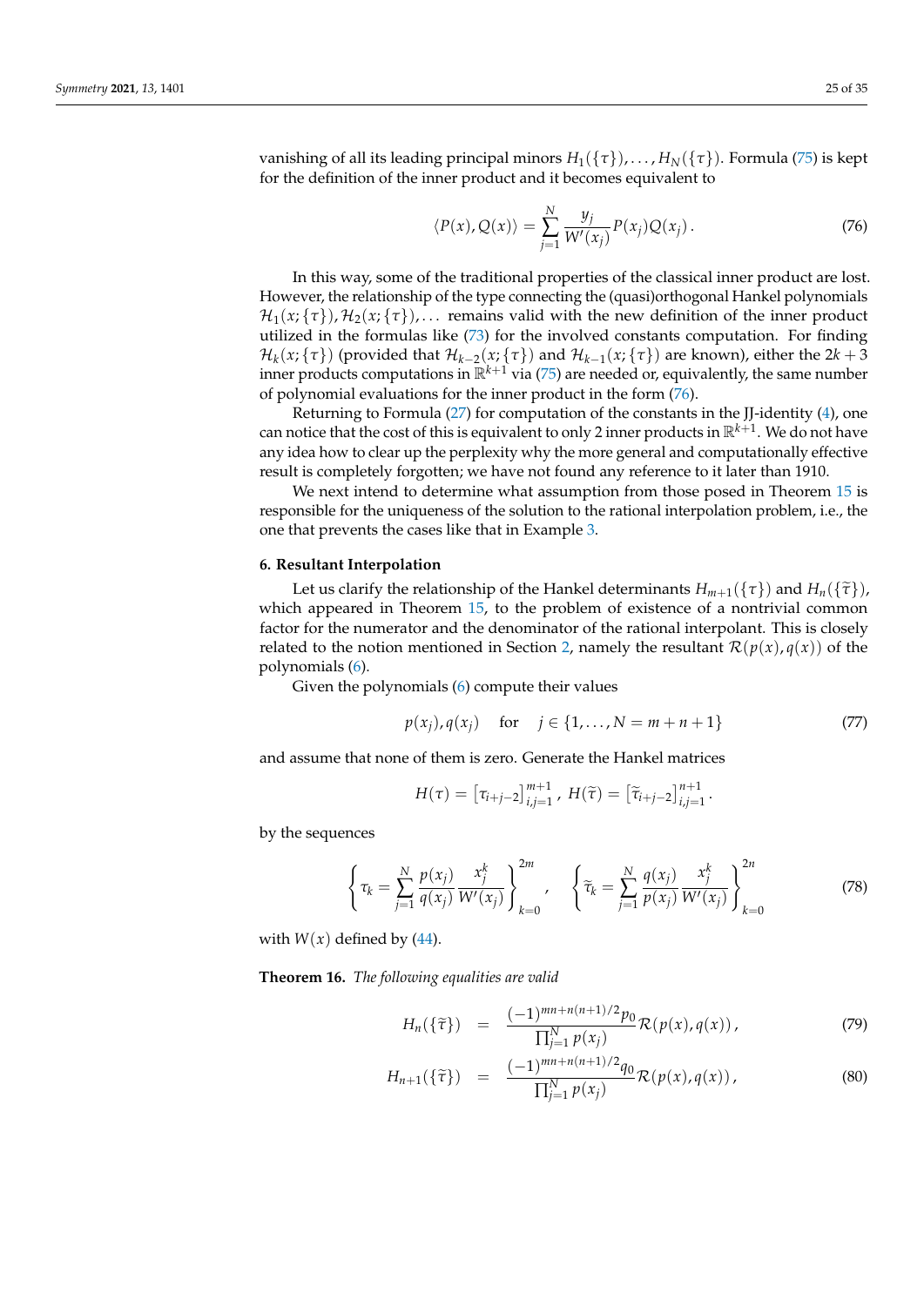vanishing of all its leading principal minors $H_1(\{\tau\}), \ldots, H_N(\{\tau\})$. Formula (75) is kept for the definition of the inner product and it becomes equivalent to

$$\langle P(x), Q(x) \rangle = \sum_{j=1}^{N} \frac{y_j}{W'(x_j)} P(x_j) Q(x_j) \,. \tag{76}$$

In this way, some of the traditional properties of the classical inner product are lost. However, the relationship of the type connecting the (quasi)orthogonal Hankel polynomials $\mathcal{H}_1(x; \{\tau\}), \mathcal{H}_2(x; \{\tau\}), \ldots$ remains valid with the new definition of the inner product utilized in the formulas like (73) for the involved constants computation. For finding $\mathcal{H}_k(x; \{\tau\})$ (provided that $\mathcal{H}_{k-2}(x; \{\tau\})$ and $\mathcal{H}_{k-1}(x; \{\tau\})$ are known), either the $2k+3$ inner products computations in $\mathbb{R}^{k+1}$ via (75) are needed or, equivalently, the same number of polynomial evaluations for the inner product in the form (76).

Returning to Formula (27) for computation of the constants in the JJ-identity (4), one can notice that the cost of this is equivalent to only 2 inner products in $\mathbb{R}^{k+1}$. We do not have any idea how to clear up the perplexity why the more general and computationally effective result is completely forgotten; we have not found any reference to it later than 1910.

We next intend to determine what assumption from those posed in Theorem 15 is responsible for the uniqueness of the solution to the rational interpolation problem, i.e., the one that prevents the cases like that in Example 3.

## 6. Resultant Interpolation

Let us clarify the relationship of the Hankel determinants $H_{m+1}(\{\tau\})$ and $H_n(\{\widetilde{\tau}\})$, which appeared in Theorem 15, to the problem of existence of a nontrivial common factor for the numerator and the denominator of the rational interpolant. This is closely related to the notion mentioned in Section 2, namely the resultant $\mathcal{R}(p(x), q(x))$ of the polynomials (6).

Given the polynomials (6) compute their values

$$p(x_j), q(x_j) \quad \text{for} \quad j \in \{1, \ldots, N = m+n+1\} \tag{77}$$

and assume that none of them is zero. Generate the Hankel matrices

$$H(\tau) = \left[\tau_{i+j-2}\right]_{i,j=1}^{m+1}, \; H(\widetilde{\tau}) = \left[\widetilde{\tau}_{i+j-2}\right]_{i,j=1}^{n+1}.$$

by the sequences

$$\left\{ \tau_k = \sum_{j=1}^{N} \frac{p(x_j)}{q(x_j)} \frac{x_j^k}{W'(x_j)} \right\}_{k=0}^{2m}, \quad \left\{ \widetilde{\tau}_k = \sum_{j=1}^{N} \frac{q(x_j)}{p(x_j)} \frac{x_j^k}{W'(x_j)} \right\}_{k=0}^{2n} \tag{78}$$

with $W(x)$ defined by (44).

**Theorem 16.** *The following equalities are valid*

$$H_n(\{\widetilde{\tau}\}) = \frac{(-1)^{mn+n(n+1)/2} p_0}{\prod_{j=1}^{N} p(x_j)} \mathcal{R}(p(x), q(x)) \,, \tag{79}$$

$$H_{n+1}(\{\widetilde{\tau}\}) = \frac{(-1)^{mn+n(n+1)/2} q_0}{\prod_{j=1}^{N} p(x_j)} \mathcal{R}(p(x), q(x)) \,, \tag{80}$$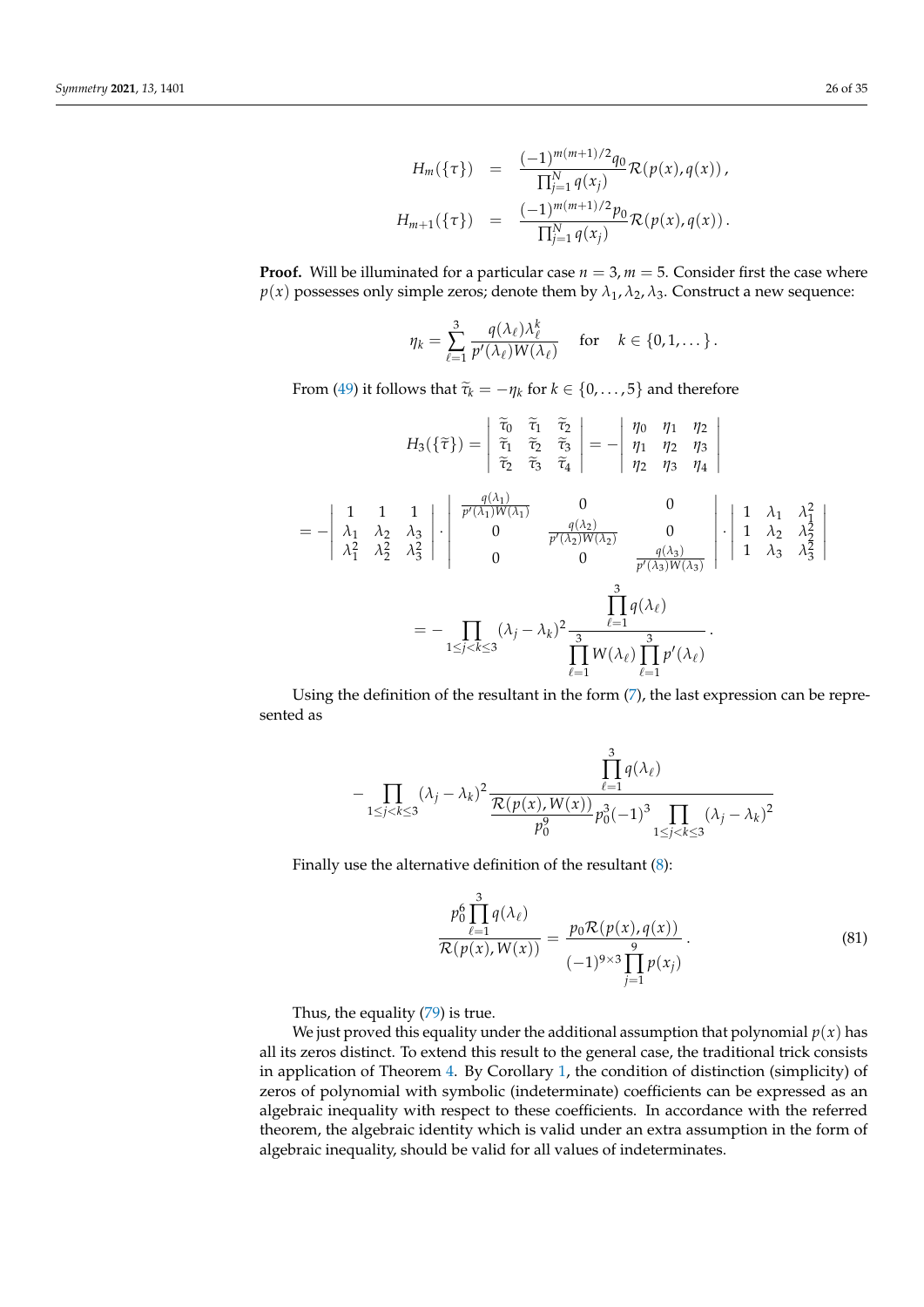$$
\begin{aligned}
H_m(\{\tau\}) &= \frac{(-1)^{m(m+1)/2} q_0}{\prod_{j=1}^{N} q(x_j)} \mathcal{R}(p(x), q(x)), \\
H_{m+1}(\{\tau\}) &= \frac{(-1)^{m(m+1)/2} p_0}{\prod_{j=1}^{N} q(x_j)} \mathcal{R}(p(x), q(x)).
\end{aligned}
$$

**Proof.** Will be illuminated for a particular case $n = 3, m = 5$. Consider first the case where $p(x)$ possesses only simple zeros; denote them by $\lambda_1, \lambda_2, \lambda_3$. Construct a new sequence:

$$
\eta_k = \sum_{\ell=1}^{3} \frac{q(\lambda_\ell)\lambda_\ell^k}{p'(\lambda_\ell)W(\lambda_\ell)} \quad \text{for} \quad k \in \{0, 1, \dots\}.
$$

From (49) it follows that $\widetilde{\tau}_k = -\eta_k$ for $k \in \{0, \dots, 5\}$ and therefore

$$
H_3(\{\widetilde{\tau}\}) = \left| \begin{array}{ccc} \widetilde{\tau}_0 & \widetilde{\tau}_1 & \widetilde{\tau}_2 \\ \widetilde{\tau}_1 & \widetilde{\tau}_2 & \widetilde{\tau}_3 \\ \widetilde{\tau}_2 & \widetilde{\tau}_3 & \widetilde{\tau}_4 \end{array} \right| = - \left| \begin{array}{ccc} \eta_0 & \eta_1 & \eta_2 \\ \eta_1 & \eta_2 & \eta_3 \\ \eta_2 & \eta_3 & \eta_4 \end{array} \right|
$$

$$
= - \left| \begin{array}{ccc} 1 & 1 & 1 \\ \lambda_1 & \lambda_2 & \lambda_3 \\ \lambda_1^2 & \lambda_2^2 & \lambda_3^2 \end{array} \right| \cdot \left| \begin{array}{ccc} \frac{q(\lambda_1)}{p'(\lambda_1)W(\lambda_1)} & 0 & 0 \\ 0 & \frac{q(\lambda_2)}{p'(\lambda_2)W(\lambda_2)} & 0 \\ 0 & 0 & \frac{q(\lambda_3)}{p'(\lambda_3)W(\lambda_3)} \end{array} \right| \cdot \left| \begin{array}{ccc} 1 & \lambda_1 & \lambda_1^2 \\ 1 & \lambda_2 & \lambda_2^2 \\ 1 & \lambda_3 & \lambda_3^2 \end{array} \right|
$$

$$
= - \prod_{1 \le j < k \le 3} (\lambda_j - \lambda_k)^2 \frac{\prod_{\ell=1}^{3} q(\lambda_\ell)}{\prod_{\ell=1}^{3} W(\lambda_\ell) \prod_{\ell=1}^{3} p'(\lambda_\ell)}.
$$

Using the definition of the resultant in the form (7), the last expression can be represented as

$$
- \prod_{1 \le j < k \le 3} (\lambda_j - \lambda_k)^2 \frac{\prod_{\ell=1}^{3} q(\lambda_\ell)}{\frac{\mathcal{R}(p(x), W(x))}{p_0^9} p_0^3 (-1)^3 \prod_{1 \le j < k \le 3} (\lambda_j - \lambda_k)^2}
$$

Finally use the alternative definition of the resultant (8):

$$
\frac{p_0^6 \prod_{\ell=1}^{3} q(\lambda_\ell)}{\mathcal{R}(p(x), W(x))} = \frac{p_0 \mathcal{R}(p(x), q(x))}{(-1)^{9 \times 3} \prod_{j=1}^{9} p(x_j)}. \tag{81}
$$

Thus, the equality (79) is true.

We just proved this equality under the additional assumption that polynomial $p(x)$ has all its zeros distinct. To extend this result to the general case, the traditional trick consists in application of Theorem 4. By Corollary 1, the condition of distinction (simplicity) of zeros of polynomial with symbolic (indeterminate) coefficients can be expressed as an algebraic inequality with respect to these coefficients. In accordance with the referred theorem, the algebraic identity which is valid under an extra assumption in the form of algebraic inequality, should be valid for all values of indeterminates.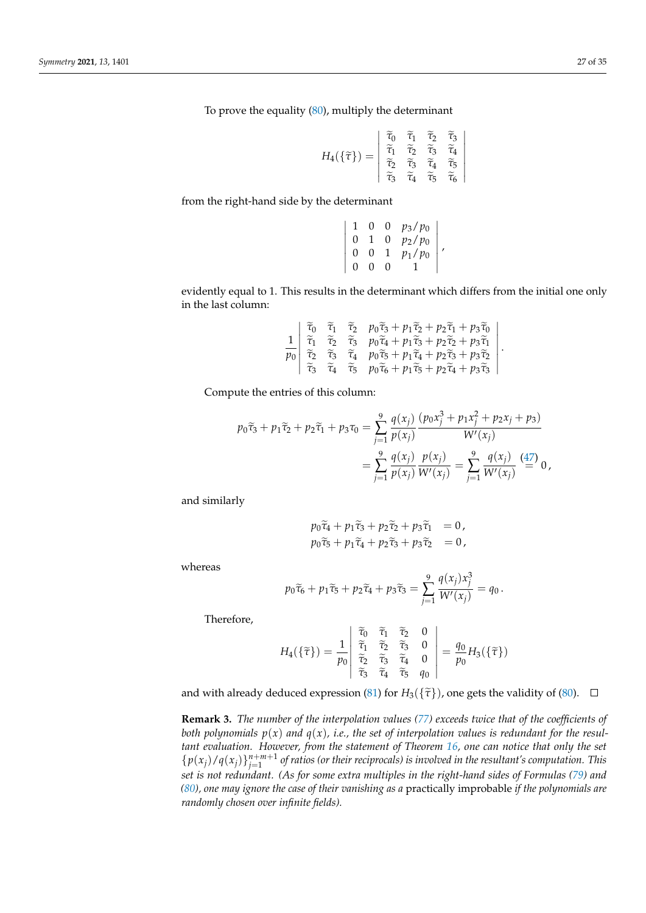To prove the equality (80), multiply the determinant

$$
H_4(\{\widetilde{\tau}\}) = \left| \begin{array}{cccc} \widetilde{\tau}_0 & \widetilde{\tau}_1 & \widetilde{\tau}_2 & \widetilde{\tau}_3 \\ \widetilde{\tau}_1 & \widetilde{\tau}_2 & \widetilde{\tau}_3 & \widetilde{\tau}_4 \\ \widetilde{\tau}_2 & \widetilde{\tau}_3 & \widetilde{\tau}_4 & \widetilde{\tau}_5 \\ \widetilde{\tau}_3 & \widetilde{\tau}_4 & \widetilde{\tau}_5 & \widetilde{\tau}_6 \end{array} \right|
$$

from the right-hand side by the determinant

$$
\left| \begin{array}{cccc} 1 & 0 & 0 & p_3/p_0 \\ 0 & 1 & 0 & p_2/p_0 \\ 0 & 0 & 1 & p_1/p_0 \\ 0 & 0 & 0 & 1 \end{array} \right| ,
$$

evidently equal to 1. This results in the determinant which differs from the initial one only in the last column:

$$
\frac{1}{p_0} \left| \begin{array}{cccc} \widetilde{\tau}_0 & \widetilde{\tau}_1 & \widetilde{\tau}_2 & p_0\widetilde{\tau}_3 + p_1\widetilde{\tau}_2 + p_2\widetilde{\tau}_1 + p_3\widetilde{\tau}_0 \\ \widetilde{\tau}_1 & \widetilde{\tau}_2 & \widetilde{\tau}_3 & p_0\widetilde{\tau}_4 + p_1\widetilde{\tau}_3 + p_2\widetilde{\tau}_2 + p_3\widetilde{\tau}_1 \\ \widetilde{\tau}_2 & \widetilde{\tau}_3 & \widetilde{\tau}_4 & p_0\widetilde{\tau}_5 + p_1\widetilde{\tau}_4 + p_2\widetilde{\tau}_3 + p_3\widetilde{\tau}_2 \\ \widetilde{\tau}_3 & \widetilde{\tau}_4 & \widetilde{\tau}_5 & p_0\widetilde{\tau}_6 + p_1\widetilde{\tau}_5 + p_2\widetilde{\tau}_4 + p_3\widetilde{\tau}_3 \end{array} \right| .
$$

Compute the entries of this column:

$$
\begin{aligned}
p_0\widetilde{\tau}_3 + p_1\widetilde{\tau}_2 + p_2\widetilde{\tau}_1 + p_3\tau_0 &= \sum_{j=1}^{9} \frac{q(x_j)}{p(x_j)} \frac{(p_0x_j^3 + p_1x_j^2 + p_2x_j + p_3)}{W'(x_j)} \\
&= \sum_{j=1}^{9} \frac{q(x_j)}{p(x_j)} \frac{p(x_j)}{W'(x_j)} = \sum_{j=1}^{9} \frac{q(x_j)}{W'(x_j)} \overset{(47)}{=} 0 ,
\end{aligned}
$$

and similarly

$$
\begin{aligned}
p_0\widetilde{\tau}_4 + p_1\widetilde{\tau}_3 + p_2\widetilde{\tau}_2 + p_3\widetilde{\tau}_1 &= 0 , \\
p_0\widetilde{\tau}_5 + p_1\widetilde{\tau}_4 + p_2\widetilde{\tau}_3 + p_3\widetilde{\tau}_2 &= 0 ,
\end{aligned}
$$

whereas

$$
p_0\widetilde{\tau}_6 + p_1\widetilde{\tau}_5 + p_2\widetilde{\tau}_4 + p_3\widetilde{\tau}_3 = \sum_{j=1}^{9} \frac{q(x_j)x_j^3}{W'(x_j)} = q_0 .
$$

Therefore,

$$
H_4(\{\widetilde{\tau}\}) = \frac{1}{p_0} \left| \begin{array}{cccc} \widetilde{\tau}_0 & \widetilde{\tau}_1 & \widetilde{\tau}_2 & 0 \\ \widetilde{\tau}_1 & \widetilde{\tau}_2 & \widetilde{\tau}_3 & 0 \\ \widetilde{\tau}_2 & \widetilde{\tau}_3 & \widetilde{\tau}_4 & 0 \\ \widetilde{\tau}_3 & \widetilde{\tau}_4 & \widetilde{\tau}_5 & q_0 \end{array} \right| = \frac{q_0}{p_0} H_3(\{\widetilde{\tau}\})
$$

and with already deduced expression (81) for $H_3(\{\widetilde{\tau}\})$, one gets the validity of (80). □

**Remark 3.** *The number of the interpolation values (77) exceeds twice that of the coefficients of both polynomials $p(x)$ and $q(x)$, i.e., the set of interpolation values is redundant for the resultant evaluation. However, from the statement of Theorem 16, one can notice that only the set $\{p(x_j)/q(x_j)\}_{j=1}^{n+m+1}$ of ratios (or their reciprocals) is involved in the resultant's computation. This set is not redundant. (As for some extra multiples in the right-hand sides of Formulas (79) and (80), one may ignore the case of their vanishing as a* practically improbable *if the polynomials are randomly chosen over infinite fields).*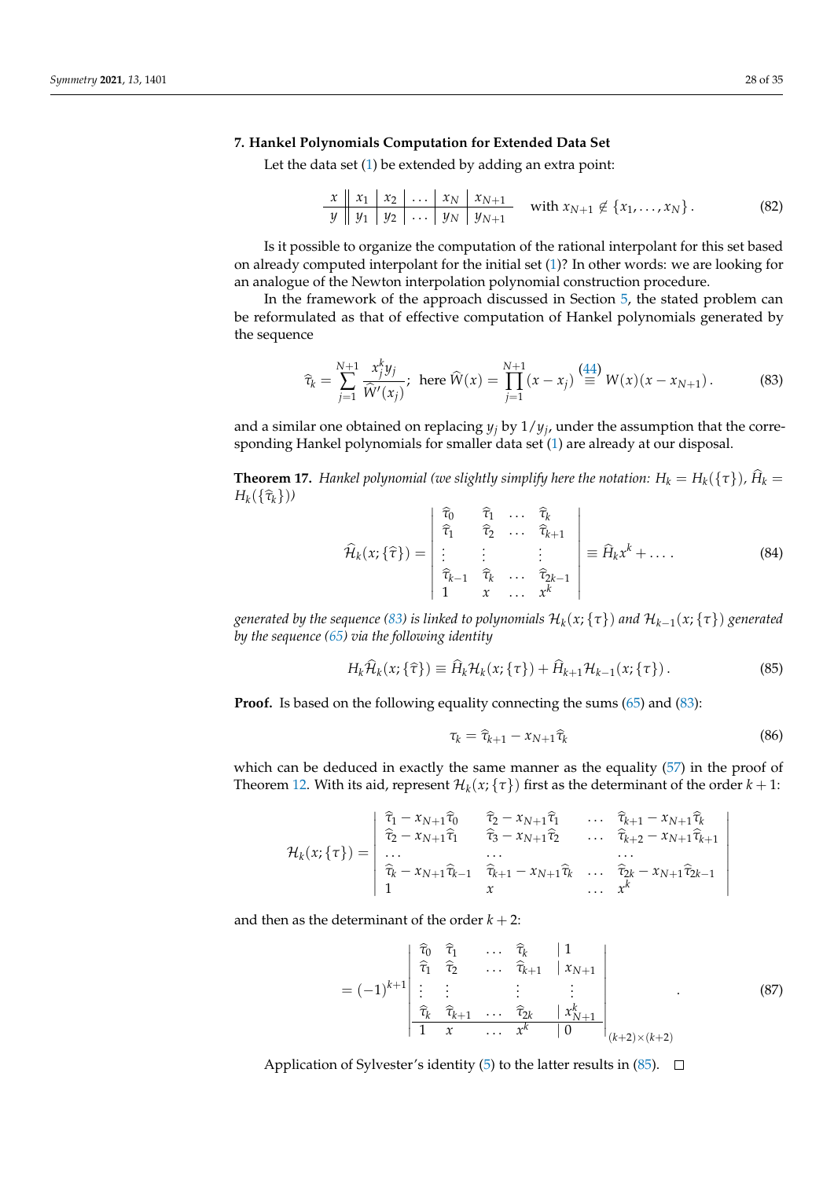## 7. Hankel Polynomials Computation for Extended Data Set

Let the data set (1) be extended by adding an extra point:

$$
\begin{array}{c||c|c|c|c|c}
x & x_1 & x_2 & \dots & x_N & x_{N+1} \\
\hline
y & y_1 & y_2 & \dots & y_N & y_{N+1}
\end{array}
\quad \text{with } x_{N+1} \notin \{x_1, \dots, x_N\} \, . \tag{82}
$$

Is it possible to organize the computation of the rational interpolant for this set based on already computed interpolant for the initial set (1)? In other words: we are looking for an analogue of the Newton interpolation polynomial construction procedure.

In the framework of the approach discussed in Section 5, the stated problem can be reformulated as that of effective computation of Hankel polynomials generated by the sequence

$$
\widehat{\tau}_k = \sum_{j=1}^{N+1} \frac{x_j^k y_j}{\widehat{W}'(x_j)}; \ \text{ here } \widehat{W}(x) = \prod_{j=1}^{N+1}(x - x_j) \stackrel{(44)}{\equiv} W(x)(x - x_{N+1}) \, . \tag{83}
$$

and a similar one obtained on replacing $y_j$ by $1/y_j$, under the assumption that the corresponding Hankel polynomials for smaller data set (1) are already at our disposal.

**Theorem 17.** *Hankel polynomial (we slightly simplify here the notation: $H_k = H_k(\{\tau\})$, $\widehat{H}_k = H_k(\{\widehat{\tau}_k\})$)*

$$
\widehat{\mathcal{H}}_k(x; \{\widehat{\tau}\}) = \left| \begin{array}{llll}
\widehat{\tau}_0 & \widehat{\tau}_1 & \dots & \widehat{\tau}_k \\
\widehat{\tau}_1 & \widehat{\tau}_2 & \dots & \widehat{\tau}_{k+1} \\
\vdots & \vdots & & \vdots \\
\widehat{\tau}_{k-1} & \widehat{\tau}_k & \dots & \widehat{\tau}_{2k-1} \\
1 & x & \dots & x^k
\end{array} \right| \equiv \widehat{H}_k x^k + \dots \, . \tag{84}
$$

*generated by the sequence (83) is linked to polynomials $\mathcal{H}_k(x; \{\tau\})$ and $\mathcal{H}_{k-1}(x; \{\tau\})$ generated by the sequence (65) via the following identity*

$$
H_k \widehat{\mathcal{H}}_k(x; \{\widehat{\tau}\}) \equiv \widehat{H}_k \mathcal{H}_k(x; \{\tau\}) + \widehat{H}_{k+1} \mathcal{H}_{k-1}(x; \{\tau\}) \, . \tag{85}
$$

**Proof.** Is based on the following equality connecting the sums (65) and (83):

$$
\tau_k = \widehat{\tau}_{k+1} - x_{N+1} \widehat{\tau}_k \tag{86}
$$

which can be deduced in exactly the same manner as the equality (57) in the proof of Theorem 12. With its aid, represent $\mathcal{H}_k(x; \{\tau\})$ first as the determinant of the order $k+1$:

$$
\mathcal{H}_k(x; \{\tau\}) = \left| \begin{array}{llll}
\widehat{\tau}_1 - x_{N+1}\widehat{\tau}_0 & \widehat{\tau}_2 - x_{N+1}\widehat{\tau}_1 & \dots & \widehat{\tau}_{k+1} - x_{N+1}\widehat{\tau}_k \\
\widehat{\tau}_2 - x_{N+1}\widehat{\tau}_1 & \widehat{\tau}_3 - x_{N+1}\widehat{\tau}_2 & \dots & \widehat{\tau}_{k+2} - x_{N+1}\widehat{\tau}_{k+1} \\
\dots & \dots & & \dots \\
\widehat{\tau}_k - x_{N+1}\widehat{\tau}_{k-1} & \widehat{\tau}_{k+1} - x_{N+1}\widehat{\tau}_k & \dots & \widehat{\tau}_{2k} - x_{N+1}\widehat{\tau}_{2k-1} \\
1 & x & \dots & x^k
\end{array} \right|
$$

and then as the determinant of the order $k+2$:

$$
= (-1)^{k+1} \left| \begin{array}{llll|l}
\widehat{\tau}_0 & \widehat{\tau}_1 & \dots & \widehat{\tau}_k & 1 \\
\widehat{\tau}_1 & \widehat{\tau}_2 & \dots & \widehat{\tau}_{k+1} & x_{N+1} \\
\vdots & \vdots & & \vdots & \vdots \\
\widehat{\tau}_k & \widehat{\tau}_{k+1} & \dots & \widehat{\tau}_{2k} & x_{N+1}^k \\
\hline
1 & x & \dots & x^k & 0
\end{array} \right|_{(k+2)\times(k+2)} . \tag{87}
$$

Application of Sylvester's identity (5) to the latter results in (85). $\square$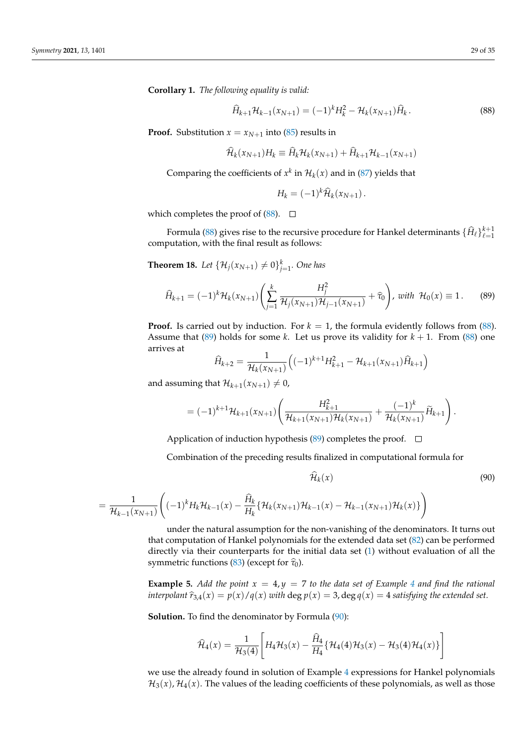**Corollary 1.** *The following equality is valid:*

$$
\widehat{H}_{k+1}\mathcal{H}_{k-1}(x_{N+1}) = (-1)^k H_k^2 - \mathcal{H}_k(x_{N+1})\widehat{H}_k \,. \tag{88}
$$

**Proof.** Substitution $x = x_{N+1}$ into (85) results in

$$
\widehat{\mathcal{H}}_k(x_{N+1})H_k \equiv \widehat{H}_k\mathcal{H}_k(x_{N+1}) + \widehat{H}_{k+1}\mathcal{H}_{k-1}(x_{N+1})
$$

Comparing the coefficients of $x^k$ in $\mathcal{H}_k(x)$ and in (87) yields that

$$
H_k = (-1)^k \widehat{\mathcal{H}}_k(x_{N+1})\,.
$$

which completes the proof of (88). □

Formula (88) gives rise to the recursive procedure for Hankel determinants $\{\widehat{H}_\ell\}_{\ell=1}^{k+1}$ computation, with the final result as follows:

**Theorem 18.** *Let* $\{\mathcal{H}_j(x_{N+1}) \neq 0\}_{j=1}^{k}$*. One has*

$$
\widehat{H}_{k+1} = (-1)^k \mathcal{H}_k(x_{N+1}) \left( \sum_{j=1}^{k} \frac{H_j^2}{\mathcal{H}_j(x_{N+1})\mathcal{H}_{j-1}(x_{N+1})} + \widehat{\tau}_0 \right), \text{ with } \mathcal{H}_0(x) \equiv 1\,. \tag{89}
$$

**Proof.** Is carried out by induction. For $k = 1$, the formula evidently follows from (88). Assume that (89) holds for some $k$. Let us prove its validity for $k+1$. From (88) one arrives at

$$
\widehat{H}_{k+2} = \frac{1}{\mathcal{H}_k(x_{N+1})} \left( (-1)^{k+1} H_{k+1}^2 - \mathcal{H}_{k+1}(x_{N+1})\widehat{H}_{k+1} \right)
$$

and assuming that $\mathcal{H}_{k+1}(x_{N+1}) \neq 0$,

$$
= (-1)^{k+1}\mathcal{H}_{k+1}(x_{N+1}) \left( \frac{H_{k+1}^2}{\mathcal{H}_{k+1}(x_{N+1})\mathcal{H}_k(x_{N+1})} + \frac{(-1)^k}{\mathcal{H}_k(x_{N+1})}\widetilde{H}_{k+1} \right).
$$

Application of induction hypothesis (89) completes the proof. □

Combination of the preceding results finalized in computational formula for

$$
\widehat{\mathcal{H}}_k(x) \tag{90}
$$

$$
= \frac{1}{\mathcal{H}_{k-1}(x_{N+1})} \left( (-1)^k H_k \mathcal{H}_{k-1}(x) - \frac{\widehat{H}_k}{H_k} \{ \mathcal{H}_k(x_{N+1})\mathcal{H}_{k-1}(x) - \mathcal{H}_{k-1}(x_{N+1})\mathcal{H}_k(x) \} \right)
$$

under the natural assumption for the non-vanishing of the denominators. It turns out that computation of Hankel polynomials for the extended data set (82) can be performed directly via their counterparts for the initial data set (1) without evaluation of all the symmetric functions (83) (except for $\widehat{\tau}_0$).

**Example 5.** *Add the point $x = 4, y = 7$ to the data set of Example 4 and find the rational interpolant $\widehat{r}_{3,4}(x) = p(x)/q(x)$ with $\deg p(x) = 3, \deg q(x) = 4$ satisfying the extended set.*

**Solution.** To find the denominator by Formula (90):

$$
\widehat{\mathcal{H}}_4(x) = \frac{1}{\mathcal{H}_3(4)} \left[ H_4\mathcal{H}_3(x) - \frac{\widehat{H}_4}{H_4} \{ \mathcal{H}_4(4)\mathcal{H}_3(x) - \mathcal{H}_3(4)\mathcal{H}_4(x) \} \right]
$$

we use the already found in solution of Example 4 expressions for Hankel polynomials $\mathcal{H}_3(x), \mathcal{H}_4(x)$. The values of the leading coefficients of these polynomials, as well as those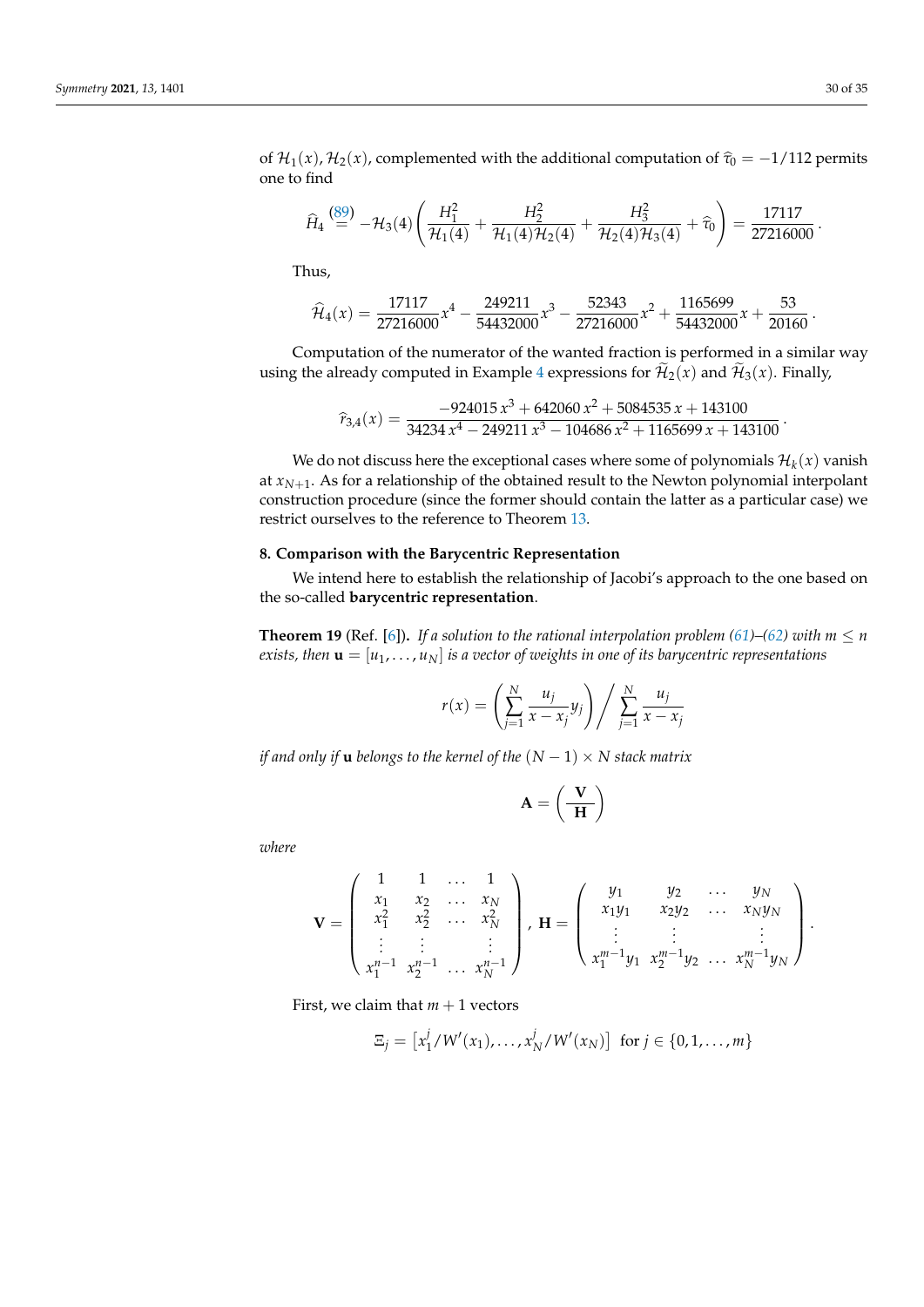of $\mathcal{H}_1(x), \mathcal{H}_2(x)$, complemented with the additional computation of $\widehat{\tau}_0 = -1/112$ permits one to find

$$\widehat{H}_4 \stackrel{(89)}{=} -\mathcal{H}_3(4)\left(\frac{H_1^2}{\mathcal{H}_1(4)} + \frac{H_2^2}{\mathcal{H}_1(4)\mathcal{H}_2(4)} + \frac{H_3^2}{\mathcal{H}_2(4)\mathcal{H}_3(4)} + \widehat{\tau}_0\right) = \frac{17117}{27216000}.$$

Thus,

$$\widehat{\mathcal{H}}_4(x) = \frac{17117}{27216000}x^4 - \frac{249211}{54432000}x^3 - \frac{52343}{27216000}x^2 + \frac{1165699}{54432000}x + \frac{53}{20160}.$$

Computation of the numerator of the wanted fraction is performed in a similar way using the already computed in Example 4 expressions for $\widetilde{\mathcal{H}}_2(x)$ and $\widetilde{\mathcal{H}}_3(x)$. Finally,

$$\widehat{r}_{3,4}(x) = \frac{-924015\,x^3 + 642060\,x^2 + 5084535\,x + 143100}{34234\,x^4 - 249211\,x^3 - 104686\,x^2 + 1165699\,x + 143100}.$$

We do not discuss here the exceptional cases where some of polynomials $\mathcal{H}_k(x)$ vanish at $x_{N+1}$. As for a relationship of the obtained result to the Newton polynomial interpolant construction procedure (since the former should contain the latter as a particular case) we restrict ourselves to the reference to Theorem 13.

## 8. Comparison with the Barycentric Representation

We intend here to establish the relationship of Jacobi's approach to the one based on the so-called **barycentric representation**.

**Theorem 19** (Ref. [6]). *If a solution to the rational interpolation problem (61)–(62) with $m \le n$ exists, then $\mathbf{u} = [u_1, \dots, u_N]$ is a vector of weights in one of its barycentric representations*

$$r(x) = \left(\sum_{j=1}^{N} \frac{u_j}{x - x_j} y_j\right) \Bigg/ \sum_{j=1}^{N} \frac{u_j}{x - x_j}$$

*if and only if $\mathbf{u}$ belongs to the kernel of the $(N-1) \times N$ stack matrix*

$$\mathbf{A} = \left(\frac{\mathbf{V}}{\mathbf{H}}\right)$$

*where*

$$\mathbf{V} = \begin{pmatrix} 1 & 1 & \dots & 1 \\ x_1 & x_2 & \dots & x_N \\ x_1^2 & x_2^2 & \dots & x_N^2 \\ \vdots & \vdots & & \vdots \\ x_1^{n-1} & x_2^{n-1} & \dots & x_N^{n-1} \end{pmatrix}, \ \mathbf{H} = \begin{pmatrix} y_1 & y_2 & \dots & y_N \\ x_1 y_1 & x_2 y_2 & \dots & x_N y_N \\ \vdots & \vdots & & \vdots \\ x_1^{m-1} y_1 & x_2^{m-1} y_2 & \dots & x_N^{m-1} y_N \end{pmatrix}.$$

First, we claim that $m+1$ vectors

$$\Xi_j = \left[x_1^j / W'(x_1), \dots, x_N^j / W'(x_N)\right] \ \text{ for } j \in \{0, 1, \dots, m\}$$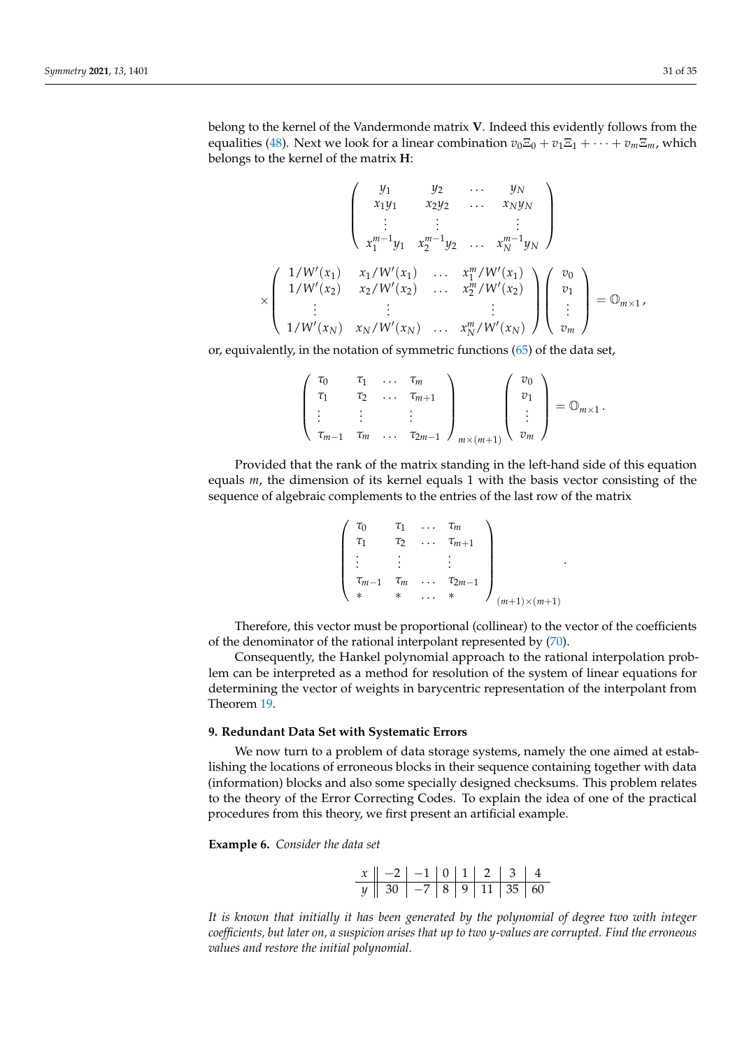belong to the kernel of the Vandermonde matrix $\mathbf{V}$. Indeed this evidently follows from the equalities (48). Next we look for a linear combination $v_0\Xi_0 + v_1\Xi_1 + \cdots + v_m\Xi_m$, which belongs to the kernel of the matrix $\mathbf{H}$:

$$
\left(\begin{array}{cccc}
y_1 & y_2 & \dots & y_N \\
x_1y_1 & x_2y_2 & \dots & x_Ny_N \\
\vdots & \vdots & & \vdots \\
x_1^{m-1}y_1 & x_2^{m-1}y_2 & \dots & x_N^{m-1}y_N
\end{array}\right)
$$

$$
\times \left(\begin{array}{cccc}
1/W'(x_1) & x_1/W'(x_1) & \dots & x_1^m/W'(x_1) \\
1/W'(x_2) & x_2/W'(x_2) & \dots & x_2^m/W'(x_2) \\
\vdots & \vdots & & \vdots \\
1/W'(x_N) & x_N/W'(x_N) & \dots & x_N^m/W'(x_N)
\end{array}\right) \left(\begin{array}{c} v_0 \\ v_1 \\ \vdots \\ v_m \end{array}\right) = \mathbb{O}_{m\times 1},
$$

or, equivalently, in the notation of symmetric functions (65) of the data set,

$$
\left(\begin{array}{cccc}
\tau_0 & \tau_1 & \dots & \tau_m \\
\tau_1 & \tau_2 & \dots & \tau_{m+1} \\
\vdots & \vdots & & \vdots \\
\tau_{m-1} & \tau_m & \dots & \tau_{2m-1}
\end{array}\right)_{m\times(m+1)} \left(\begin{array}{c} v_0 \\ v_1 \\ \vdots \\ v_m \end{array}\right) = \mathbb{O}_{m\times 1}.
$$

Provided that the rank of the matrix standing in the left-hand side of this equation equals $m$, the dimension of its kernel equals 1 with the basis vector consisting of the sequence of algebraic complements to the entries of the last row of the matrix

$$
\left(\begin{array}{cccc}
\tau_0 & \tau_1 & \dots & \tau_m \\
\tau_1 & \tau_2 & \dots & \tau_{m+1} \\
\vdots & \vdots & & \vdots \\
\tau_{m-1} & \tau_m & \dots & \tau_{2m-1} \\
* & * & \dots & *
\end{array}\right)_{(m+1)\times(m+1)}.
$$

Therefore, this vector must be proportional (collinear) to the vector of the coefficients of the denominator of the rational interpolant represented by (70).

Consequently, the Hankel polynomial approach to the rational interpolation problem can be interpreted as a method for resolution of the system of linear equations for determining the vector of weights in barycentric representation of the interpolant from Theorem 19.

## 9. Redundant Data Set with Systematic Errors

We now turn to a problem of data storage systems, namely the one aimed at establishing the locations of erroneous blocks in their sequence containing together with data (information) blocks and also some specially designed checksums. This problem relates to the theory of the Error Correcting Codes. To explain the idea of one of the practical procedures from this theory, we first present an artificial example.

**Example 6.** *Consider the data set*

| $x$ | $-2$ | $-1$ | $0$ | $1$ | $2$ | $3$ | $4$ |
|---|---|---|---|---|---|---|---|
| $y$ | $30$ | $-7$ | $8$ | $9$ | $11$ | $35$ | $60$ |

*It is known that initially it has been generated by the polynomial of degree two with integer coefficients, but later on, a suspicion arises that up to two y-values are corrupted. Find the erroneous values and restore the initial polynomial.*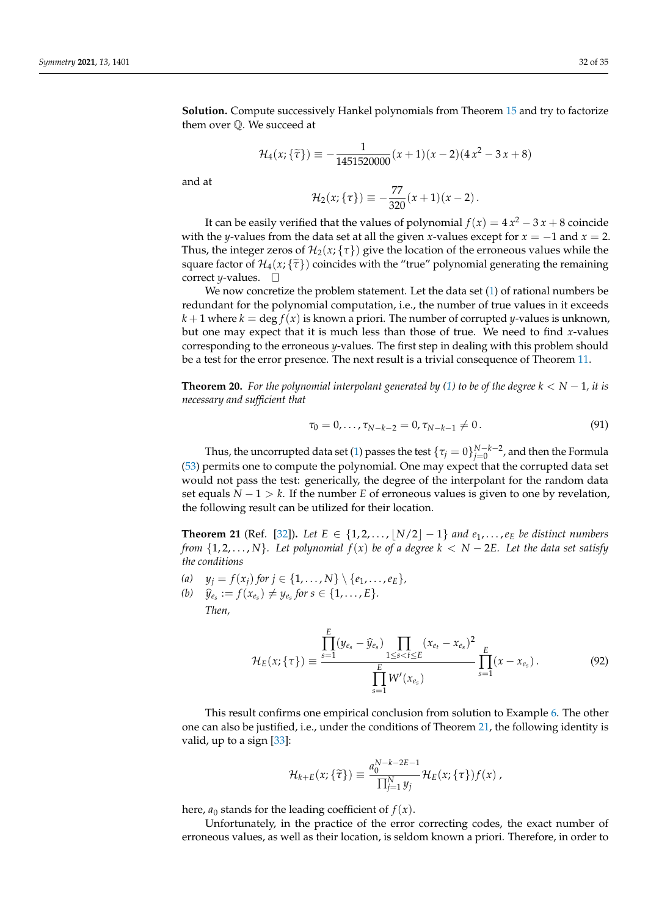**Solution.** Compute successively Hankel polynomials from Theorem 15 and try to factorize them over $\mathbb{Q}$. We succeed at

$$\mathcal{H}_4(x;\{\widetilde{\tau}\}) \equiv -\frac{1}{1451520000}(x+1)(x-2)(4\,x^2-3\,x+8)$$

and at

$$\mathcal{H}_2(x;\{\tau\}) \equiv -\frac{77}{320}(x+1)(x-2)\,.$$

It can be easily verified that the values of polynomial $f(x) = 4\,x^2 - 3\,x + 8$ coincide with the $y$-values from the data set at all the given $x$-values except for $x = -1$ and $x = 2$. Thus, the integer zeros of $\mathcal{H}_2(x;\{\tau\})$ give the location of the erroneous values while the square factor of $\mathcal{H}_4(x;\{\widetilde{\tau}\})$ coincides with the "true" polynomial generating the remaining correct $y$-values. □

We now concretize the problem statement. Let the data set (1) of rational numbers be redundant for the polynomial computation, i.e., the number of true values in it exceeds $k+1$ where $k = \deg f(x)$ is known a priori. The number of corrupted $y$-values is unknown, but one may expect that it is much less than those of true. We need to find $x$-values corresponding to the erroneous $y$-values. The first step in dealing with this problem should be a test for the error presence. The next result is a trivial consequence of Theorem 11.

**Theorem 20.** *For the polynomial interpolant generated by (1) to be of the degree $k < N-1$, it is necessary and sufficient that*

$$\tau_0 = 0, \ldots, \tau_{N-k-2} = 0, \tau_{N-k-1} \neq 0\,. \tag{91}$$

Thus, the uncorrupted data set (1) passes the test $\{\tau_j = 0\}_{j=0}^{N-k-2}$, and then the Formula (53) permits one to compute the polynomial. One may expect that the corrupted data set would not pass the test: generically, the degree of the interpolant for the random data set equals $N-1 > k$. If the number $E$ of erroneous values is given to one by revelation, the following result can be utilized for their location.

**Theorem 21** (Ref. [32])**.** *Let $E \in \{1,2,\ldots,\lfloor N/2\rfloor - 1\}$ and $e_1,\ldots,e_E$ be distinct numbers from $\{1,2,\ldots,N\}$. Let polynomial $f(x)$ be of a degree $k < N-2E$. Let the data set satisfy the conditions*

*(a)* $y_j = f(x_j)$ *for* $j \in \{1,\ldots,N\} \setminus \{e_1,\ldots,e_E\}$,

*(b)* $\widehat{y}_{e_s} := f(x_{e_s}) \neq y_{e_s}$ *for* $s \in \{1,\ldots,E\}$.

*Then,*

$$\mathcal{H}_E(x;\{\tau\}) \equiv \frac{\prod_{s=1}^{E}(y_{e_s} - \widehat{y}_{e_s}) \prod_{1\le s<t\le E}(x_{e_t} - x_{e_s})^2}{\prod_{s=1}^{E} W'(x_{e_s})} \prod_{s=1}^{E}(x - x_{e_s})\,. \tag{92}$$

This result confirms one empirical conclusion from solution to Example 6. The other one can also be justified, i.e., under the conditions of Theorem 21, the following identity is valid, up to a sign [33]:

$$\mathcal{H}_{k+E}(x;\{\widetilde{\tau}\}) \equiv \frac{a_0^{N-k-2E-1}}{\prod_{j=1}^{N} y_j}\mathcal{H}_E(x;\{\tau\})f(x)\,,$$

here, $a_0$ stands for the leading coefficient of $f(x)$.

Unfortunately, in the practice of the error correcting codes, the exact number of erroneous values, as well as their location, is seldom known a priori. Therefore, in order to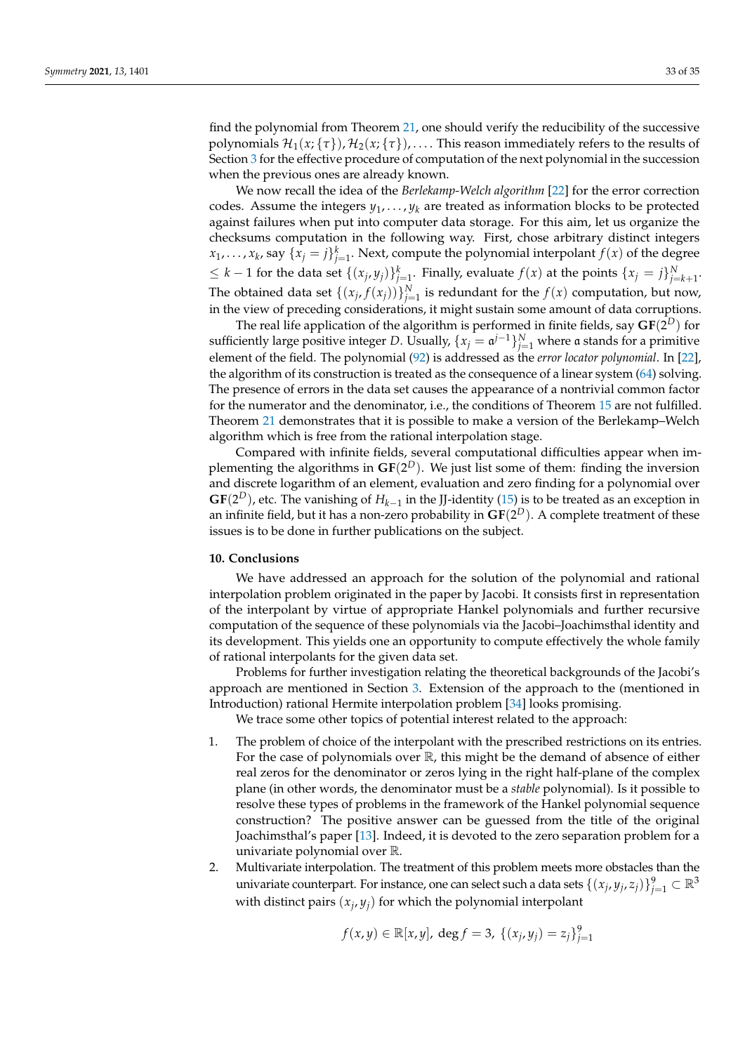find the polynomial from Theorem 21, one should verify the reducibility of the successive polynomials $\mathcal{H}_1(x;\{\tau\}), \mathcal{H}_2(x;\{\tau\}), \dots$. This reason immediately refers to the results of Section 3 for the effective procedure of computation of the next polynomial in the succession when the previous ones are already known.

We now recall the idea of the *Berlekamp-Welch algorithm* [22] for the error correction codes. Assume the integers $y_1, \dots, y_k$ are treated as information blocks to be protected against failures when put into computer data storage. For this aim, let us organize the checksums computation in the following way. First, chose arbitrary distinct integers $x_1, \dots, x_k$, say $\{x_j = j\}_{j=1}^k$. Next, compute the polynomial interpolant $f(x)$ of the degree $\le k-1$ for the data set $\{(x_j, y_j)\}_{j=1}^k$. Finally, evaluate $f(x)$ at the points $\{x_j = j\}_{j=k+1}^N$. The obtained data set $\{(x_j, f(x_j))\}_{j=1}^N$ is redundant for the $f(x)$ computation, but now, in the view of preceding considerations, it might sustain some amount of data corruptions.

The real life application of the algorithm is performed in finite fields, say $\mathbf{GF}(2^D)$ for sufficiently large positive integer $D$. Usually, $\{x_j = \mathfrak{a}^{j-1}\}_{j=1}^N$ where $\mathfrak{a}$ stands for a primitive element of the field. The polynomial (92) is addressed as the *error locator polynomial*. In [22], the algorithm of its construction is treated as the consequence of a linear system (64) solving. The presence of errors in the data set causes the appearance of a nontrivial common factor for the numerator and the denominator, i.e., the conditions of Theorem 15 are not fulfilled. Theorem 21 demonstrates that it is possible to make a version of the Berlekamp–Welch algorithm which is free from the rational interpolation stage.

Compared with infinite fields, several computational difficulties appear when implementing the algorithms in $\mathbf{GF}(2^D)$. We just list some of them: finding the inversion and discrete logarithm of an element, evaluation and zero finding for a polynomial over $\mathbf{GF}(2^D)$, etc. The vanishing of $H_{k-1}$ in the JJ-identity (15) is to be treated as an exception in an infinite field, but it has a non-zero probability in $\mathbf{GF}(2^D)$. A complete treatment of these issues is to be done in further publications on the subject.

## 10. Conclusions

We have addressed an approach for the solution of the polynomial and rational interpolation problem originated in the paper by Jacobi. It consists first in representation of the interpolant by virtue of appropriate Hankel polynomials and further recursive computation of the sequence of these polynomials via the Jacobi–Joachimsthal identity and its development. This yields one an opportunity to compute effectively the whole family of rational interpolants for the given data set.

Problems for further investigation relating the theoretical backgrounds of the Jacobi's approach are mentioned in Section 3. Extension of the approach to the (mentioned in Introduction) rational Hermite interpolation problem [34] looks promising.

We trace some other topics of potential interest related to the approach:

1. The problem of choice of the interpolant with the prescribed restrictions on its entries. For the case of polynomials over $\mathbb{R}$, this might be the demand of absence of either real zeros for the denominator or zeros lying in the right half-plane of the complex plane (in other words, the denominator must be a *stable* polynomial). Is it possible to resolve these types of problems in the framework of the Hankel polynomial sequence construction? The positive answer can be guessed from the title of the original Joachimsthal's paper [13]. Indeed, it is devoted to the zero separation problem for a univariate polynomial over $\mathbb{R}$.
2. Multivariate interpolation. The treatment of this problem meets more obstacles than the univariate counterpart. For instance, one can select such a data sets $\{(x_j, y_j, z_j)\}_{j=1}^9 \subset \mathbb{R}^3$ with distinct pairs $(x_j, y_j)$ for which the polynomial interpolant

$$f(x,y) \in \mathbb{R}[x,y],\ \deg f = 3,\ \{(x_j, y_j) = z_j\}_{j=1}^9$$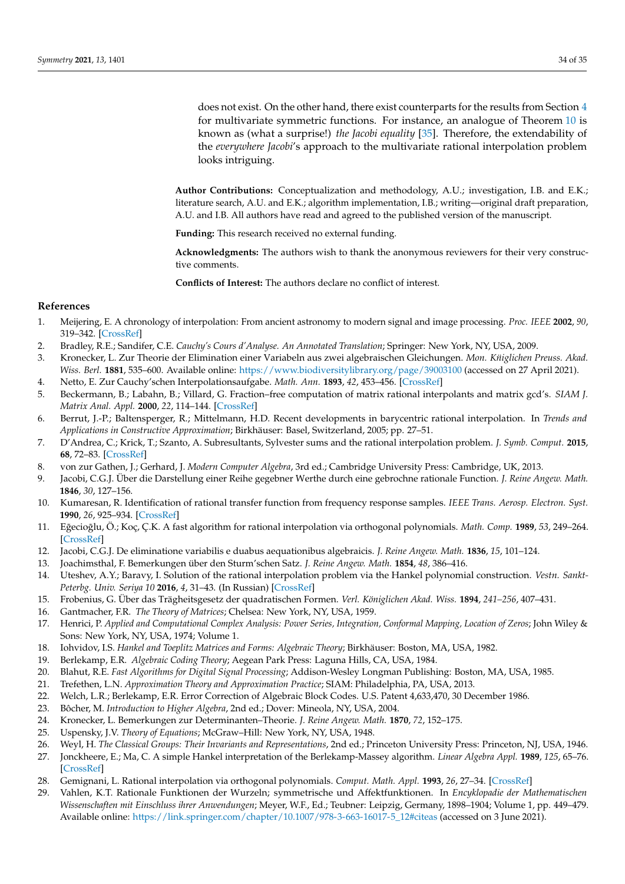does not exist. On the other hand, there exist counterparts for the results from Section 4 for multivariate symmetric functions. For instance, an analogue of Theorem 10 is known as (what a surprise!) *the Jacobi equality* [35]. Therefore, the extendability of the *everywhere Jacobi*'s approach to the multivariate rational interpolation problem looks intriguing.

**Author Contributions:** Conceptualization and methodology, A.U.; investigation, I.B. and E.K.; literature search, A.U. and E.K.; algorithm implementation, I.B.; writing—original draft preparation, A.U. and I.B. All authors have read and agreed to the published version of the manuscript.

**Funding:** This research received no external funding.

**Acknowledgments:** The authors wish to thank the anonymous reviewers for their very constructive comments.

**Conflicts of Interest:** The authors declare no conflict of interest.

## References

1. Meijering, E. A chronology of interpolation: From ancient astronomy to modern signal and image processing. *Proc. IEEE* **2002**, *90*, 319–342. [CrossRef]
2. Bradley, R.E.; Sandifer, C.E. *Cauchy's Cours d'Analyse. An Annotated Translation*; Springer: New York, NY, USA, 2009.
3. Kronecker, L. Zur Theorie der Elimination einer Variabeln aus zwei algebraischen Gleichungen. *Mon. Kőiglichen Preuss. Akad. Wiss. Berl.* **1881**, 535–600. Available online: https://www.biodiversitylibrary.org/page/39003100 (accessed on 27 April 2021).
4. Netto, E. Zur Cauchy'schen Interpolationsaufgabe. *Math. Ann.* **1893**, *42*, 453–456. [CrossRef]
5. Beckermann, B.; Labahn, B.; Villard, G. Fraction–free computation of matrix rational interpolants and matrix gcd's. *SIAM J. Matrix Anal. Appl.* **2000**, *22*, 114–144. [CrossRef]
6. Berrut, J.-P.; Baltensperger, R.; Mittelmann, H.D. Recent developments in barycentric rational interpolation. In *Trends and Applications in Constructive Approximation*; Birkhäuser: Basel, Switzerland, 2005; pp. 27–51.
7. D'Andrea, C.; Krick, T.; Szanto, A. Subresultants, Sylvester sums and the rational interpolation problem. *J. Symb. Comput.* **2015**, **68**, 72–83. [CrossRef]
8. von zur Gathen, J.; Gerhard, J. *Modern Computer Algebra*, 3rd ed.; Cambridge University Press: Cambridge, UK, 2013.
9. Jacobi, C.G.J. Über die Darstellung einer Reihe gegebner Werthe durch eine gebrochne rationale Function. *J. Reine Angew. Math.* **1846**, *30*, 127–156.
10. Kumaresan, R. Identification of rational transfer function from frequency response samples. *IEEE Trans. Aerosp. Electron. Syst.* **1990**, *26*, 925–934. [CrossRef]
11. Eğecioğlu, Ö.; Koç, Ç.K. A fast algorithm for rational interpolation via orthogonal polynomials. *Math. Comp.* **1989**, *53*, 249–264. [CrossRef]
12. Jacobi, C.G.J. De eliminatione variabilis e duabus aequationibus algebraicis. *J. Reine Angew. Math.* **1836**, *15*, 101–124.
13. Joachimsthal, F. Bemerkungen über den Sturm'schen Satz. *J. Reine Angew. Math.* **1854**, *48*, 386–416.
14. Uteshev, A.Y.; Baravy, I. Solution of the rational interpolation problem via the Hankel polynomial construction. *Vestn. Sankt-Peterbg. Univ. Seriya 10* **2016**, *4*, 31–43. (In Russian) [CrossRef]
15. Frobenius, G. Über das Trägheitsgesetz der quadratischen Formen. *Verl. Königlichen Akad. Wiss.* **1894**, *241–256*, 407–431.
16. Gantmacher, F.R. *The Theory of Matrices*; Chelsea: New York, NY, USA, 1959.
17. Henrici, P. *Applied and Computational Complex Analysis: Power Series, Integration, Conformal Mapping, Location of Zeros*; John Wiley & Sons: New York, NY, USA, 1974; Volume 1.
18. Iohvidov, I.S. *Hankel and Toeplitz Matrices and Forms: Algebraic Theory*; Birkhäuser: Boston, MA, USA, 1982.
19. Berlekamp, E.R. *Algebraic Coding Theory*; Aegean Park Press: Laguna Hills, CA, USA, 1984.
20. Blahut, R.E. *Fast Algorithms for Digital Signal Processing*; Addison-Wesley Longman Publishing: Boston, MA, USA, 1985.
21. Trefethen, L.N. *Approximation Theory and Approximation Practice*; SIAM: Philadelphia, PA, USA, 2013.
22. Welch, L.R.; Berlekamp, E.R. Error Correction of Algebraic Block Codes. U.S. Patent 4,633,470, 30 December 1986.
23. Bôcher, M. *Introduction to Higher Algebra*, 2nd ed.; Dover: Mineola, NY, USA, 2004.
24. Kronecker, L. Bemerkungen zur Determinanten–Theorie. *J. Reine Angew. Math.* **1870**, *72*, 152–175.
25. Uspensky, J.V. *Theory of Equations*; McGraw–Hill: New York, NY, USA, 1948.
26. Weyl, H. *The Classical Groups: Their Invariants and Representations*, 2nd ed.; Princeton University Press: Princeton, NJ, USA, 1946.
27. Jonckheere, E.; Ma, C. A simple Hankel interpretation of the Berlekamp-Massey algorithm. *Linear Algebra Appl.* **1989**, *125*, 65–76. [CrossRef]
28. Gemignani, L. Rational interpolation via orthogonal polynomials. *Comput. Math. Appl.* **1993**, *26*, 27–34. [CrossRef]
29. Vahlen, K.T. Rationale Funktionen der Wurzeln; symmetrische und Affektfunktionen. In *Encyklopadie der Mathematischen Wissenschaften mit Einschluss ihrer Anwendungen*; Meyer, W.F., Ed.; Teubner: Leipzig, Germany, 1898–1904; Volume 1, pp. 449–479. Available online: https://link.springer.com/chapter/10.1007/978-3-663-16017-5_12#citeas (accessed on 3 June 2021).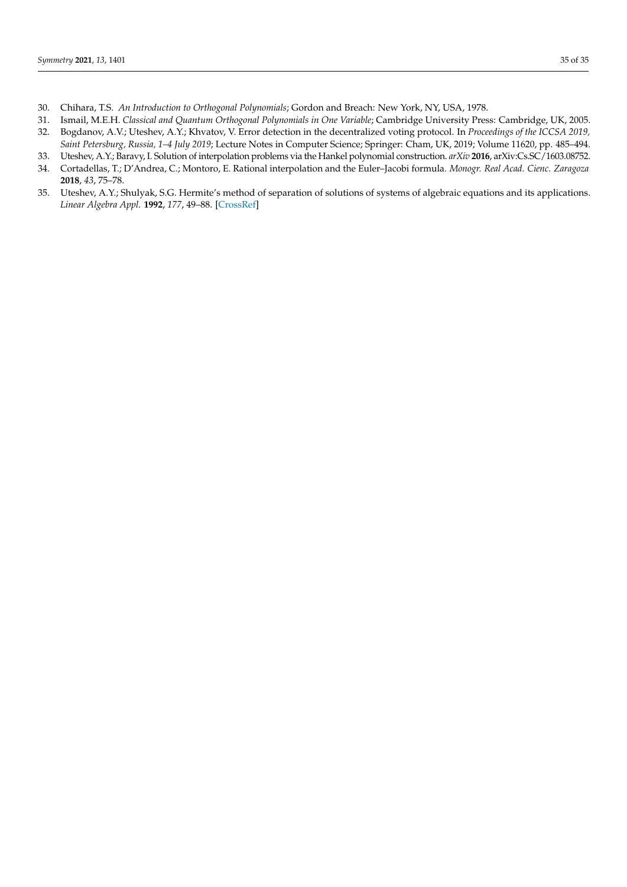30. Chihara, T.S. *An Introduction to Orthogonal Polynomials*; Gordon and Breach: New York, NY, USA, 1978.
31. Ismail, M.E.H. *Classical and Quantum Orthogonal Polynomials in One Variable*; Cambridge University Press: Cambridge, UK, 2005.
32. Bogdanov, A.V.; Uteshev, A.Y.; Khvatov, V. Error detection in the decentralized voting protocol. In *Proceedings of the ICCSA 2019, Saint Petersburg, Russia, 1–4 July 2019*; Lecture Notes in Computer Science; Springer: Cham, UK, 2019; Volume 11620, pp. 485–494.
33. Uteshev, A.Y.; Baravy, I. Solution of interpolation problems via the Hankel polynomial construction. *arXiv* **2016**, arXiv:Cs.SC/1603.08752.
34. Cortadellas, T.; D'Andrea, C.; Montoro, E. Rational interpolation and the Euler–Jacobi formula. *Monogr. Real Acad. Cienc. Zaragoza* **2018**, *43*, 75–78.
35. Uteshev, A.Y.; Shulyak, S.G. Hermite's method of separation of solutions of systems of algebraic equations and its applications. *Linear Algebra Appl.* **1992**, *177*, 49–88. [CrossRef]